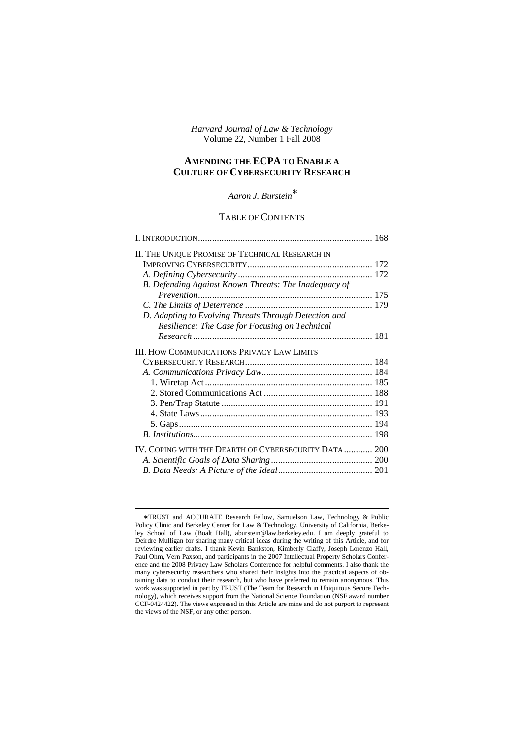*Harvard Journal of Law & Technology*
Volume 22, Number 1 Fall 2008

# AMENDING THE ECPA TO ENABLE A CULTURE OF CYBERSECURITY RESEARCH

*Aaron J. Burstein*[∗]

## TABLE OF CONTENTS

I. INTRODUCTION .......... 168

II. THE UNIQUE PROMISE OF TECHNICAL RESEARCH IN IMPROVING CYBERSECURITY .......... 172
- *A. Defining Cybersecurity* .......... 172
- *B. Defending Against Known Threats: The Inadequacy of Prevention* .......... 175
- *C. The Limits of Deterrence* .......... 179
- *D. Adapting to Evolving Threats Through Detection and Resilience: The Case for Focusing on Technical Research* .......... 181

III. HOW COMMUNICATIONS PRIVACY LAW LIMITS CYBERSECURITY RESEARCH .......... 184
- *A. Communications Privacy Law* .......... 184
  - 1. Wiretap Act .......... 185
  - 2. Stored Communications Act .......... 188
  - 3. Pen/Trap Statute .......... 191
  - 4. State Laws .......... 193
  - 5. Gaps .......... 194
- *B. Institutions* .......... 198

IV. COPING WITH THE DEARTH OF CYBERSECURITY DATA .......... 200
- *A. Scientific Goals of Data Sharing* .......... 200
- *B. Data Needs: A Picture of the Ideal* .......... 201

---

∗TRUST and ACCURATE Research Fellow, Samuelson Law, Technology & Public Policy Clinic and Berkeley Center for Law & Technology, University of California, Berkeley School of Law (Boalt Hall), aburstein@law.berkeley.edu. I am deeply grateful to Deirdre Mulligan for sharing many critical ideas during the writing of this Article, and for reviewing earlier drafts. I thank Kevin Bankston, Kimberly Claffy, Joseph Lorenzo Hall, Paul Ohm, Vern Paxson, and participants in the 2007 Intellectual Property Scholars Conference and the 2008 Privacy Law Scholars Conference for helpful comments. I also thank the many cybersecurity researchers who shared their insights into the practical aspects of obtaining data to conduct their research, but who have preferred to remain anonymous. This work was supported in part by TRUST (The Team for Research in Ubiquitous Secure Technology), which receives support from the National Science Foundation (NSF award number CCF-0424422). The views expressed in this Article are mine and do not purport to represent the views of the NSF, or any other person.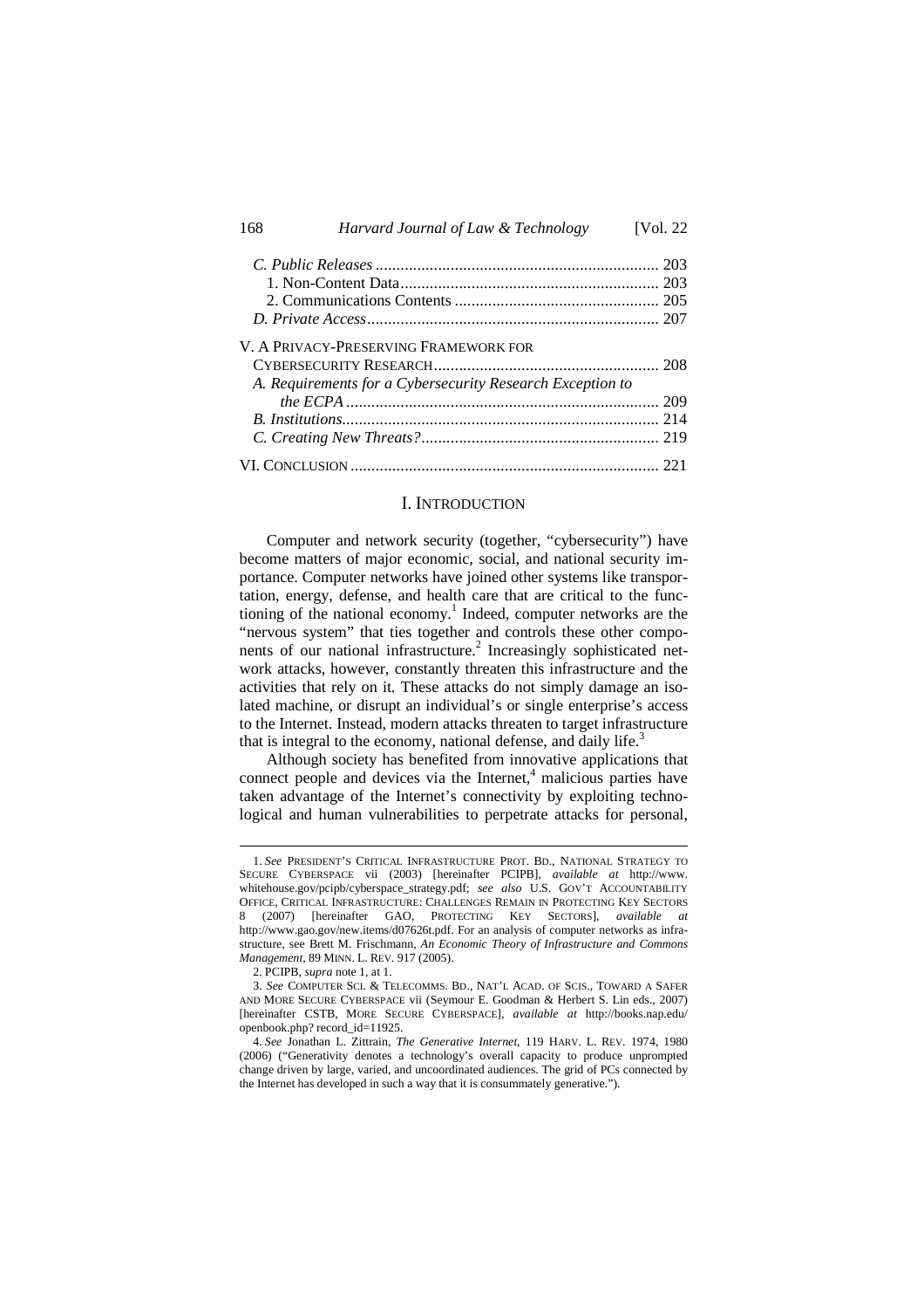C. *Public Releases* .................................................................... 203
  1. Non-Content Data.............................................................. 203
  2. Communications Contents ................................................. 205
D. *Private Access*...................................................................... 207

V. A PRIVACY-PRESERVING FRAMEWORK FOR CYBERSECURITY RESEARCH...................................................... 208
  A. *Requirements for a Cybersecurity Research Exception to the ECPA* ........................................................................... 209
  B. *Institutions*............................................................................ 214
  C. *Creating New Threats?*......................................................... 219

VI. CONCLUSION .......................................................................... 221

## I. INTRODUCTION

Computer and network security (together, "cybersecurity") have become matters of major economic, social, and national security importance. Computer networks have joined other systems like transportation, energy, defense, and health care that are critical to the functioning of the national economy.[1] Indeed, computer networks are the "nervous system" that ties together and controls these other components of our national infrastructure.[2] Increasingly sophisticated network attacks, however, constantly threaten this infrastructure and the activities that rely on it. These attacks do not simply damage an isolated machine, or disrupt an individual's or single enterprise's access to the Internet. Instead, modern attacks threaten to target infrastructure that is integral to the economy, national defense, and daily life.[3]

Although society has benefited from innovative applications that connect people and devices via the Internet,[4] malicious parties have taken advantage of the Internet's connectivity by exploiting technological and human vulnerabilities to perpetrate attacks for personal,

---

1. *See* PRESIDENT'S CRITICAL INFRASTRUCTURE PROT. BD., NATIONAL STRATEGY TO SECURE CYBERSPACE vii (2003) [hereinafter PCIPB], *available at* http://www.whitehouse.gov/pcipb/cyberspace_strategy.pdf; *see also* U.S. GOV'T ACCOUNTABILITY OFFICE, CRITICAL INFRASTRUCTURE: CHALLENGES REMAIN IN PROTECTING KEY SECTORS 8 (2007) [hereinafter GAO, PROTECTING KEY SECTORS], *available at* http://www.gao.gov/new.items/d07626t.pdf. For an analysis of computer networks as infrastructure, see Brett M. Frischmann, *An Economic Theory of Infrastructure and Commons Management*, 89 MINN. L. REV. 917 (2005).

2. PCIPB, *supra* note 1, at 1.

3. *See* COMPUTER SCI. & TELECOMMS. BD., NAT'L ACAD. OF SCIS., TOWARD A SAFER AND MORE SECURE CYBERSPACE vii (Seymour E. Goodman & Herbert S. Lin eds., 2007) [hereinafter CSTB, MORE SECURE CYBERSPACE], *available at* http://books.nap.edu/openbook.php?record_id=11925.

4. *See* Jonathan L. Zittrain, *The Generative Internet*, 119 HARV. L. REV. 1974, 1980 (2006) ("Generativity denotes a technology's overall capacity to produce unprompted change driven by large, varied, and uncoordinated audiences. The grid of PCs connected by the Internet has developed in such a way that it is consummately generative.").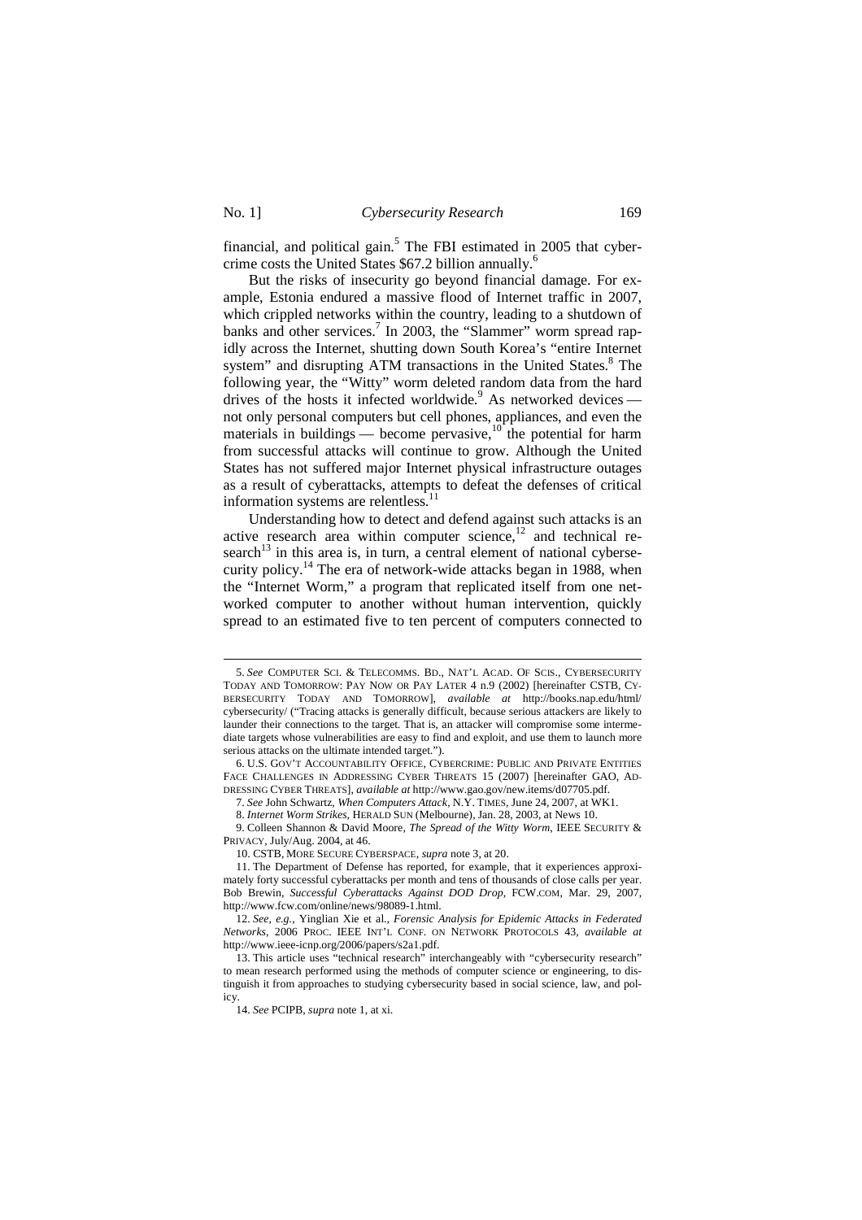financial, and political gain.[5] The FBI estimated in 2005 that cybercrime costs the United States $67.2 billion annually.[6]

But the risks of insecurity go beyond financial damage. For example, Estonia endured a massive flood of Internet traffic in 2007, which crippled networks within the country, leading to a shutdown of banks and other services.[7] In 2003, the "Slammer" worm spread rapidly across the Internet, shutting down South Korea's "entire Internet system" and disrupting ATM transactions in the United States.[8] The following year, the "Witty" worm deleted random data from the hard drives of the hosts it infected worldwide.[9] As networked devices — not only personal computers but cell phones, appliances, and even the materials in buildings — become pervasive,[10] the potential for harm from successful attacks will continue to grow. Although the United States has not suffered major Internet physical infrastructure outages as a result of cyberattacks, attempts to defeat the defenses of critical information systems are relentless.[11]

Understanding how to detect and defend against such attacks is an active research area within computer science,[12] and technical research[13] in this area is, in turn, a central element of national cybersecurity policy.[14] The era of network-wide attacks began in 1988, when the "Internet Worm," a program that replicated itself from one networked computer to another without human intervention, quickly spread to an estimated five to ten percent of computers connected to

---

5. *See* COMPUTER SCI. & TELECOMMS. BD., NAT'L ACAD. OF SCIS., CYBERSECURITY TODAY AND TOMORROW: PAY NOW OR PAY LATER 4 n.9 (2002) [hereinafter CSTB, CYBERSECURITY TODAY AND TOMORROW], *available at* http://books.nap.edu/html/cybersecurity/ ("Tracing attacks is generally difficult, because serious attackers are likely to launder their connections to the target. That is, an attacker will compromise some intermediate targets whose vulnerabilities are easy to find and exploit, and use them to launch more serious attacks on the ultimate intended target.").

6. U.S. GOV'T ACCOUNTABILITY OFFICE, CYBERCRIME: PUBLIC AND PRIVATE ENTITIES FACE CHALLENGES IN ADDRESSING CYBER THREATS 15 (2007) [hereinafter GAO, ADDRESSING CYBER THREATS], *available at* http://www.gao.gov/new.items/d07705.pdf.

7. *See* John Schwartz, *When Computers Attack*, N.Y. TIMES, June 24, 2007, at WK1.

8. *Internet Worm Strikes*, HERALD SUN (Melbourne), Jan. 28, 2003, at News 10.

9. Colleen Shannon & David Moore, *The Spread of the Witty Worm*, IEEE SECURITY & PRIVACY, July/Aug. 2004, at 46.

10. CSTB, MORE SECURE CYBERSPACE, *supra* note 3, at 20.

11. The Department of Defense has reported, for example, that it experiences approximately forty successful cyberattacks per month and tens of thousands of close calls per year. Bob Brewin, *Successful Cyberattacks Against DOD Drop*, FCW.COM, Mar. 29, 2007, http://www.fcw.com/online/news/98089-1.html.

12. *See, e.g.*, Yinglian Xie et al., *Forensic Analysis for Epidemic Attacks in Federated Networks*, 2006 PROC. IEEE INT'L CONF. ON NETWORK PROTOCOLS 43, *available at* http://www.ieee-icnp.org/2006/papers/s2a1.pdf.

13. This article uses "technical research" interchangeably with "cybersecurity research" to mean research performed using the methods of computer science or engineering, to distinguish it from approaches to studying cybersecurity based in social science, law, and policy.

14. *See* PCIPB, *supra* note 1, at xi.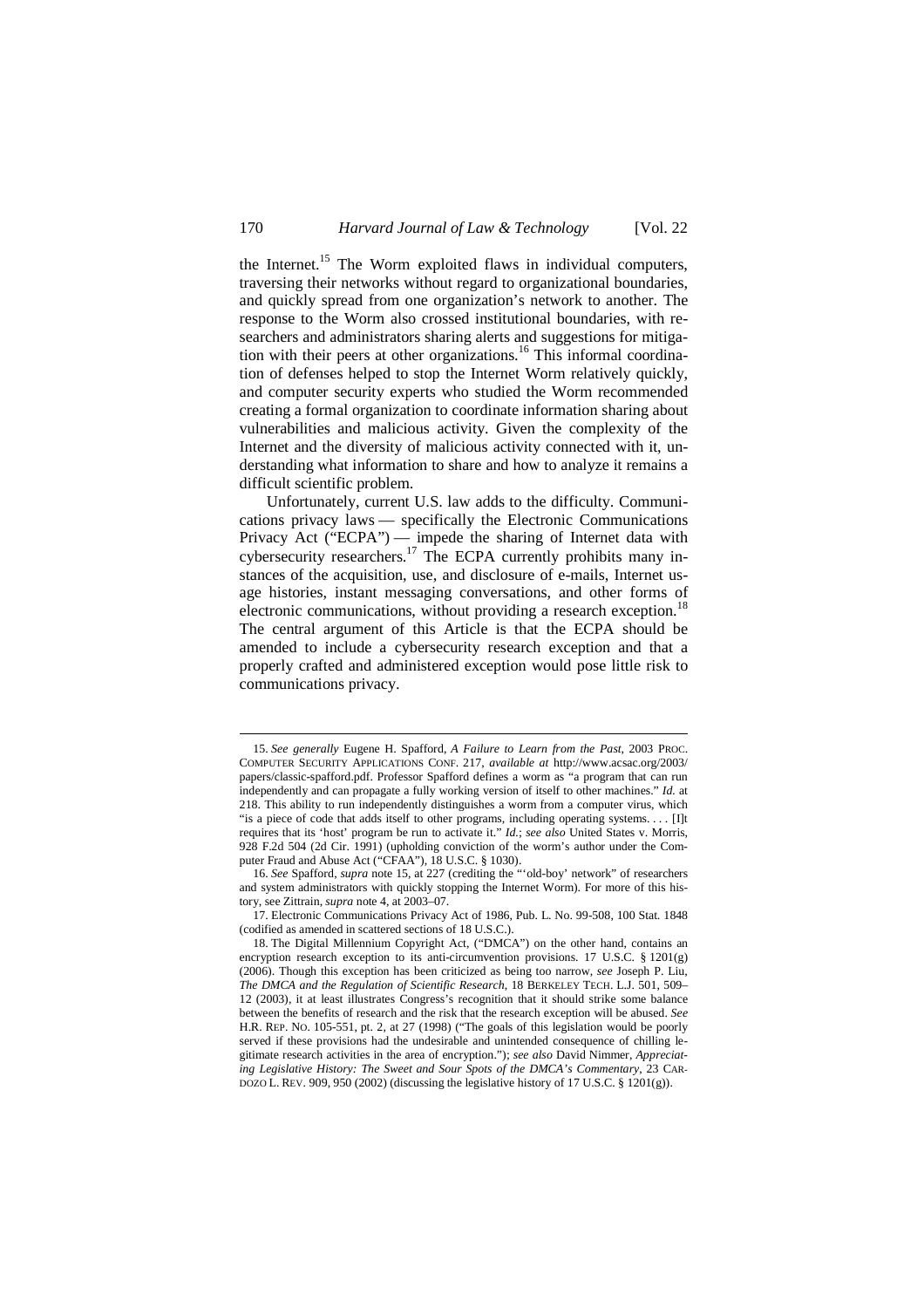the Internet.[15] The Worm exploited flaws in individual computers, traversing their networks without regard to organizational boundaries, and quickly spread from one organization's network to another. The response to the Worm also crossed institutional boundaries, with researchers and administrators sharing alerts and suggestions for mitigation with their peers at other organizations.[16] This informal coordination of defenses helped to stop the Internet Worm relatively quickly, and computer security experts who studied the Worm recommended creating a formal organization to coordinate information sharing about vulnerabilities and malicious activity. Given the complexity of the Internet and the diversity of malicious activity connected with it, understanding what information to share and how to analyze it remains a difficult scientific problem.

Unfortunately, current U.S. law adds to the difficulty. Communications privacy laws — specifically the Electronic Communications Privacy Act ("ECPA") — impede the sharing of Internet data with cybersecurity researchers.[17] The ECPA currently prohibits many instances of the acquisition, use, and disclosure of e-mails, Internet usage histories, instant messaging conversations, and other forms of electronic communications, without providing a research exception.[18] The central argument of this Article is that the ECPA should be amended to include a cybersecurity research exception and that a properly crafted and administered exception would pose little risk to communications privacy.

---

15. *See generally* Eugene H. Spafford, *A Failure to Learn from the Past*, 2003 PROC. COMPUTER SECURITY APPLICATIONS CONF. 217, *available at* http://www.acsac.org/2003/papers/classic-spafford.pdf. Professor Spafford defines a worm as "a program that can run independently and can propagate a fully working version of itself to other machines." *Id.* at 218. This ability to run independently distinguishes a worm from a computer virus, which "is a piece of code that adds itself to other programs, including operating systems. . . . [I]t requires that its 'host' program be run to activate it." *Id.*; *see also* United States v. Morris, 928 F.2d 504 (2d Cir. 1991) (upholding conviction of the worm's author under the Computer Fraud and Abuse Act ("CFAA"), 18 U.S.C. § 1030).

16. *See* Spafford, *supra* note 15, at 227 (crediting the "'old-boy' network" of researchers and system administrators with quickly stopping the Internet Worm). For more of this history, see Zittrain, *supra* note 4, at 2003–07.

17. Electronic Communications Privacy Act of 1986, Pub. L. No. 99-508, 100 Stat. 1848 (codified as amended in scattered sections of 18 U.S.C.).

18. The Digital Millennium Copyright Act, ("DMCA") on the other hand, contains an encryption research exception to its anti-circumvention provisions. 17 U.S.C. § 1201(g) (2006). Though this exception has been criticized as being too narrow, *see* Joseph P. Liu, *The DMCA and the Regulation of Scientific Research*, 18 BERKELEY TECH. L.J. 501, 509–12 (2003), it at least illustrates Congress's recognition that it should strike some balance between the benefits of research and the risk that the research exception will be abused. *See* H.R. REP. NO. 105-551, pt. 2, at 27 (1998) ("The goals of this legislation would be poorly served if these provisions had the undesirable and unintended consequence of chilling legitimate research activities in the area of encryption."); *see also* David Nimmer, *Appreciating Legislative History: The Sweet and Sour Spots of the DMCA's Commentary*, 23 CARDOZO L. REV. 909, 950 (2002) (discussing the legislative history of 17 U.S.C. § 1201(g)).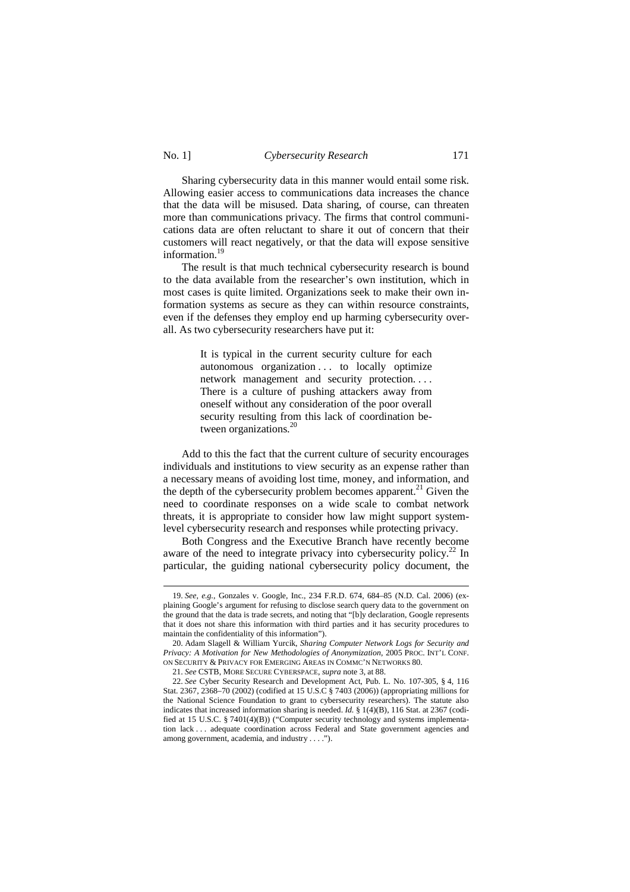Sharing cybersecurity data in this manner would entail some risk. Allowing easier access to communications data increases the chance that the data will be misused. Data sharing, of course, can threaten more than communications privacy. The firms that control communications data are often reluctant to share it out of concern that their customers will react negatively, or that the data will expose sensitive information.[19]

The result is that much technical cybersecurity research is bound to the data available from the researcher's own institution, which in most cases is quite limited. Organizations seek to make their own information systems as secure as they can within resource constraints, even if the defenses they employ end up harming cybersecurity overall. As two cybersecurity researchers have put it:

> It is typical in the current security culture for each autonomous organization . . . to locally optimize network management and security protection. . . . There is a culture of pushing attackers away from oneself without any consideration of the poor overall security resulting from this lack of coordination between organizations.[20]

Add to this the fact that the current culture of security encourages individuals and institutions to view security as an expense rather than a necessary means of avoiding lost time, money, and information, and the depth of the cybersecurity problem becomes apparent.[21] Given the need to coordinate responses on a wide scale to combat network threats, it is appropriate to consider how law might support system-level cybersecurity research and responses while protecting privacy.

Both Congress and the Executive Branch have recently become aware of the need to integrate privacy into cybersecurity policy.[22] In particular, the guiding national cybersecurity policy document, the

---

19. *See, e.g.*, Gonzales v. Google, Inc., 234 F.R.D. 674, 684–85 (N.D. Cal. 2006) (explaining Google's argument for refusing to disclose search query data to the government on the ground that the data is trade secrets, and noting that "[b]y declaration, Google represents that it does not share this information with third parties and it has security procedures to maintain the confidentiality of this information").

20. Adam Slagell & William Yurcik, *Sharing Computer Network Logs for Security and Privacy: A Motivation for New Methodologies of Anonymization*, 2005 PROC. INT'L CONF. ON SECURITY & PRIVACY FOR EMERGING AREAS IN COMMC'N NETWORKS 80.

21. *See* CSTB, MORE SECURE CYBERSPACE, *supra* note 3, at 88.

22. *See* Cyber Security Research and Development Act, Pub. L. No. 107-305, § 4, 116 Stat. 2367, 2368–70 (2002) (codified at 15 U.S.C § 7403 (2006)) (appropriating millions for the National Science Foundation to grant to cybersecurity researchers). The statute also indicates that increased information sharing is needed. *Id.* § 1(4)(B), 116 Stat. at 2367 (codified at 15 U.S.C. § 7401(4)(B)) ("Computer security technology and systems implementation lack . . . adequate coordination across Federal and State government agencies and among government, academia, and industry . . . .").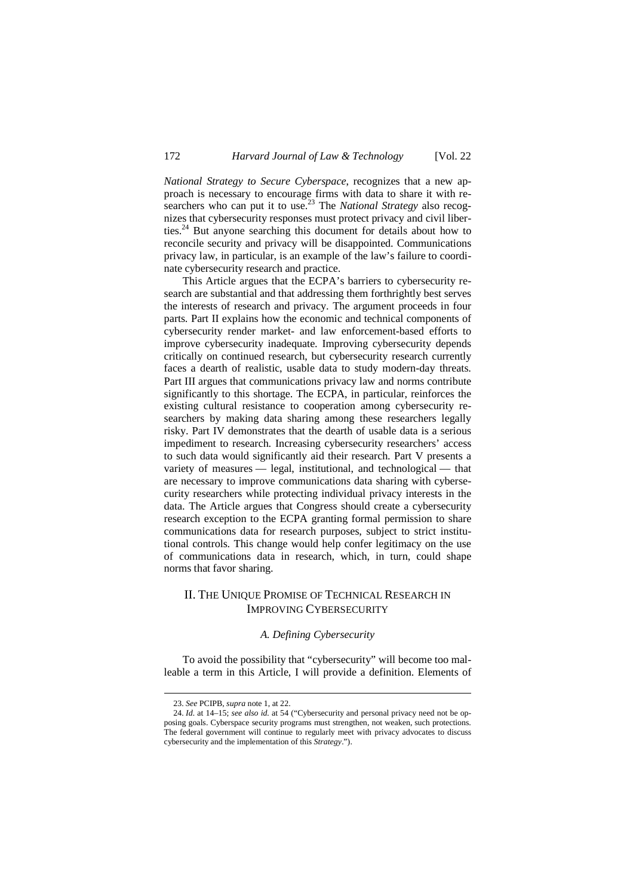*National Strategy to Secure Cyberspace*, recognizes that a new approach is necessary to encourage firms with data to share it with researchers who can put it to use.[23] The *National Strategy* also recognizes that cybersecurity responses must protect privacy and civil liberties.[24] But anyone searching this document for details about how to reconcile security and privacy will be disappointed. Communications privacy law, in particular, is an example of the law's failure to coordinate cybersecurity research and practice.

This Article argues that the ECPA's barriers to cybersecurity research are substantial and that addressing them forthrightly best serves the interests of research and privacy. The argument proceeds in four parts. Part II explains how the economic and technical components of cybersecurity render market- and law enforcement-based efforts to improve cybersecurity inadequate. Improving cybersecurity depends critically on continued research, but cybersecurity research currently faces a dearth of realistic, usable data to study modern-day threats. Part III argues that communications privacy law and norms contribute significantly to this shortage. The ECPA, in particular, reinforces the existing cultural resistance to cooperation among cybersecurity researchers by making data sharing among these researchers legally risky. Part IV demonstrates that the dearth of usable data is a serious impediment to research. Increasing cybersecurity researchers' access to such data would significantly aid their research. Part V presents a variety of measures — legal, institutional, and technological — that are necessary to improve communications data sharing with cybersecurity researchers while protecting individual privacy interests in the data. The Article argues that Congress should create a cybersecurity research exception to the ECPA granting formal permission to share communications data for research purposes, subject to strict institutional controls. This change would help confer legitimacy on the use of communications data in research, which, in turn, could shape norms that favor sharing.

## II. The Unique Promise of Technical Research in Improving Cybersecurity

### *A. Defining Cybersecurity*

To avoid the possibility that "cybersecurity" will become too malleable a term in this Article, I will provide a definition. Elements of

---

23. *See* PCIPB, *supra* note 1, at 22.

24. *Id.* at 14–15; *see also id.* at 54 ("Cybersecurity and personal privacy need not be opposing goals. Cyberspace security programs must strengthen, not weaken, such protections. The federal government will continue to regularly meet with privacy advocates to discuss cybersecurity and the implementation of this *Strategy*.").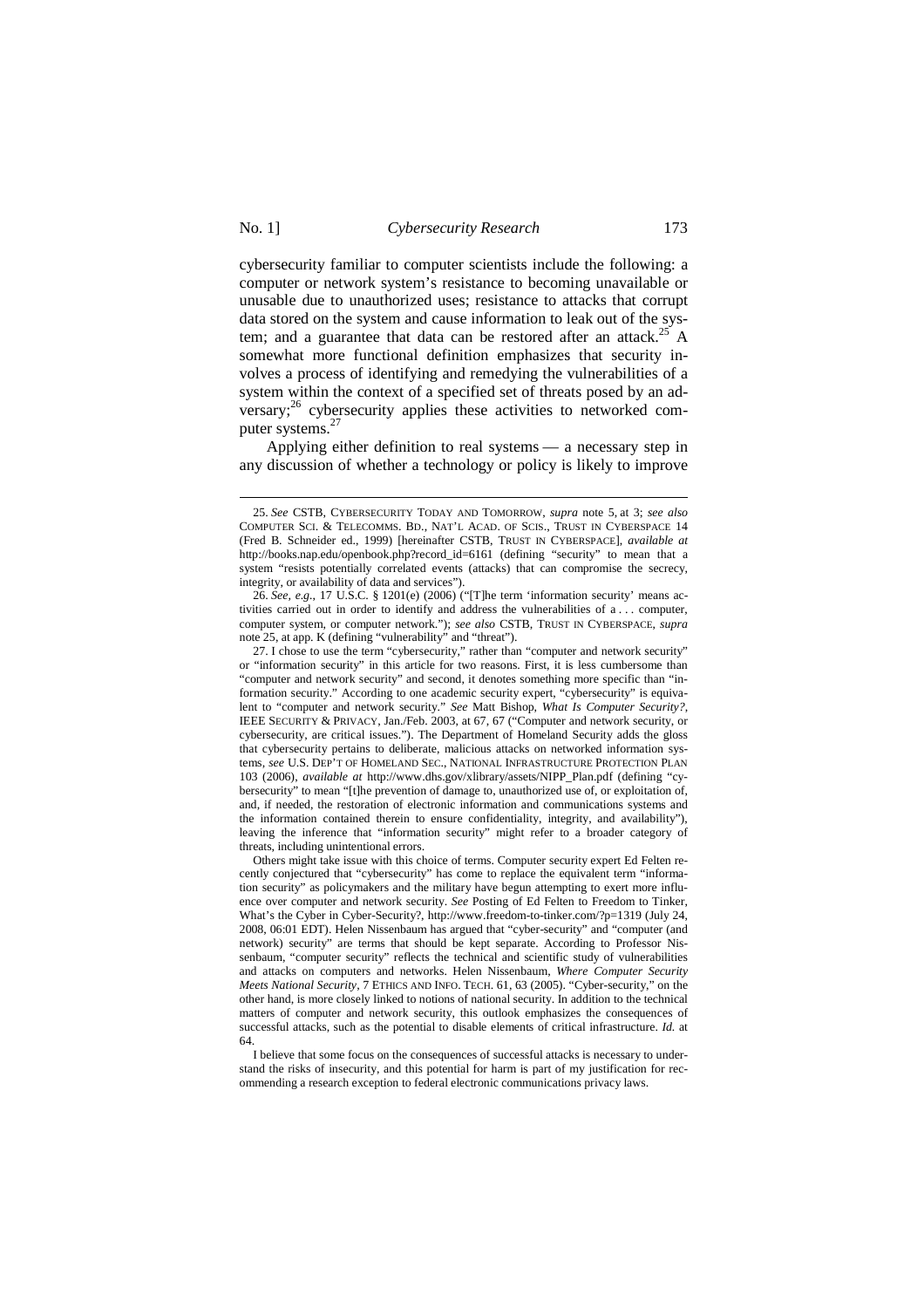cybersecurity familiar to computer scientists include the following: a computer or network system's resistance to becoming unavailable or unusable due to unauthorized uses; resistance to attacks that corrupt data stored on the system and cause information to leak out of the system; and a guarantee that data can be restored after an attack.[25] A somewhat more functional definition emphasizes that security involves a process of identifying and remedying the vulnerabilities of a system within the context of a specified set of threats posed by an adversary;[26] cybersecurity applies these activities to networked computer systems.[27]

Applying either definition to real systems — a necessary step in any discussion of whether a technology or policy is likely to improve

---

25. *See* CSTB, CYBERSECURITY TODAY AND TOMORROW, *supra* note 5, at 3; *see also* COMPUTER SCI. & TELECOMMS. BD., NAT'L ACAD. OF SCIS., TRUST IN CYBERSPACE 14 (Fred B. Schneider ed., 1999) [hereinafter CSTB, TRUST IN CYBERSPACE], *available at* http://books.nap.edu/openbook.php?record_id=6161 (defining "security" to mean that a system "resists potentially correlated events (attacks) that can compromise the secrecy, integrity, or availability of data and services").

26. *See, e.g.*, 17 U.S.C. § 1201(e) (2006) ("[T]he term 'information security' means activities carried out in order to identify and address the vulnerabilities of a . . . computer, computer system, or computer network."); *see also* CSTB, TRUST IN CYBERSPACE, *supra* note 25, at app. K (defining "vulnerability" and "threat").

27. I chose to use the term "cybersecurity," rather than "computer and network security" or "information security" in this article for two reasons. First, it is less cumbersome than "computer and network security" and second, it denotes something more specific than "information security." According to one academic security expert, "cybersecurity" is equivalent to "computer and network security." *See* Matt Bishop, *What Is Computer Security?*, IEEE SECURITY & PRIVACY, Jan./Feb. 2003, at 67, 67 ("Computer and network security, or cybersecurity, are critical issues."). The Department of Homeland Security adds the gloss that cybersecurity pertains to deliberate, malicious attacks on networked information systems, *see* U.S. DEP'T OF HOMELAND SEC., NATIONAL INFRASTRUCTURE PROTECTION PLAN 103 (2006), *available at* http://www.dhs.gov/xlibrary/assets/NIPP_Plan.pdf (defining "cybersecurity" to mean "[t]he prevention of damage to, unauthorized use of, or exploitation of, and, if needed, the restoration of electronic information and communications systems and the information contained therein to ensure confidentiality, integrity, and availability"), leaving the inference that "information security" might refer to a broader category of threats, including unintentional errors.

Others might take issue with this choice of terms. Computer security expert Ed Felten recently conjectured that "cybersecurity" has come to replace the equivalent term "information security" as policymakers and the military have begun attempting to exert more influence over computer and network security. *See* Posting of Ed Felten to Freedom to Tinker, What's the Cyber in Cyber-Security?, http://www.freedom-to-tinker.com/?p=1319 (July 24, 2008, 06:01 EDT). Helen Nissenbaum has argued that "cyber-security" and "computer (and network) security" are terms that should be kept separate. According to Professor Nissenbaum, "computer security" reflects the technical and scientific study of vulnerabilities and attacks on computers and networks. Helen Nissenbaum, *Where Computer Security Meets National Security*, 7 ETHICS AND INFO. TECH. 61, 63 (2005). "Cyber-security," on the other hand, is more closely linked to notions of national security. In addition to the technical matters of computer and network security, this outlook emphasizes the consequences of successful attacks, such as the potential to disable elements of critical infrastructure. *Id.* at 64.

I believe that some focus on the consequences of successful attacks is necessary to understand the risks of insecurity, and this potential for harm is part of my justification for recommending a research exception to federal electronic communications privacy laws.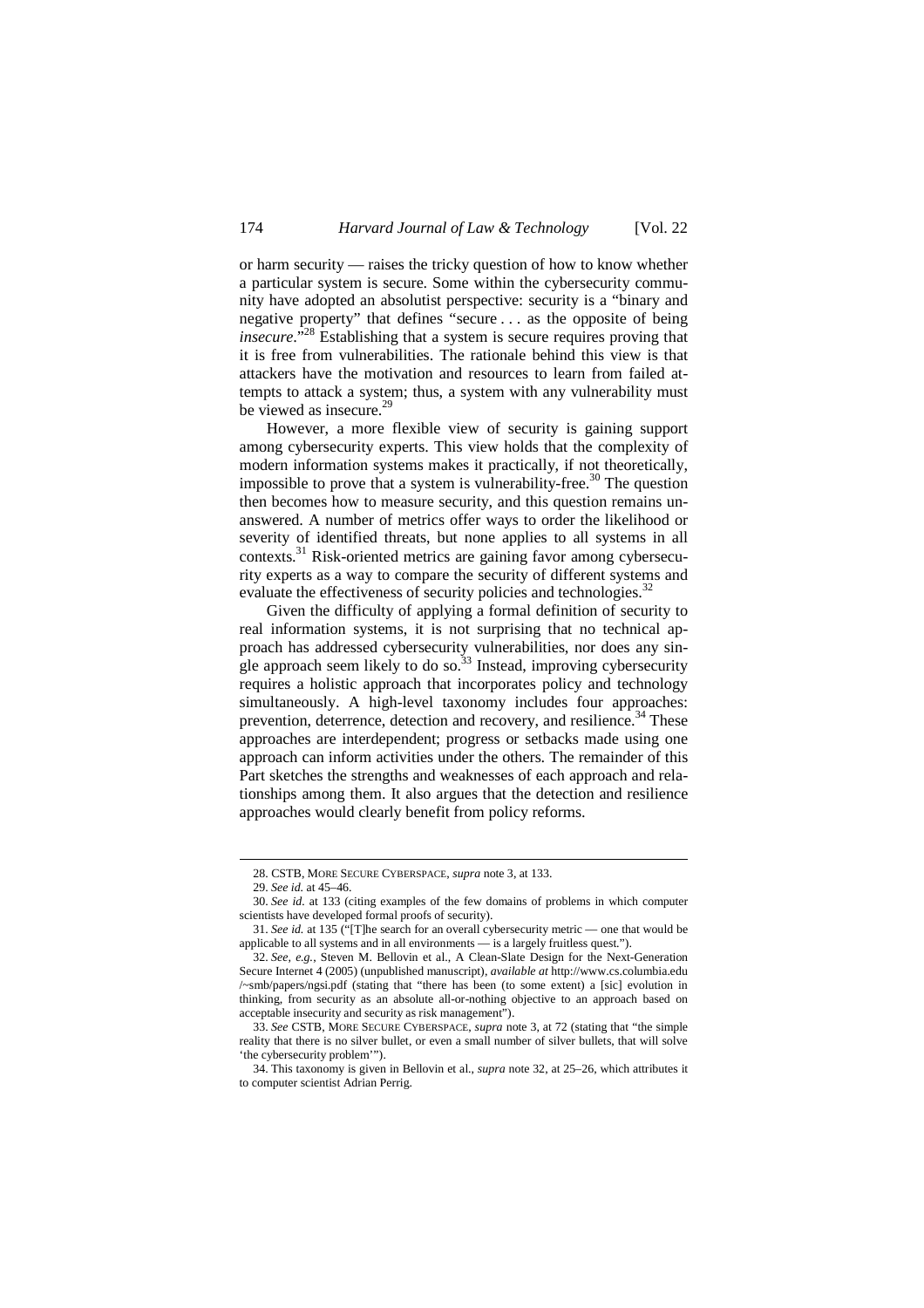or harm security — raises the tricky question of how to know whether a particular system is secure. Some within the cybersecurity community have adopted an absolutist perspective: security is a "binary and negative property" that defines "secure . . . as the opposite of being *insecure*."[28] Establishing that a system is secure requires proving that it is free from vulnerabilities. The rationale behind this view is that attackers have the motivation and resources to learn from failed attempts to attack a system; thus, a system with any vulnerability must be viewed as insecure.[29]

However, a more flexible view of security is gaining support among cybersecurity experts. This view holds that the complexity of modern information systems makes it practically, if not theoretically, impossible to prove that a system is vulnerability-free.[30] The question then becomes how to measure security, and this question remains unanswered. A number of metrics offer ways to order the likelihood or severity of identified threats, but none applies to all systems in all contexts.[31] Risk-oriented metrics are gaining favor among cybersecurity experts as a way to compare the security of different systems and evaluate the effectiveness of security policies and technologies.[32]

Given the difficulty of applying a formal definition of security to real information systems, it is not surprising that no technical approach has addressed cybersecurity vulnerabilities, nor does any single approach seem likely to do so.[33] Instead, improving cybersecurity requires a holistic approach that incorporates policy and technology simultaneously. A high-level taxonomy includes four approaches: prevention, deterrence, detection and recovery, and resilience.[34] These approaches are interdependent; progress or setbacks made using one approach can inform activities under the others. The remainder of this Part sketches the strengths and weaknesses of each approach and relationships among them. It also argues that the detection and resilience approaches would clearly benefit from policy reforms.

---

28. CSTB, MORE SECURE CYBERSPACE, *supra* note 3, at 133.

29. *See id.* at 45–46.

30. *See id.* at 133 (citing examples of the few domains of problems in which computer scientists have developed formal proofs of security).

31. *See id.* at 135 ("[T]he search for an overall cybersecurity metric — one that would be applicable to all systems and in all environments — is a largely fruitless quest.").

32. *See, e.g.*, Steven M. Bellovin et al., A Clean-Slate Design for the Next-Generation Secure Internet 4 (2005) (unpublished manuscript), *available at* http://www.cs.columbia.edu/~smb/papers/ngsi.pdf (stating that "there has been (to some extent) a [sic] evolution in thinking, from security as an absolute all-or-nothing objective to an approach based on acceptable insecurity and security as risk management").

33. *See* CSTB, MORE SECURE CYBERSPACE, *supra* note 3, at 72 (stating that "the simple reality that there is no silver bullet, or even a small number of silver bullets, that will solve 'the cybersecurity problem'").

34. This taxonomy is given in Bellovin et al., *supra* note 32, at 25–26, which attributes it to computer scientist Adrian Perrig.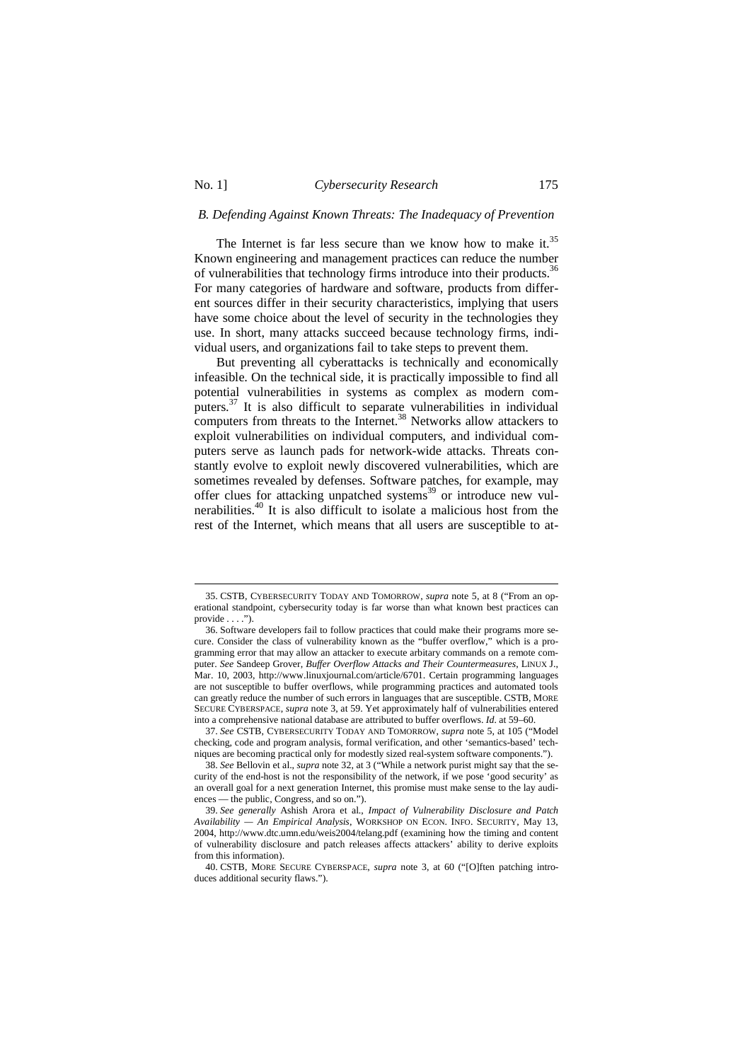### B. Defending Against Known Threats: The Inadequacy of Prevention

The Internet is far less secure than we know how to make it.[35] Known engineering and management practices can reduce the number of vulnerabilities that technology firms introduce into their products.[36] For many categories of hardware and software, products from different sources differ in their security characteristics, implying that users have some choice about the level of security in the technologies they use. In short, many attacks succeed because technology firms, individual users, and organizations fail to take steps to prevent them.

But preventing all cyberattacks is technically and economically infeasible. On the technical side, it is practically impossible to find all potential vulnerabilities in systems as complex as modern computers.[37] It is also difficult to separate vulnerabilities in individual computers from threats to the Internet.[38] Networks allow attackers to exploit vulnerabilities on individual computers, and individual computers serve as launch pads for network-wide attacks. Threats constantly evolve to exploit newly discovered vulnerabilities, which are sometimes revealed by defenses. Software patches, for example, may offer clues for attacking unpatched systems[39] or introduce new vulnerabilities.[40] It is also difficult to isolate a malicious host from the rest of the Internet, which means that all users are susceptible to at-

---

35. CSTB, CYBERSECURITY TODAY AND TOMORROW, *supra* note 5, at 8 ("From an operational standpoint, cybersecurity today is far worse than what known best practices can provide . . . .").

36. Software developers fail to follow practices that could make their programs more secure. Consider the class of vulnerability known as the "buffer overflow," which is a programming error that may allow an attacker to execute arbitary commands on a remote computer. *See* Sandeep Grover, *Buffer Overflow Attacks and Their Countermeasures*, LINUX J., Mar. 10, 2003, http://www.linuxjournal.com/article/6701. Certain programming languages are not susceptible to buffer overflows, while programming practices and automated tools can greatly reduce the number of such errors in languages that are susceptible. CSTB, MORE SECURE CYBERSPACE, *supra* note 3, at 59. Yet approximately half of vulnerabilities entered into a comprehensive national database are attributed to buffer overflows. *Id*. at 59–60.

37. *See* CSTB, CYBERSECURITY TODAY AND TOMORROW, *supra* note 5, at 105 ("Model checking, code and program analysis, formal verification, and other 'semantics-based' techniques are becoming practical only for modestly sized real-system software components.").

38. *See* Bellovin et al., *supra* note 32, at 3 ("While a network purist might say that the security of the end-host is not the responsibility of the network, if we pose 'good security' as an overall goal for a next generation Internet, this promise must make sense to the lay audiences — the public, Congress, and so on.").

39. *See generally* Ashish Arora et al., *Impact of Vulnerability Disclosure and Patch Availability — An Empirical Analysis*, WORKSHOP ON ECON. INFO. SECURITY, May 13, 2004, http://www.dtc.umn.edu/weis2004/telang.pdf (examining how the timing and content of vulnerability disclosure and patch releases affects attackers' ability to derive exploits from this information).

40. CSTB, MORE SECURE CYBERSPACE, *supra* note 3, at 60 ("[O]ften patching introduces additional security flaws.").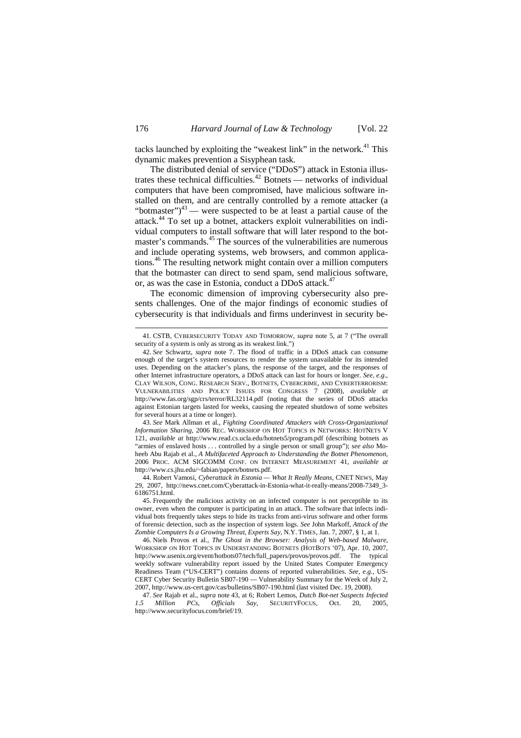tacks launched by exploiting the "weakest link" in the network.[41] This dynamic makes prevention a Sisyphean task.

The distributed denial of service ("DDoS") attack in Estonia illustrates these technical difficulties.[42] Botnets — networks of individual computers that have been compromised, have malicious software installed on them, and are centrally controlled by a remote attacker (a "botmaster")[43] — were suspected to be at least a partial cause of the attack.[44] To set up a botnet, attackers exploit vulnerabilities on individual computers to install software that will later respond to the botmaster's commands.[45] The sources of the vulnerabilities are numerous and include operating systems, web browsers, and common applications.[46] The resulting network might contain over a million computers that the botmaster can direct to send spam, send malicious software, or, as was the case in Estonia, conduct a DDoS attack.[47]

The economic dimension of improving cybersecurity also presents challenges. One of the major findings of economic studies of cybersecurity is that individuals and firms underinvest in security be-

---

41. CSTB, CYBERSECURITY TODAY AND TOMORROW, *supra* note 5, at 7 ("The overall security of a system is only as strong as its weakest link.")

42. *See* Schwartz, *supra* note 7. The flood of traffic in a DDoS attack can consume enough of the target's system resources to render the system unavailable for its intended uses. Depending on the attacker's plans, the response of the target, and the responses of other Internet infrastructure operators, a DDoS attack can last for hours or longer. *See, e.g.*, CLAY WILSON, CONG. RESEARCH SERV., BOTNETS, CYBERCRIME, AND CYBERTERRORISM: VULNERABILITIES AND POLICY ISSUES FOR CONGRESS 7 (2008), *available at* http://www.fas.org/sgp/crs/terror/RL32114.pdf (noting that the series of DDoS attacks against Estonian targets lasted for weeks, causing the repeated shutdown of some websites for several hours at a time or longer).

43. *See* Mark Allman et al., *Fighting Coordinated Attackers with Cross-Organizational Information Sharing*, 2006 REC. WORKSHOP ON HOT TOPICS IN NETWORKS: HOTNETS V 121, *available at* http://www.read.cs.ucla.edu/hotnets5/program.pdf (describing botnets as "armies of enslaved hosts . . . controlled by a single person or small group"); *see also* Moheeb Abu Rajab et al., *A Multifaceted Approach to Understanding the Botnet Phenomenon*, 2006 PROC. ACM SIGCOMM CONF. ON INTERNET MEASUREMENT 41, *available at* http://www.cs.jhu.edu/~fabian/papers/botnets.pdf.

44. Robert Vamosi, *Cyberattack in Estonia — What It Really Means*, CNET NEWS, May 29, 2007, http://news.cnet.com/Cyberattack-in-Estonia-what-it-really-means/2008-7349_3-6186751.html.

45. Frequently the malicious activity on an infected computer is not perceptible to its owner, even when the computer is participating in an attack. The software that infects individual bots frequently takes steps to hide its tracks from anti-virus software and other forms of forensic detection, such as the inspection of system logs. *See* John Markoff, *Attack of the Zombie Computers Is a Growing Threat, Experts Say*, N.Y. TIMES, Jan. 7, 2007, § 1, at 1.

46. Niels Provos et al., *The Ghost in the Browser: Analysis of Web-based Malware*, WORKSHOP ON HOT TOPICS IN UNDERSTANDING BOTNETS (HOTBOTS '07), Apr. 10, 2007, http://www.usenix.org/event/hotbots07/tech/full_papers/provos/provos.pdf. The typical weekly software vulnerability report issued by the United States Computer Emergency Readiness Team ("US-CERT") contains dozens of reported vulnerabilities. *See, e.g.*, US-CERT Cyber Security Bulletin SB07-190 — Vulnerability Summary for the Week of July 2, 2007, http://www.us-cert.gov/cas/bulletins/SB07-190.html (last visited Dec. 19, 2008).

47. *See* Rajab et al., *supra* note 43, at 6; Robert Lemos, *Dutch Bot-net Suspects Infected 1.5 Million PCs, Officials Say*, SECURITYFOCUS, Oct. 20, 2005, http://www.securityfocus.com/brief/19.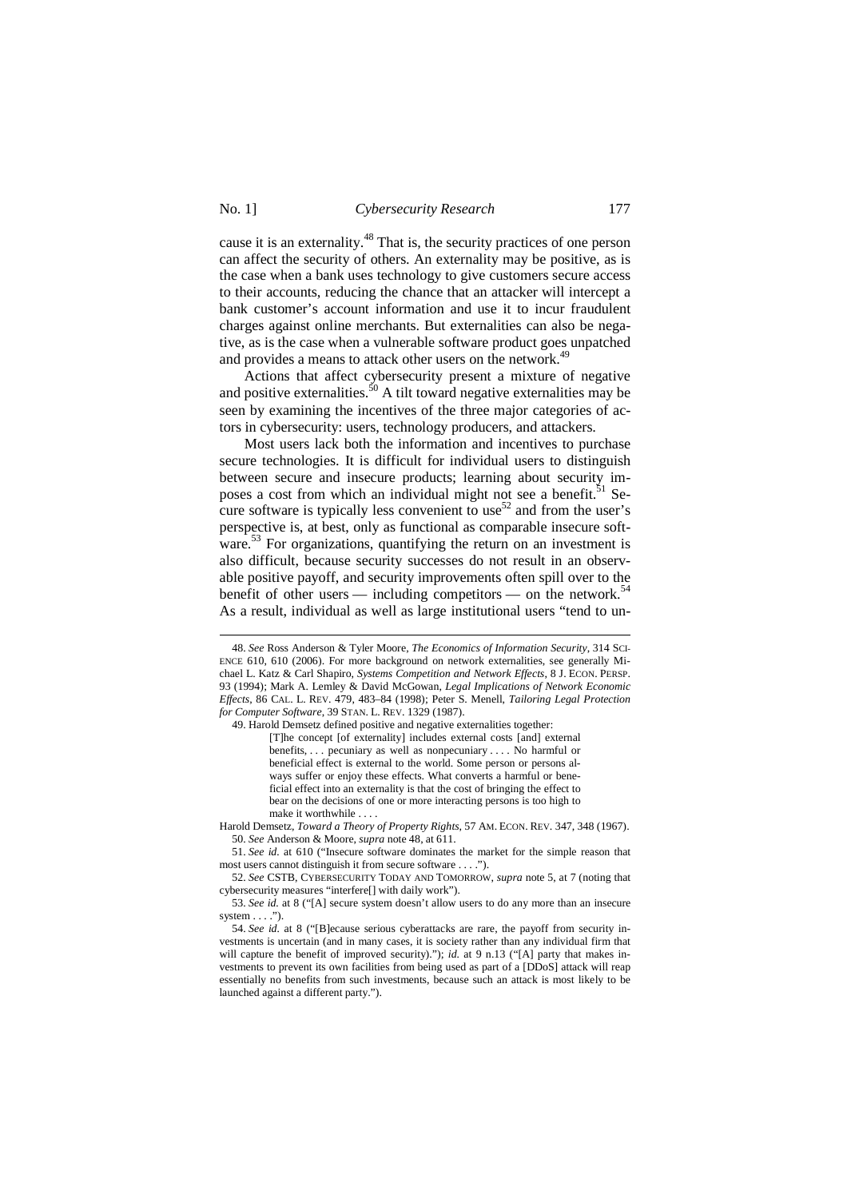cause it is an externality.[48] That is, the security practices of one person can affect the security of others. An externality may be positive, as is the case when a bank uses technology to give customers secure access to their accounts, reducing the chance that an attacker will intercept a bank customer's account information and use it to incur fraudulent charges against online merchants. But externalities can also be negative, as is the case when a vulnerable software product goes unpatched and provides a means to attack other users on the network.[49]

Actions that affect cybersecurity present a mixture of negative and positive externalities.[50] A tilt toward negative externalities may be seen by examining the incentives of the three major categories of actors in cybersecurity: users, technology producers, and attackers.

Most users lack both the information and incentives to purchase secure technologies. It is difficult for individual users to distinguish between secure and insecure products; learning about security imposes a cost from which an individual might not see a benefit.[51] Secure software is typically less convenient to use[52] and from the user's perspective is, at best, only as functional as comparable insecure software.[53] For organizations, quantifying the return on an investment is also difficult, because security successes do not result in an observable positive payoff, and security improvements often spill over to the benefit of other users — including competitors — on the network.[54] As a result, individual as well as large institutional users "tend to un-

---

48. *See* Ross Anderson & Tyler Moore, *The Economics of Information Security*, 314 SCIENCE 610, 610 (2006). For more background on network externalities, see generally Michael L. Katz & Carl Shapiro, *Systems Competition and Network Effects*, 8 J. ECON. PERSP. 93 (1994); Mark A. Lemley & David McGowan, *Legal Implications of Network Economic Effects*, 86 CAL. L. REV. 479, 483–84 (1998); Peter S. Menell, *Tailoring Legal Protection for Computer Software*, 39 STAN. L. REV. 1329 (1987).

49. Harold Demsetz defined positive and negative externalities together:

> [T]he concept [of externality] includes external costs [and] external benefits, . . . pecuniary as well as nonpecuniary . . . . No harmful or beneficial effect is external to the world. Some person or persons always suffer or enjoy these effects. What converts a harmful or beneficial effect into an externality is that the cost of bringing the effect to bear on the decisions of one or more interacting persons is too high to make it worthwhile . . . .

Harold Demsetz, *Toward a Theory of Property Rights*, 57 AM. ECON. REV. 347, 348 (1967).

50. *See* Anderson & Moore, *supra* note 48, at 611.

51. *See id.* at 610 ("Insecure software dominates the market for the simple reason that most users cannot distinguish it from secure software . . . .").

52. *See* CSTB, CYBERSECURITY TODAY AND TOMORROW, *supra* note 5, at 7 (noting that cybersecurity measures "interfere[] with daily work").

53. *See id.* at 8 ("[A] secure system doesn't allow users to do any more than an insecure system . . . .").

54. *See id.* at 8 ("[B]ecause serious cyberattacks are rare, the payoff from security investments is uncertain (and in many cases, it is society rather than any individual firm that will capture the benefit of improved security)."); *id.* at 9 n.13 ("[A] party that makes investments to prevent its own facilities from being used as part of a [DDoS] attack will reap essentially no benefits from such investments, because such an attack is most likely to be launched against a different party.").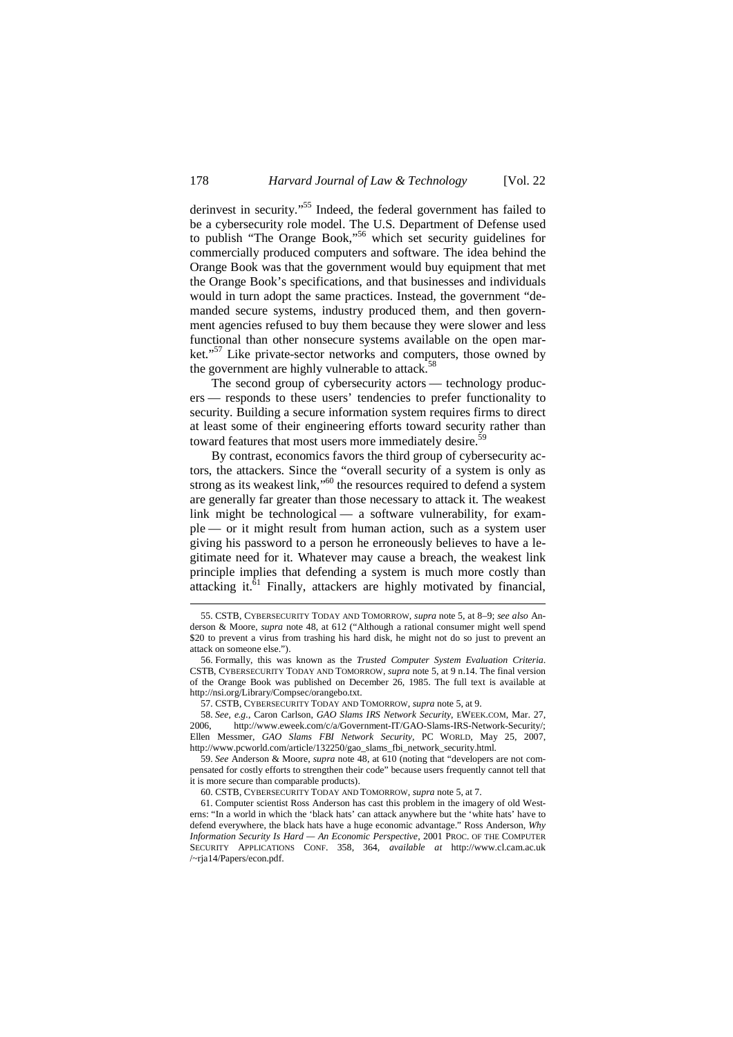derinvest in security."[55] Indeed, the federal government has failed to be a cybersecurity role model. The U.S. Department of Defense used to publish "The Orange Book,"[56] which set security guidelines for commercially produced computers and software. The idea behind the Orange Book was that the government would buy equipment that met the Orange Book's specifications, and that businesses and individuals would in turn adopt the same practices. Instead, the government "demanded secure systems, industry produced them, and then government agencies refused to buy them because they were slower and less functional than other nonsecure systems available on the open market."[57] Like private-sector networks and computers, those owned by the government are highly vulnerable to attack.[58]

The second group of cybersecurity actors — technology producers — responds to these users' tendencies to prefer functionality to security. Building a secure information system requires firms to direct at least some of their engineering efforts toward security rather than toward features that most users more immediately desire.[59]

By contrast, economics favors the third group of cybersecurity actors, the attackers. Since the "overall security of a system is only as strong as its weakest link,"[60] the resources required to defend a system are generally far greater than those necessary to attack it. The weakest link might be technological — a software vulnerability, for example — or it might result from human action, such as a system user giving his password to a person he erroneously believes to have a legitimate need for it. Whatever may cause a breach, the weakest link principle implies that defending a system is much more costly than attacking it.[61] Finally, attackers are highly motivated by financial,

---

55. CSTB, CYBERSECURITY TODAY AND TOMORROW, *supra* note 5, at 8–9; *see also* Anderson & Moore, *supra* note 48, at 612 ("Although a rational consumer might well spend $20 to prevent a virus from trashing his hard disk, he might not do so just to prevent an attack on someone else.").

56. Formally, this was known as the *Trusted Computer System Evaluation Criteria*. CSTB, CYBERSECURITY TODAY AND TOMORROW, *supra* note 5, at 9 n.14. The final version of the Orange Book was published on December 26, 1985. The full text is available at http://nsi.org/Library/Compsec/orangebo.txt.

57. CSTB, CYBERSECURITY TODAY AND TOMORROW, *supra* note 5, at 9.

58. *See, e.g.*, Caron Carlson, *GAO Slams IRS Network Security*, EWEEK.COM, Mar. 27, 2006, http://www.eweek.com/c/a/Government-IT/GAO-Slams-IRS-Network-Security/; Ellen Messmer, *GAO Slams FBI Network Security*, PC WORLD, May 25, 2007, http://www.pcworld.com/article/132250/gao_slams_fbi_network_security.html.

59. *See* Anderson & Moore, *supra* note 48, at 610 (noting that "developers are not compensated for costly efforts to strengthen their code" because users frequently cannot tell that it is more secure than comparable products).

60. CSTB, CYBERSECURITY TODAY AND TOMORROW, *supra* note 5, at 7.

61. Computer scientist Ross Anderson has cast this problem in the imagery of old Westerns: "In a world in which the 'black hats' can attack anywhere but the 'white hats' have to defend everywhere, the black hats have a huge economic advantage." Ross Anderson, *Why Information Security Is Hard — An Economic Perspective*, 2001 PROC. OF THE COMPUTER SECURITY APPLICATIONS CONF. 358, 364, *available at* http://www.cl.cam.ac.uk/~rja14/Papers/econ.pdf.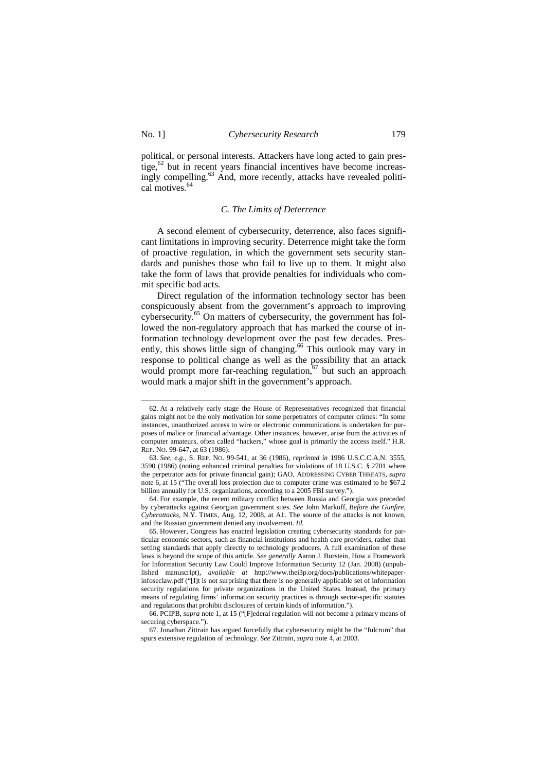political, or personal interests. Attackers have long acted to gain prestige,[62] but in recent years financial incentives have become increasingly compelling.[63] And, more recently, attacks have revealed political motives.[64]

### *C. The Limits of Deterrence*

A second element of cybersecurity, deterrence, also faces significant limitations in improving security. Deterrence might take the form of proactive regulation, in which the government sets security standards and punishes those who fail to live up to them. It might also take the form of laws that provide penalties for individuals who commit specific bad acts.

Direct regulation of the information technology sector has been conspicuously absent from the government's approach to improving cybersecurity.[65] On matters of cybersecurity, the government has followed the non-regulatory approach that has marked the course of information technology development over the past few decades. Presently, this shows little sign of changing.[66] This outlook may vary in response to political change as well as the possibility that an attack would prompt more far-reaching regulation,[67] but such an approach would mark a major shift in the government's approach.

---

62. At a relatively early stage the House of Representatives recognized that financial gains might not be the only motivation for some perpetrators of computer crimes: "In some instances, unauthorized access to wire or electronic communications is undertaken for purposes of malice or financial advantage. Other instances, however, arise from the activities of computer amateurs, often called "hackers," whose goal is primarily the access itself." H.R. REP. NO. 99-647, at 63 (1986).

63. *See, e.g.*, S. REP. NO. 99-541, at 36 (1986), *reprinted in* 1986 U.S.C.C.A.N. 3555, 3590 (1986) (noting enhanced criminal penalties for violations of 18 U.S.C. § 2701 where the perpetrator acts for private financial gain); GAO, ADDRESSING CYBER THREATS, *supra* note 6, at 15 ("The overall loss projection due to computer crime was estimated to be $67.2 billion annually for U.S. organizations, according to a 2005 FBI survey.").

64. For example, the recent military conflict between Russia and Georgia was preceded by cyberattacks against Georgian government sites. *See* John Markoff, *Before the Gunfire, Cyberattacks*, N.Y. TIMES, Aug. 12, 2008, at A1. The source of the attacks is not known, and the Russian government denied any involvement. *Id.*

65. However, Congress has enacted legislation creating cybersecurity standards for particular economic sectors, such as financial institutions and health care providers, rather than setting standards that apply directly to technology producers. A full examination of these laws is beyond the scope of this article. *See generally* Aaron J. Burstein, How a Framework for Information Security Law Could Improve Information Security 12 (Jan. 2008) (unpublished manuscript), *available at* http://www.thei3p.org/docs/publications/whitepaper-infoseclaw.pdf ("[I]t is not surprising that there is no generally applicable set of information security regulations for private organizations in the United States. Instead, the primary means of regulating firms' information security practices is through sector-specific statutes and regulations that prohibit disclosures of certain kinds of information.").

66. PCIPB, *supra* note 1, at 15 ("[F]ederal regulation will not become a primary means of securing cyberspace.").

67. Jonathan Zittrain has argued forcefully that cybersecurity might be the "fulcrum" that spurs extensive regulation of technology. *See* Zittrain, *supra* note 4, at 2003.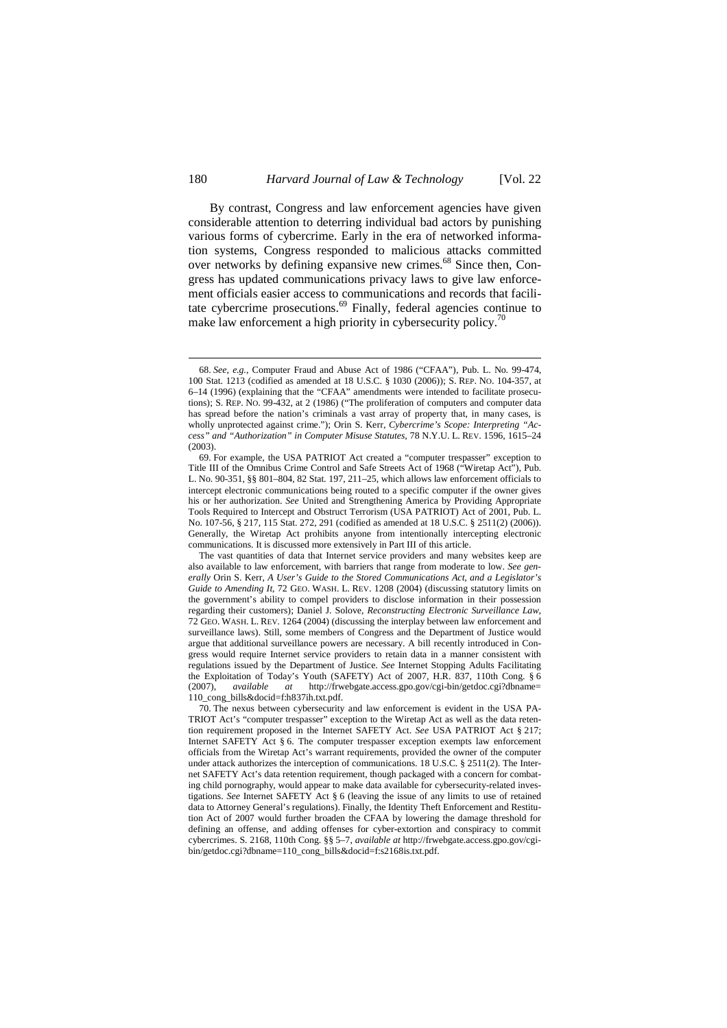By contrast, Congress and law enforcement agencies have given considerable attention to deterring individual bad actors by punishing various forms of cybercrime. Early in the era of networked information systems, Congress responded to malicious attacks committed over networks by defining expansive new crimes.[68] Since then, Congress has updated communications privacy laws to give law enforcement officials easier access to communications and records that facilitate cybercrime prosecutions.[69] Finally, federal agencies continue to make law enforcement a high priority in cybersecurity policy.[70]

---

68. *See, e.g.*, Computer Fraud and Abuse Act of 1986 ("CFAA"), Pub. L. No. 99-474, 100 Stat. 1213 (codified as amended at 18 U.S.C. § 1030 (2006)); S. REP. NO. 104-357, at 6–14 (1996) (explaining that the "CFAA" amendments were intended to facilitate prosecutions); S. REP. NO. 99-432, at 2 (1986) ("The proliferation of computers and computer data has spread before the nation's criminals a vast array of property that, in many cases, is wholly unprotected against crime."); Orin S. Kerr, *Cybercrime's Scope: Interpreting "Access" and "Authorization" in Computer Misuse Statutes*, 78 N.Y.U. L. REV. 1596, 1615–24 (2003).

69. For example, the USA PATRIOT Act created a "computer trespasser" exception to Title III of the Omnibus Crime Control and Safe Streets Act of 1968 ("Wiretap Act"), Pub. L. No. 90-351, §§ 801–804, 82 Stat. 197, 211–25, which allows law enforcement officials to intercept electronic communications being routed to a specific computer if the owner gives his or her authorization. *See* United and Strengthening America by Providing Appropriate Tools Required to Intercept and Obstruct Terrorism (USA PATRIOT) Act of 2001, Pub. L. No. 107-56, § 217, 115 Stat. 272, 291 (codified as amended at 18 U.S.C. § 2511(2) (2006)). Generally, the Wiretap Act prohibits anyone from intentionally intercepting electronic communications. It is discussed more extensively in Part III of this article.

The vast quantities of data that Internet service providers and many websites keep are also available to law enforcement, with barriers that range from moderate to low. *See generally* Orin S. Kerr, *A User's Guide to the Stored Communications Act, and a Legislator's Guide to Amending It*, 72 GEO. WASH. L. REV. 1208 (2004) (discussing statutory limits on the government's ability to compel providers to disclose information in their possession regarding their customers); Daniel J. Solove, *Reconstructing Electronic Surveillance Law*, 72 GEO. WASH. L. REV. 1264 (2004) (discussing the interplay between law enforcement and surveillance laws). Still, some members of Congress and the Department of Justice would argue that additional surveillance powers are necessary. A bill recently introduced in Congress would require Internet service providers to retain data in a manner consistent with regulations issued by the Department of Justice. *See* Internet Stopping Adults Facilitating the Exploitation of Today's Youth (SAFETY) Act of 2007, H.R. 837, 110th Cong. § 6 (2007), *available at* http://frwebgate.access.gpo.gov/cgi-bin/getdoc.cgi?dbname=110_cong_bills&docid=f:h837ih.txt.pdf.

70. The nexus between cybersecurity and law enforcement is evident in the USA PATRIOT Act's "computer trespasser" exception to the Wiretap Act as well as the data retention requirement proposed in the Internet SAFETY Act. *See* USA PATRIOT Act § 217; Internet SAFETY Act § 6. The computer trespasser exception exempts law enforcement officials from the Wiretap Act's warrant requirements, provided the owner of the computer under attack authorizes the interception of communications. 18 U.S.C. § 2511(2). The Internet SAFETY Act's data retention requirement, though packaged with a concern for combating child pornography, would appear to make data available for cybersecurity-related investigations. *See* Internet SAFETY Act § 6 (leaving the issue of any limits to use of retained data to Attorney General's regulations). Finally, the Identity Theft Enforcement and Restitution Act of 2007 would further broaden the CFAA by lowering the damage threshold for defining an offense, and adding offenses for cyber-extortion and conspiracy to commit cybercrimes. S. 2168, 110th Cong. §§ 5–7, *available at* http://frwebgate.access.gpo.gov/cgi-bin/getdoc.cgi?dbname=110_cong_bills&docid=f:s2168is.txt.pdf.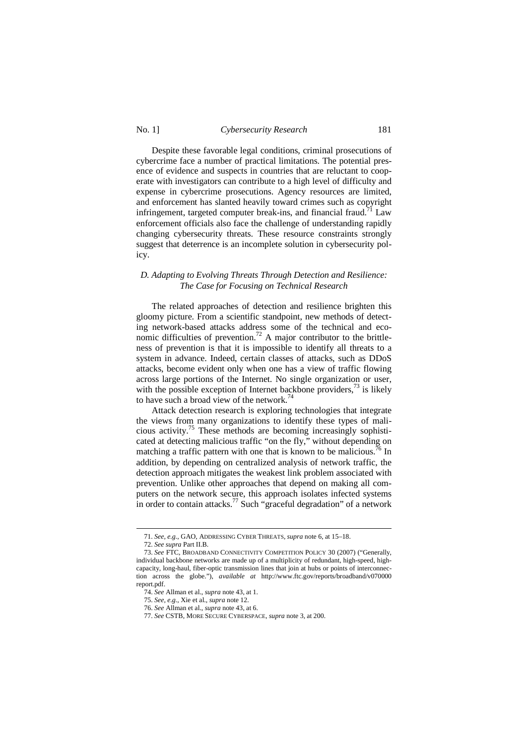Despite these favorable legal conditions, criminal prosecutions of cybercrime face a number of practical limitations. The potential presence of evidence and suspects in countries that are reluctant to cooperate with investigators can contribute to a high level of difficulty and expense in cybercrime prosecutions. Agency resources are limited, and enforcement has slanted heavily toward crimes such as copyright infringement, targeted computer break-ins, and financial fraud.[71] Law enforcement officials also face the challenge of understanding rapidly changing cybersecurity threats. These resource constraints strongly suggest that deterrence is an incomplete solution in cybersecurity policy.

### *D. Adapting to Evolving Threats Through Detection and Resilience: The Case for Focusing on Technical Research*

The related approaches of detection and resilience brighten this gloomy picture. From a scientific standpoint, new methods of detecting network-based attacks address some of the technical and economic difficulties of prevention.[72] A major contributor to the brittleness of prevention is that it is impossible to identify all threats to a system in advance. Indeed, certain classes of attacks, such as DDoS attacks, become evident only when one has a view of traffic flowing across large portions of the Internet. No single organization or user, with the possible exception of Internet backbone providers,[73] is likely to have such a broad view of the network.[74]

Attack detection research is exploring technologies that integrate the views from many organizations to identify these types of malicious activity.[75] These methods are becoming increasingly sophisticated at detecting malicious traffic "on the fly," without depending on matching a traffic pattern with one that is known to be malicious.[76] In addition, by depending on centralized analysis of network traffic, the detection approach mitigates the weakest link problem associated with prevention. Unlike other approaches that depend on making all computers on the network secure, this approach isolates infected systems in order to contain attacks.[77] Such "graceful degradation" of a network

---

71. *See, e.g.*, GAO, ADDRESSING CYBER THREATS, *supra* note 6, at 15–18.

72. *See supra* Part II.B.

73. *See* FTC, BROADBAND CONNECTIVITY COMPETITION POLICY 30 (2007) ("Generally, individual backbone networks are made up of a multiplicity of redundant, high-speed, high-capacity, long-haul, fiber-optic transmission lines that join at hubs or points of interconnection across the globe."), *available at* http://www.ftc.gov/reports/broadband/v070000report.pdf.

74. *See* Allman et al., *supra* note 43, at 1.

75. *See, e.g.*, Xie et al., *supra* note 12.

76. *See* Allman et al., *supra* note 43, at 6.

77. *See* CSTB, MORE SECURE CYBERSPACE, *supra* note 3, at 200.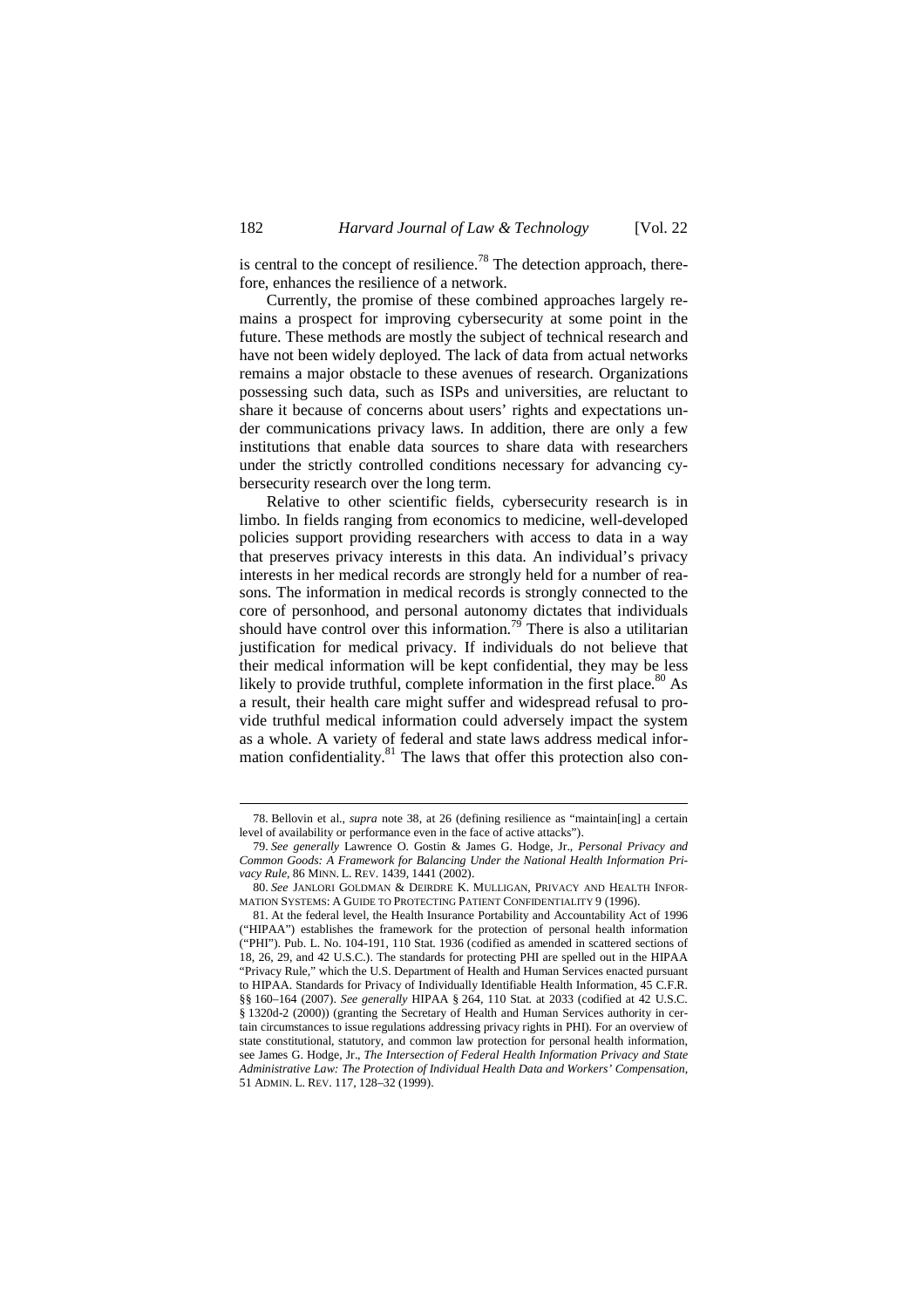is central to the concept of resilience.[78] The detection approach, therefore, enhances the resilience of a network.

Currently, the promise of these combined approaches largely remains a prospect for improving cybersecurity at some point in the future. These methods are mostly the subject of technical research and have not been widely deployed. The lack of data from actual networks remains a major obstacle to these avenues of research. Organizations possessing such data, such as ISPs and universities, are reluctant to share it because of concerns about users' rights and expectations under communications privacy laws. In addition, there are only a few institutions that enable data sources to share data with researchers under the strictly controlled conditions necessary for advancing cybersecurity research over the long term.

Relative to other scientific fields, cybersecurity research is in limbo. In fields ranging from economics to medicine, well-developed policies support providing researchers with access to data in a way that preserves privacy interests in this data. An individual's privacy interests in her medical records are strongly held for a number of reasons. The information in medical records is strongly connected to the core of personhood, and personal autonomy dictates that individuals should have control over this information.[79] There is also a utilitarian justification for medical privacy. If individuals do not believe that their medical information will be kept confidential, they may be less likely to provide truthful, complete information in the first place.[80] As a result, their health care might suffer and widespread refusal to provide truthful medical information could adversely impact the system as a whole. A variety of federal and state laws address medical information confidentiality.[81] The laws that offer this protection also con-

---

78. Bellovin et al., *supra* note 38, at 26 (defining resilience as "maintain[ing] a certain level of availability or performance even in the face of active attacks").

79. *See generally* Lawrence O. Gostin & James G. Hodge, Jr., *Personal Privacy and Common Goods: A Framework for Balancing Under the National Health Information Privacy Rule*, 86 MINN. L. REV. 1439, 1441 (2002).

80. *See* JANLORI GOLDMAN & DEIRDRE K. MULLIGAN, PRIVACY AND HEALTH INFORMATION SYSTEMS: A GUIDE TO PROTECTING PATIENT CONFIDENTIALITY 9 (1996).

81. At the federal level, the Health Insurance Portability and Accountability Act of 1996 ("HIPAA") establishes the framework for the protection of personal health information ("PHI"). Pub. L. No. 104-191, 110 Stat. 1936 (codified as amended in scattered sections of 18, 26, 29, and 42 U.S.C.). The standards for protecting PHI are spelled out in the HIPAA "Privacy Rule," which the U.S. Department of Health and Human Services enacted pursuant to HIPAA. Standards for Privacy of Individually Identifiable Health Information, 45 C.F.R. §§ 160–164 (2007). *See generally* HIPAA § 264, 110 Stat. at 2033 (codified at 42 U.S.C. § 1320d-2 (2000)) (granting the Secretary of Health and Human Services authority in certain circumstances to issue regulations addressing privacy rights in PHI). For an overview of state constitutional, statutory, and common law protection for personal health information, see James G. Hodge, Jr., *The Intersection of Federal Health Information Privacy and State Administrative Law: The Protection of Individual Health Data and Workers' Compensation*, 51 ADMIN. L. REV. 117, 128–32 (1999).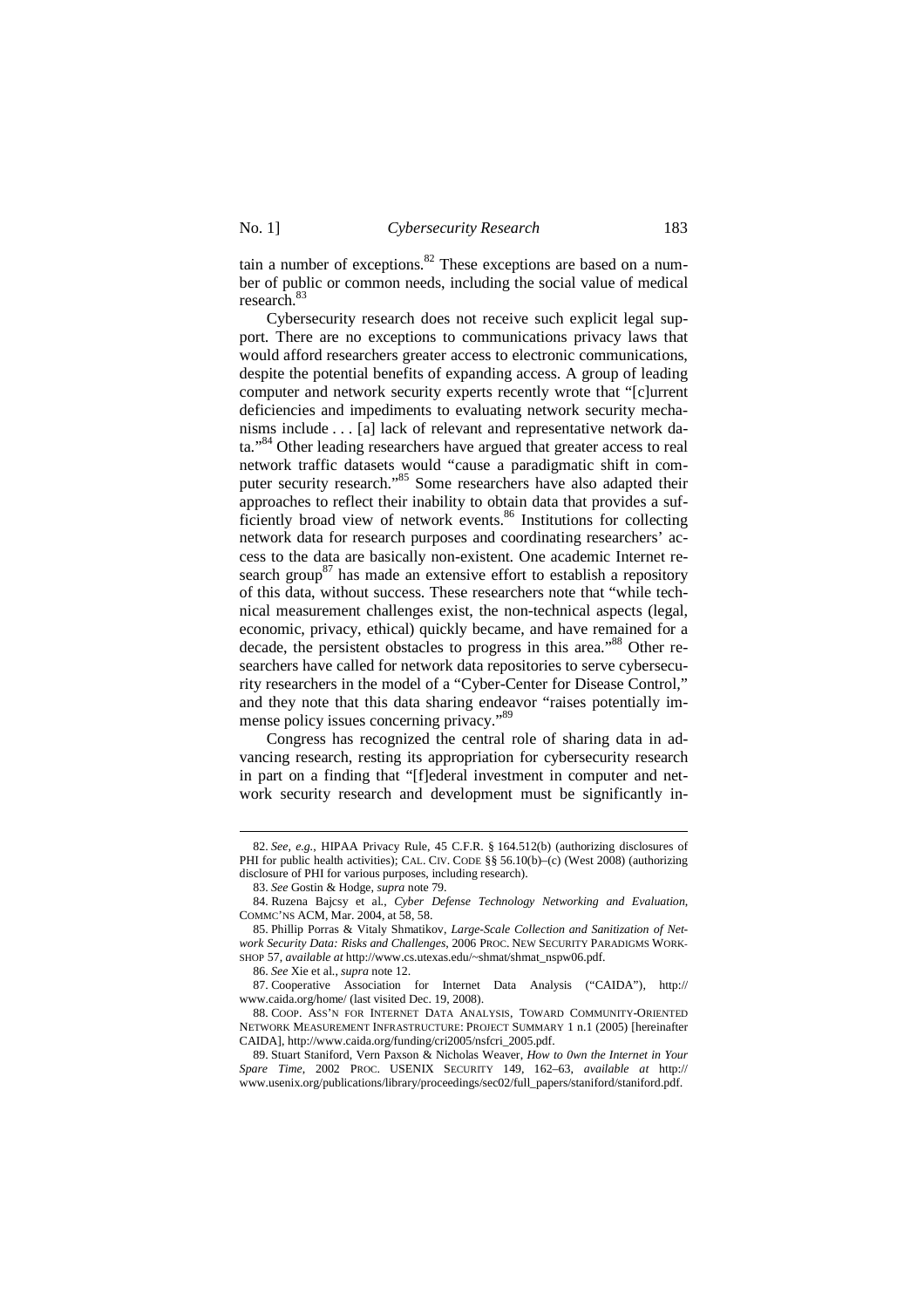tain a number of exceptions.[82] These exceptions are based on a number of public or common needs, including the social value of medical research.[83]

Cybersecurity research does not receive such explicit legal support. There are no exceptions to communications privacy laws that would afford researchers greater access to electronic communications, despite the potential benefits of expanding access. A group of leading computer and network security experts recently wrote that "[c]urrent deficiencies and impediments to evaluating network security mechanisms include . . . [a] lack of relevant and representative network data."[84] Other leading researchers have argued that greater access to real network traffic datasets would "cause a paradigmatic shift in computer security research."[85] Some researchers have also adapted their approaches to reflect their inability to obtain data that provides a sufficiently broad view of network events.[86] Institutions for collecting network data for research purposes and coordinating researchers' access to the data are basically non-existent. One academic Internet research group[87] has made an extensive effort to establish a repository of this data, without success. These researchers note that "while technical measurement challenges exist, the non-technical aspects (legal, economic, privacy, ethical) quickly became, and have remained for a decade, the persistent obstacles to progress in this area."[88] Other researchers have called for network data repositories to serve cybersecurity researchers in the model of a "Cyber-Center for Disease Control," and they note that this data sharing endeavor "raises potentially immense policy issues concerning privacy."[89]

Congress has recognized the central role of sharing data in advancing research, resting its appropriation for cybersecurity research in part on a finding that "[f]ederal investment in computer and network security research and development must be significantly in-

---

82. *See, e.g.*, HIPAA Privacy Rule, 45 C.F.R. § 164.512(b) (authorizing disclosures of PHI for public health activities); CAL. CIV. CODE §§ 56.10(b)–(c) (West 2008) (authorizing disclosure of PHI for various purposes, including research).

83. *See* Gostin & Hodge, *supra* note 79.

84. Ruzena Bajcsy et al., *Cyber Defense Technology Networking and Evaluation*, COMMC'NS ACM, Mar. 2004, at 58, 58.

85. Phillip Porras & Vitaly Shmatikov, *Large-Scale Collection and Sanitization of Network Security Data: Risks and Challenges*, 2006 PROC. NEW SECURITY PARADIGMS WORKSHOP 57, *available at* http://www.cs.utexas.edu/~shmat/shmat_nspw06.pdf.

86. *See* Xie et al., *supra* note 12.

87. Cooperative Association for Internet Data Analysis ("CAIDA"), http://www.caida.org/home/ (last visited Dec. 19, 2008).

88. COOP. ASS'N FOR INTERNET DATA ANALYSIS, TOWARD COMMUNITY-ORIENTED NETWORK MEASUREMENT INFRASTRUCTURE: PROJECT SUMMARY 1 n.1 (2005) [hereinafter CAIDA], http://www.caida.org/funding/cri2005/nsfcri_2005.pdf.

89. Stuart Staniford, Vern Paxson & Nicholas Weaver, *How to 0wn the Internet in Your Spare Time*, 2002 PROC. USENIX SECURITY 149, 162–63, *available at* http://www.usenix.org/publications/library/proceedings/sec02/full_papers/staniford/staniford.pdf.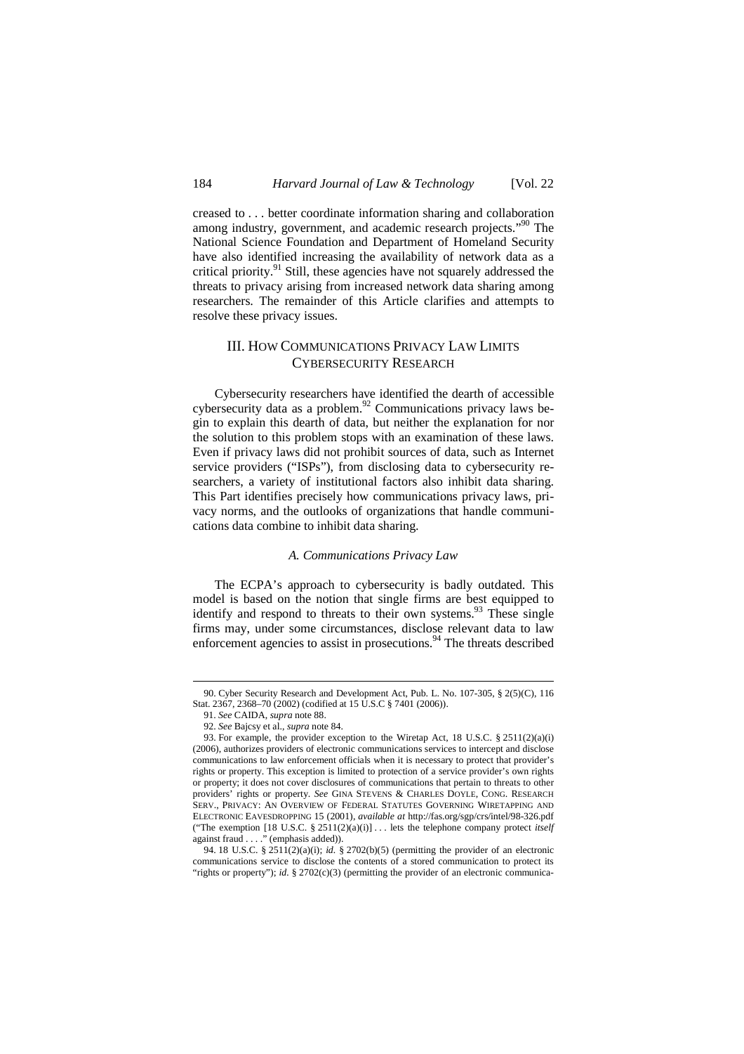creased to . . . better coordinate information sharing and collaboration among industry, government, and academic research projects."[90] The National Science Foundation and Department of Homeland Security have also identified increasing the availability of network data as a critical priority.[91] Still, these agencies have not squarely addressed the threats to privacy arising from increased network data sharing among researchers. The remainder of this Article clarifies and attempts to resolve these privacy issues.

## III. How Communications Privacy Law Limits Cybersecurity Research

Cybersecurity researchers have identified the dearth of accessible cybersecurity data as a problem.[92] Communications privacy laws begin to explain this dearth of data, but neither the explanation for nor the solution to this problem stops with an examination of these laws. Even if privacy laws did not prohibit sources of data, such as Internet service providers ("ISPs"), from disclosing data to cybersecurity researchers, a variety of institutional factors also inhibit data sharing. This Part identifies precisely how communications privacy laws, privacy norms, and the outlooks of organizations that handle communications data combine to inhibit data sharing.

### *A. Communications Privacy Law*

The ECPA's approach to cybersecurity is badly outdated. This model is based on the notion that single firms are best equipped to identify and respond to threats to their own systems.[93] These single firms may, under some circumstances, disclose relevant data to law enforcement agencies to assist in prosecutions.[94] The threats described

---

90. Cyber Security Research and Development Act, Pub. L. No. 107-305, § 2(5)(C), 116 Stat. 2367, 2368–70 (2002) (codified at 15 U.S.C § 7401 (2006)).

91. *See* CAIDA, *supra* note 88.

92. *See* Bajcsy et al., *supra* note 84.

93. For example, the provider exception to the Wiretap Act, 18 U.S.C. § 2511(2)(a)(i) (2006), authorizes providers of electronic communications services to intercept and disclose communications to law enforcement officials when it is necessary to protect that provider's rights or property. This exception is limited to protection of a service provider's own rights or property; it does not cover disclosures of communications that pertain to threats to other providers' rights or property. *See* GINA STEVENS & CHARLES DOYLE, CONG. RESEARCH SERV., PRIVACY: AN OVERVIEW OF FEDERAL STATUTES GOVERNING WIRETAPPING AND ELECTRONIC EAVESDROPPING 15 (2001), *available at* http://fas.org/sgp/crs/intel/98-326.pdf ("The exemption [18 U.S.C. § 2511(2)(a)(i)] . . . lets the telephone company protect *itself* against fraud . . . ." (emphasis added)).

94. 18 U.S.C. § 2511(2)(a)(i); *id.* § 2702(b)(5) (permitting the provider of an electronic communications service to disclose the contents of a stored communication to protect its "rights or property"); *id.* § 2702(c)(3) (permitting the provider of an electronic communica-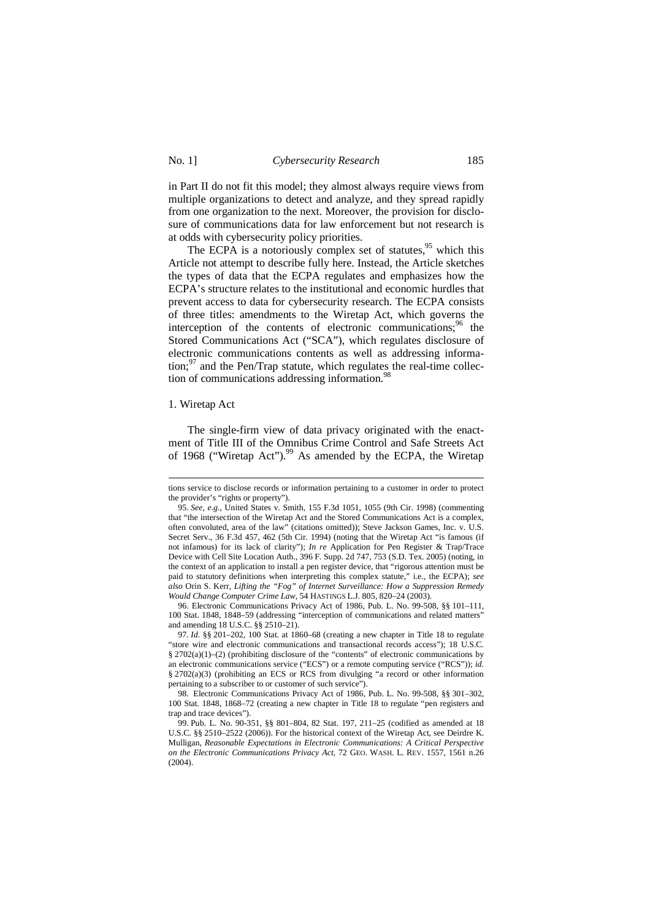in Part II do not fit this model; they almost always require views from multiple organizations to detect and analyze, and they spread rapidly from one organization to the next. Moreover, the provision for disclosure of communications data for law enforcement but not research is at odds with cybersecurity policy priorities.

The ECPA is a notoriously complex set of statutes,[95] which this Article not attempt to describe fully here. Instead, the Article sketches the types of data that the ECPA regulates and emphasizes how the ECPA's structure relates to the institutional and economic hurdles that prevent access to data for cybersecurity research. The ECPA consists of three titles: amendments to the Wiretap Act, which governs the interception of the contents of electronic communications;[96] the Stored Communications Act ("SCA"), which regulates disclosure of electronic communications contents as well as addressing information;[97] and the Pen/Trap statute, which regulates the real-time collection of communications addressing information.[98]

### 1. Wiretap Act

The single-firm view of data privacy originated with the enactment of Title III of the Omnibus Crime Control and Safe Streets Act of 1968 ("Wiretap Act").[99] As amended by the ECPA, the Wiretap

---

tions service to disclose records or information pertaining to a customer in order to protect the provider's "rights or property").

95. *See, e.g.*, United States v. Smith, 155 F.3d 1051, 1055 (9th Cir. 1998) (commenting that "the intersection of the Wiretap Act and the Stored Communications Act is a complex, often convoluted, area of the law" (citations omitted)); Steve Jackson Games, Inc. v. U.S. Secret Serv., 36 F.3d 457, 462 (5th Cir. 1994) (noting that the Wiretap Act "is famous (if not infamous) for its lack of clarity"); *In re* Application for Pen Register & Trap/Trace Device with Cell Site Location Auth., 396 F. Supp. 2d 747, 753 (S.D. Tex. 2005) (noting, in the context of an application to install a pen register device, that "rigorous attention must be paid to statutory definitions when interpreting this complex statute," i.e., the ECPA); *see also* Orin S. Kerr, *Lifting the "Fog" of Internet Surveillance: How a Suppression Remedy Would Change Computer Crime Law*, 54 HASTINGS L.J. 805, 820–24 (2003).

96. Electronic Communications Privacy Act of 1986, Pub. L. No. 99-508, §§ 101–111, 100 Stat. 1848, 1848–59 (addressing "interception of communications and related matters" and amending 18 U.S.C. §§ 2510–21).

97. *Id.* §§ 201–202, 100 Stat. at 1860–68 (creating a new chapter in Title 18 to regulate "store wire and electronic communications and transactional records access"); 18 U.S.C. § 2702(a)(1)–(2) (prohibiting disclosure of the "contents" of electronic communications by an electronic communications service ("ECS") or a remote computing service ("RCS")); *id.* § 2702(a)(3) (prohibiting an ECS or RCS from divulging "a record or other information pertaining to a subscriber to or customer of such service").

98. Electronic Communications Privacy Act of 1986, Pub. L. No. 99-508, §§ 301–302, 100 Stat. 1848, 1868–72 (creating a new chapter in Title 18 to regulate "pen registers and trap and trace devices").

99. Pub. L. No. 90-351, §§ 801–804, 82 Stat. 197, 211–25 (codified as amended at 18 U.S.C. §§ 2510–2522 (2006)). For the historical context of the Wiretap Act, see Deirdre K. Mulligan, *Reasonable Expectations in Electronic Communications: A Critical Perspective on the Electronic Communications Privacy Act*, 72 GEO. WASH. L. REV. 1557, 1561 n.26 (2004).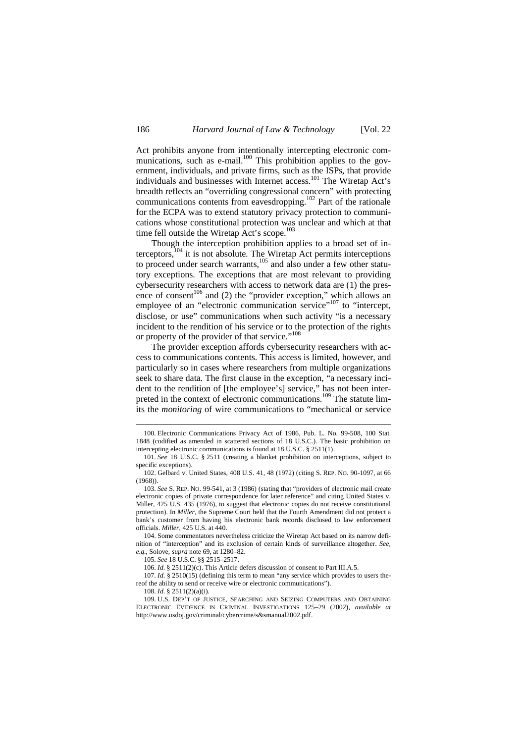Act prohibits anyone from intentionally intercepting electronic communications, such as e-mail.[100] This prohibition applies to the government, individuals, and private firms, such as the ISPs, that provide individuals and businesses with Internet access.[101] The Wiretap Act's breadth reflects an "overriding congressional concern" with protecting communications contents from eavesdropping.[102] Part of the rationale for the ECPA was to extend statutory privacy protection to communications whose constitutional protection was unclear and which at that time fell outside the Wiretap Act's scope.[103]

Though the interception prohibition applies to a broad set of interceptors,[104] it is not absolute. The Wiretap Act permits interceptions to proceed under search warrants,[105] and also under a few other statutory exceptions. The exceptions that are most relevant to providing cybersecurity researchers with access to network data are (1) the presence of consent[106] and (2) the "provider exception," which allows an employee of an "electronic communication service"[107] to "intercept, disclose, or use" communications when such activity "is a necessary incident to the rendition of his service or to the protection of the rights or property of the provider of that service."[108]

The provider exception affords cybersecurity researchers with access to communications contents. This access is limited, however, and particularly so in cases where researchers from multiple organizations seek to share data. The first clause in the exception, "a necessary incident to the rendition of [the employee's] service," has not been interpreted in the context of electronic communications.[109] The statute limits the *monitoring* of wire communications to "mechanical or service

---

100. Electronic Communications Privacy Act of 1986, Pub. L. No. 99-508, 100 Stat. 1848 (codified as amended in scattered sections of 18 U.S.C.). The basic prohibition on intercepting electronic communications is found at 18 U.S.C. § 2511(1).

101. *See* 18 U.S.C. § 2511 (creating a blanket prohibition on interceptions, subject to specific exceptions).

102. Gelbard v. United States, 408 U.S. 41, 48 (1972) (citing S. REP. NO. 90-1097, at 66 (1968)).

103. *See* S. REP. NO. 99-541, at 3 (1986) (stating that "providers of electronic mail create electronic copies of private correspondence for later reference" and citing United States v. Miller, 425 U.S. 435 (1976), to suggest that electronic copies do not receive constitutional protection). In *Miller*, the Supreme Court held that the Fourth Amendment did not protect a bank's customer from having his electronic bank records disclosed to law enforcement officials. *Miller*, 425 U.S. at 440.

104. Some commentators nevertheless criticize the Wiretap Act based on its narrow definition of "interception" and its exclusion of certain kinds of surveillance altogether. *See, e.g.*, Solove, *supra* note 69, at 1280–82.

105. *See* 18 U.S.C. §§ 2515–2517.

106. *Id.* § 2511(2)(c). This Article defers discussion of consent to Part III.A.5.

107. *Id.* § 2510(15) (defining this term to mean "any service which provides to users thereof the ability to send or receive wire or electronic communications").

108. *Id.* § 2511(2)(a)(i).

109. U.S. DEP'T OF JUSTICE, SEARCHING AND SEIZING COMPUTERS AND OBTAINING ELECTRONIC EVIDENCE IN CRIMINAL INVESTIGATIONS 125–29 (2002), *available at* http://www.usdoj.gov/criminal/cybercrime/s&smanual2002.pdf.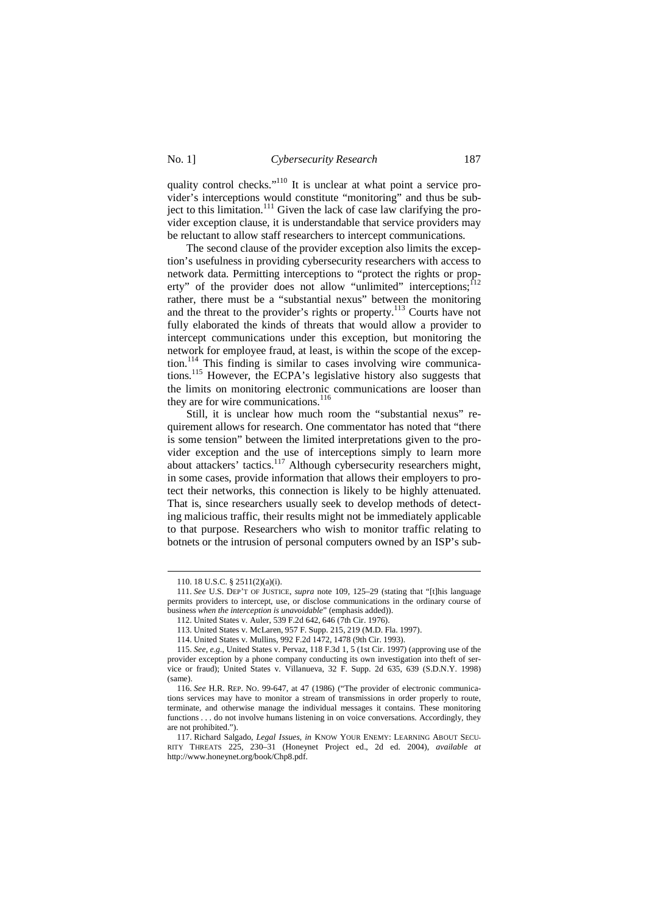quality control checks."[110] It is unclear at what point a service provider's interceptions would constitute "monitoring" and thus be subject to this limitation.[111] Given the lack of case law clarifying the provider exception clause, it is understandable that service providers may be reluctant to allow staff researchers to intercept communications.

The second clause of the provider exception also limits the exception's usefulness in providing cybersecurity researchers with access to network data. Permitting interceptions to "protect the rights or property" of the provider does not allow "unlimited" interceptions;[112] rather, there must be a "substantial nexus" between the monitoring and the threat to the provider's rights or property.[113] Courts have not fully elaborated the kinds of threats that would allow a provider to intercept communications under this exception, but monitoring the network for employee fraud, at least, is within the scope of the exception.[114] This finding is similar to cases involving wire communications.[115] However, the ECPA's legislative history also suggests that the limits on monitoring electronic communications are looser than they are for wire communications.[116]

Still, it is unclear how much room the "substantial nexus" requirement allows for research. One commentator has noted that "there is some tension" between the limited interpretations given to the provider exception and the use of interceptions simply to learn more about attackers' tactics.[117] Although cybersecurity researchers might, in some cases, provide information that allows their employers to protect their networks, this connection is likely to be highly attenuated. That is, since researchers usually seek to develop methods of detecting malicious traffic, their results might not be immediately applicable to that purpose. Researchers who wish to monitor traffic relating to botnets or the intrusion of personal computers owned by an ISP's sub-

---

110. 18 U.S.C. § 2511(2)(a)(i).

111. *See* U.S. DEP'T OF JUSTICE, *supra* note 109, 125–29 (stating that "[t]his language permits providers to intercept, use, or disclose communications in the ordinary course of business *when the interception is unavoidable*" (emphasis added)).

112. United States v. Auler, 539 F.2d 642, 646 (7th Cir. 1976).

113. United States v. McLaren, 957 F. Supp. 215, 219 (M.D. Fla. 1997).

114. United States v. Mullins, 992 F.2d 1472, 1478 (9th Cir. 1993).

115. *See, e.g.*, United States v. Pervaz, 118 F.3d 1, 5 (1st Cir. 1997) (approving use of the provider exception by a phone company conducting its own investigation into theft of service or fraud); United States v. Villanueva, 32 F. Supp. 2d 635, 639 (S.D.N.Y. 1998) (same).

116. *See* H.R. REP. NO. 99-647, at 47 (1986) ("The provider of electronic communications services may have to monitor a stream of transmissions in order properly to route, terminate, and otherwise manage the individual messages it contains. These monitoring functions . . . do not involve humans listening in on voice conversations. Accordingly, they are not prohibited.").

117. Richard Salgado, *Legal Issues*, *in* KNOW YOUR ENEMY: LEARNING ABOUT SECURITY THREATS 225, 230–31 (Honeynet Project ed., 2d ed. 2004), *available at* http://www.honeynet.org/book/Chp8.pdf.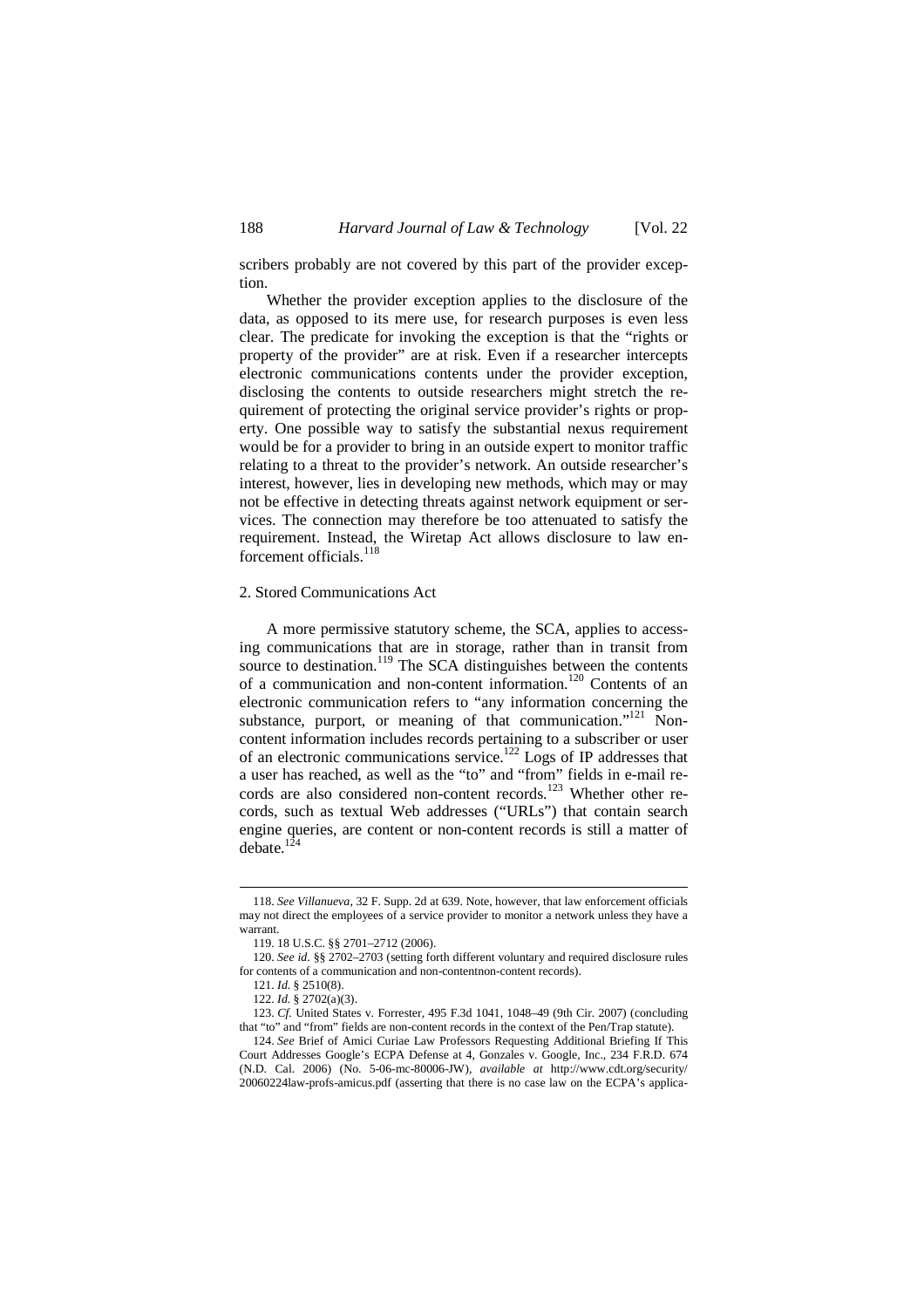scribers probably are not covered by this part of the provider exception.

Whether the provider exception applies to the disclosure of the data, as opposed to its mere use, for research purposes is even less clear. The predicate for invoking the exception is that the "rights or property of the provider" are at risk. Even if a researcher intercepts electronic communications contents under the provider exception, disclosing the contents to outside researchers might stretch the requirement of protecting the original service provider's rights or property. One possible way to satisfy the substantial nexus requirement would be for a provider to bring in an outside expert to monitor traffic relating to a threat to the provider's network. An outside researcher's interest, however, lies in developing new methods, which may or may not be effective in detecting threats against network equipment or services. The connection may therefore be too attenuated to satisfy the requirement. Instead, the Wiretap Act allows disclosure to law enforcement officials.[118]

### 2. Stored Communications Act

A more permissive statutory scheme, the SCA, applies to accessing communications that are in storage, rather than in transit from source to destination.[119] The SCA distinguishes between the contents of a communication and non-content information.[120] Contents of an electronic communication refers to "any information concerning the substance, purport, or meaning of that communication."[121] Non-content information includes records pertaining to a subscriber or user of an electronic communications service.[122] Logs of IP addresses that a user has reached, as well as the "to" and "from" fields in e-mail records are also considered non-content records.[123] Whether other records, such as textual Web addresses ("URLs") that contain search engine queries, are content or non-content records is still a matter of debate.[124]

---

118. *See Villanueva*, 32 F. Supp. 2d at 639. Note, however, that law enforcement officials may not direct the employees of a service provider to monitor a network unless they have a warrant.

119. 18 U.S.C. §§ 2701–2712 (2006).

120. *See id.* §§ 2702–2703 (setting forth different voluntary and required disclosure rules for contents of a communication and non-contentnon-content records).

121. *Id.* § 2510(8).

122. *Id.* § 2702(a)(3).

123. *Cf.* United States v. Forrester, 495 F.3d 1041, 1048–49 (9th Cir. 2007) (concluding that "to" and "from" fields are non-content records in the context of the Pen/Trap statute).

124. *See* Brief of Amici Curiae Law Professors Requesting Additional Briefing If This Court Addresses Google's ECPA Defense at 4, Gonzales v. Google, Inc., 234 F.R.D. 674 (N.D. Cal. 2006) (No. 5-06-mc-80006-JW), *available at* http://www.cdt.org/security/20060224law-profs-amicus.pdf (asserting that there is no case law on the ECPA's applica-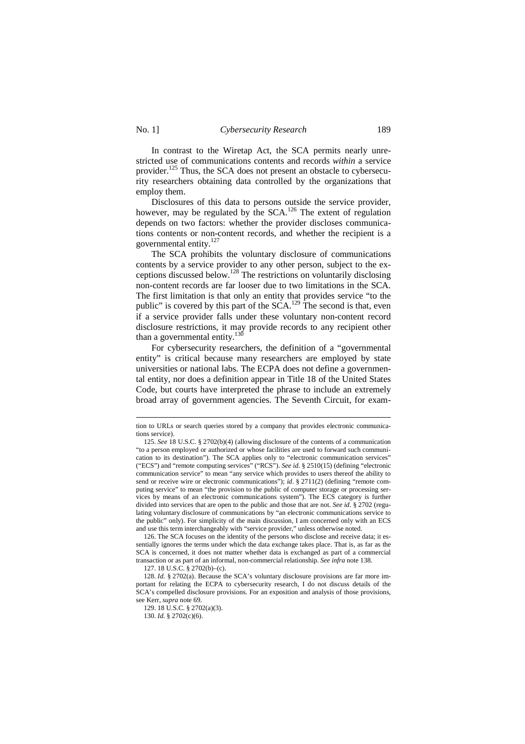In contrast to the Wiretap Act, the SCA permits nearly unrestricted use of communications contents and records *within* a service provider.[125] Thus, the SCA does not present an obstacle to cybersecurity researchers obtaining data controlled by the organizations that employ them.

Disclosures of this data to persons outside the service provider, however, may be regulated by the SCA.[126] The extent of regulation depends on two factors: whether the provider discloses communications contents or non-content records, and whether the recipient is a governmental entity.[127]

The SCA prohibits the voluntary disclosure of communications contents by a service provider to any other person, subject to the exceptions discussed below.[128] The restrictions on voluntarily disclosing non-content records are far looser due to two limitations in the SCA. The first limitation is that only an entity that provides service "to the public" is covered by this part of the SCA.[129] The second is that, even if a service provider falls under these voluntary non-content record disclosure restrictions, it may provide records to any recipient other than a governmental entity.[130]

For cybersecurity researchers, the definition of a "governmental entity" is critical because many researchers are employed by state universities or national labs. The ECPA does not define a governmental entity, nor does a definition appear in Title 18 of the United States Code, but courts have interpreted the phrase to include an extremely broad array of government agencies. The Seventh Circuit, for exam-

---

tion to URLs or search queries stored by a company that provides electronic communications service).

125. *See* 18 U.S.C. § 2702(b)(4) (allowing disclosure of the contents of a communication "to a person employed or authorized or whose facilities are used to forward such communication to its destination"). The SCA applies only to "electronic communication services" ("ECS") and "remote computing services" ("RCS"). *See id.* § 2510(15) (defining "electronic communication service" to mean "any service which provides to users thereof the ability to send or receive wire or electronic communications"); *id*. § 2711(2) (defining "remote computing service" to mean "the provision to the public of computer storage or processing services by means of an electronic communications system"). The ECS category is further divided into services that are open to the public and those that are not. *See id*. § 2702 (regulating voluntary disclosure of communications by "an electronic communications service to the public" only). For simplicity of the main discussion, I am concerned only with an ECS and use this term interchangeably with "service provider," unless otherwise noted.

126. The SCA focuses on the identity of the persons who disclose and receive data; it essentially ignores the terms under which the data exchange takes place. That is, as far as the SCA is concerned, it does not matter whether data is exchanged as part of a commercial transaction or as part of an informal, non-commercial relationship. *See infra* note 138.

127. 18 U.S.C. § 2702(b)–(c).

128. *Id*. § 2702(a). Because the SCA's voluntary disclosure provisions are far more important for relating the ECPA to cybersecurity research, I do not discuss details of the SCA's compelled disclosure provisions. For an exposition and analysis of those provisions, see Kerr, *supra* note 69.

129. 18 U.S.C. § 2702(a)(3).

130. *Id.* § 2702(c)(6).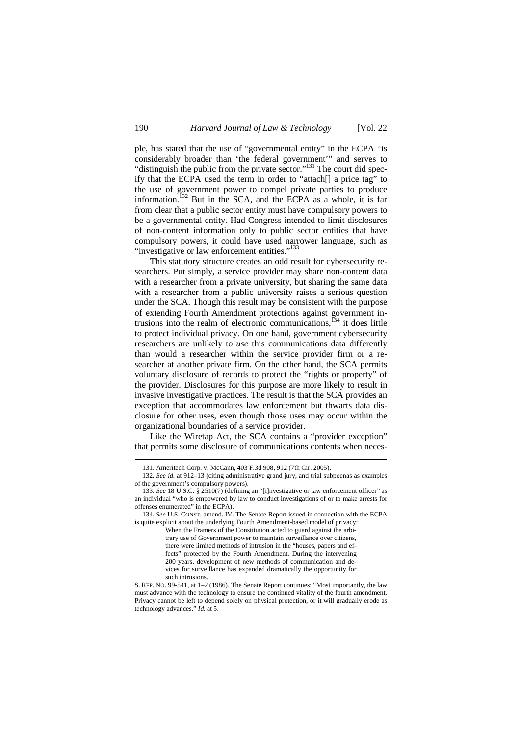ple, has stated that the use of "governmental entity" in the ECPA "is considerably broader than 'the federal government'" and serves to "distinguish the public from the private sector."[131] The court did specify that the ECPA used the term in order to "attach[] a price tag" to the use of government power to compel private parties to produce information.[132] But in the SCA, and the ECPA as a whole, it is far from clear that a public sector entity must have compulsory powers to be a governmental entity. Had Congress intended to limit disclosures of non-content information only to public sector entities that have compulsory powers, it could have used narrower language, such as "investigative or law enforcement entities."[133]

This statutory structure creates an odd result for cybersecurity researchers. Put simply, a service provider may share non-content data with a researcher from a private university, but sharing the same data with a researcher from a public university raises a serious question under the SCA. Though this result may be consistent with the purpose of extending Fourth Amendment protections against government intrusions into the realm of electronic communications,[134] it does little to protect individual privacy. On one hand, government cybersecurity researchers are unlikely to *use* this communications data differently than would a researcher within the service provider firm or a researcher at another private firm. On the other hand, the SCA permits voluntary disclosure of records to protect the "rights or property" of the provider. Disclosures for this purpose are more likely to result in invasive investigative practices. The result is that the SCA provides an exception that accommodates law enforcement but thwarts data disclosure for other uses, even though those uses may occur within the organizational boundaries of a service provider.

Like the Wiretap Act, the SCA contains a "provider exception" that permits some disclosure of communications contents when neces-

---

131. Ameritech Corp. v. McCann, 403 F.3d 908, 912 (7th Cir. 2005).

132. *See id.* at 912–13 (citing administrative grand jury, and trial subpoenas as examples of the government's compulsory powers).

133. *See* 18 U.S.C. § 2510(7) (defining an "[i]nvestigative or law enforcement officer" as an individual "who is empowered by law to conduct investigations of or to make arrests for offenses enumerated" in the ECPA).

134. *See* U.S. CONST. amend. IV. The Senate Report issued in connection with the ECPA is quite explicit about the underlying Fourth Amendment-based model of privacy:

> When the Framers of the Constitution acted to guard against the arbitrary use of Government power to maintain surveillance over citizens, there were limited methods of intrusion in the "houses, papers and effects" protected by the Fourth Amendment. During the intervening 200 years, development of new methods of communication and devices for surveillance has expanded dramatically the opportunity for such intrusions.

S. REP. NO. 99-541, at 1–2 (1986). The Senate Report continues: "Most importantly, the law must advance with the technology to ensure the continued vitality of the fourth amendment. Privacy cannot be left to depend solely on physical protection, or it will gradually erode as technology advances." *Id.* at 5.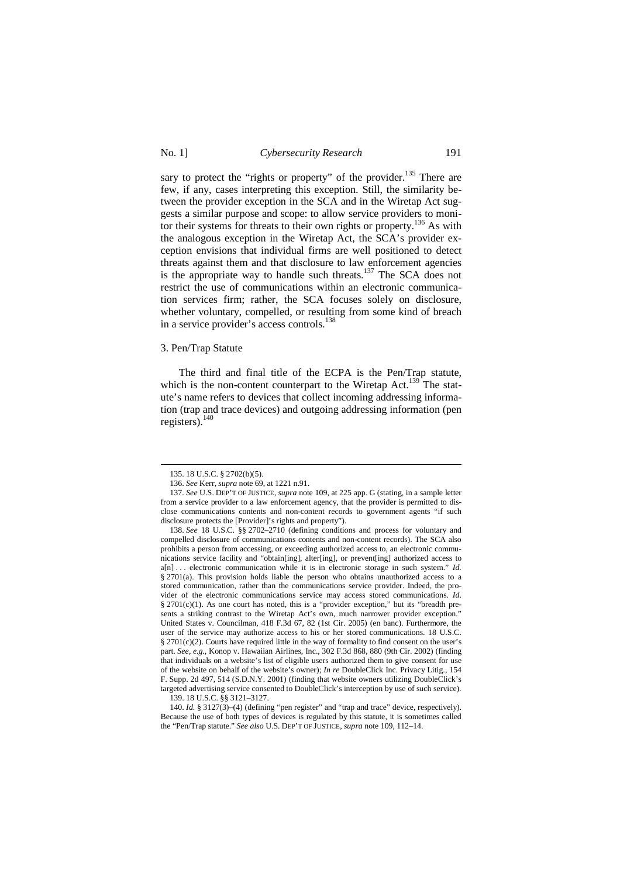sary to protect the "rights or property" of the provider.[135] There are few, if any, cases interpreting this exception. Still, the similarity between the provider exception in the SCA and in the Wiretap Act suggests a similar purpose and scope: to allow service providers to monitor their systems for threats to their own rights or property.[136] As with the analogous exception in the Wiretap Act, the SCA's provider exception envisions that individual firms are well positioned to detect threats against them and that disclosure to law enforcement agencies is the appropriate way to handle such threats.[137] The SCA does not restrict the use of communications within an electronic communication services firm; rather, the SCA focuses solely on disclosure, whether voluntary, compelled, or resulting from some kind of breach in a service provider's access controls.[138]

### 3. Pen/Trap Statute

The third and final title of the ECPA is the Pen/Trap statute, which is the non-content counterpart to the Wiretap Act.[139] The statute's name refers to devices that collect incoming addressing information (trap and trace devices) and outgoing addressing information (pen registers).[140]

---

135. 18 U.S.C. § 2702(b)(5).

136. *See* Kerr, *supra* note 69, at 1221 n.91.

137. *See* U.S. DEP'T OF JUSTICE, *supra* note 109, at 225 app. G (stating, in a sample letter from a service provider to a law enforcement agency, that the provider is permitted to disclose communications contents and non-content records to government agents "if such disclosure protects the [Provider]'s rights and property").

138. *See* 18 U.S.C. §§ 2702–2710 (defining conditions and process for voluntary and compelled disclosure of communications contents and non-content records). The SCA also prohibits a person from accessing, or exceeding authorized access to, an electronic communications service facility and "obtain[ing], alter[ing], or prevent[ing] authorized access to a[n] . . . electronic communication while it is in electronic storage in such system." *Id.* § 2701(a). This provision holds liable the person who obtains unauthorized access to a stored communication, rather than the communications service provider. Indeed, the provider of the electronic communications service may access stored communications. *Id.* § 2701(c)(1). As one court has noted, this is a "provider exception," but its "breadth presents a striking contrast to the Wiretap Act's own, much narrower provider exception." United States v. Councilman, 418 F.3d 67, 82 (1st Cir. 2005) (en banc). Furthermore, the user of the service may authorize access to his or her stored communications. 18 U.S.C. § 2701(c)(2). Courts have required little in the way of formality to find consent on the user's part. *See, e.g.*, Konop v. Hawaiian Airlines, Inc., 302 F.3d 868, 880 (9th Cir. 2002) (finding that individuals on a website's list of eligible users authorized them to give consent for use of the website on behalf of the website's owner); *In re* DoubleClick Inc. Privacy Litig., 154 F. Supp. 2d 497, 514 (S.D.N.Y. 2001) (finding that website owners utilizing DoubleClick's targeted advertising service consented to DoubleClick's interception by use of such service).

139. 18 U.S.C. §§ 3121–3127.

140. *Id.* § 3127(3)–(4) (defining "pen register" and "trap and trace" device, respectively). Because the use of both types of devices is regulated by this statute, it is sometimes called the "Pen/Trap statute." *See also* U.S. DEP'T OF JUSTICE, *supra* note 109, 112–14.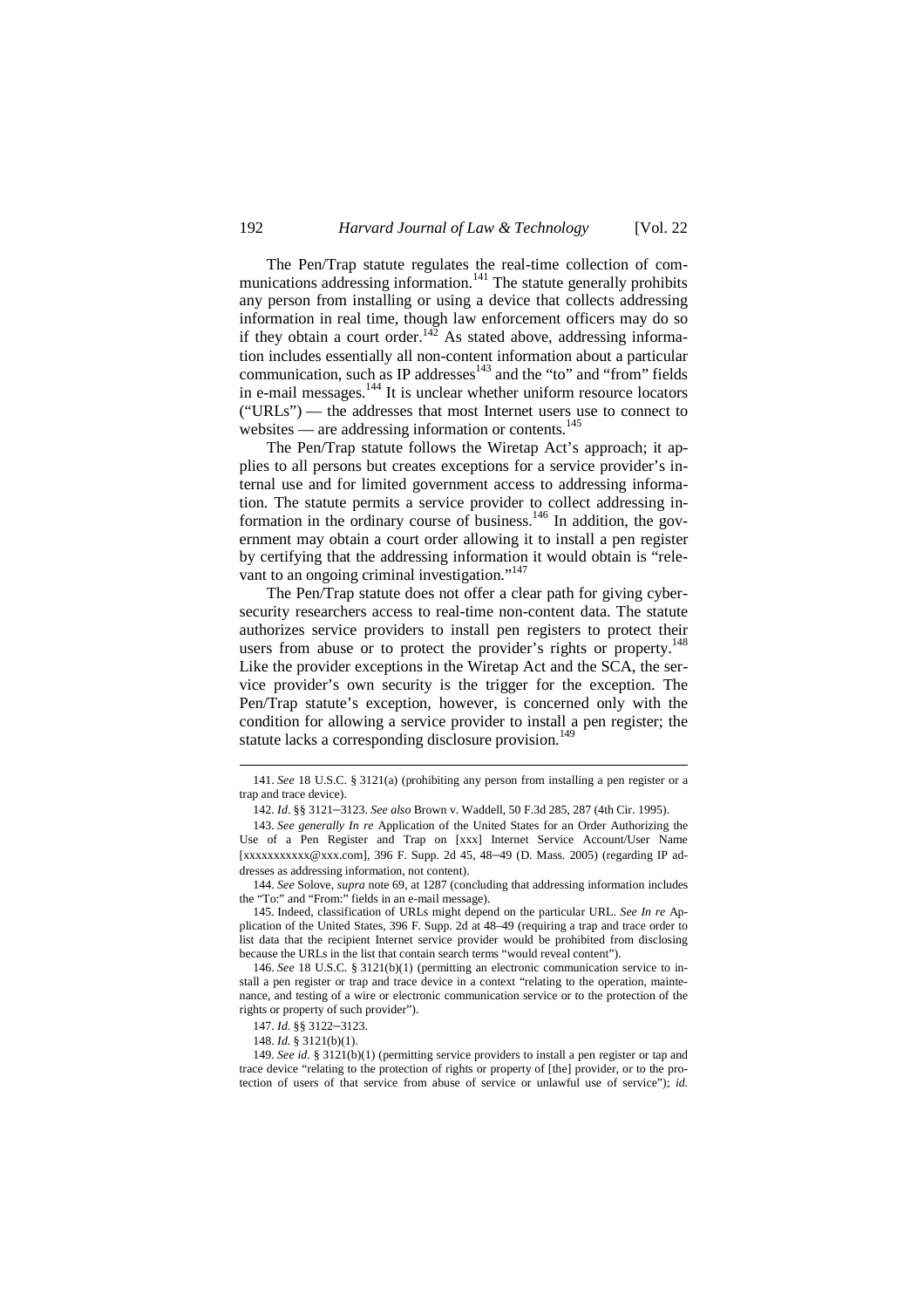The Pen/Trap statute regulates the real-time collection of communications addressing information.[141] The statute generally prohibits any person from installing or using a device that collects addressing information in real time, though law enforcement officers may do so if they obtain a court order.[142] As stated above, addressing information includes essentially all non-content information about a particular communication, such as IP addresses[143] and the "to" and "from" fields in e-mail messages.[144] It is unclear whether uniform resource locators ("URLs") — the addresses that most Internet users use to connect to websites — are addressing information or contents.[145]

The Pen/Trap statute follows the Wiretap Act's approach; it applies to all persons but creates exceptions for a service provider's internal use and for limited government access to addressing information. The statute permits a service provider to collect addressing information in the ordinary course of business.[146] In addition, the government may obtain a court order allowing it to install a pen register by certifying that the addressing information it would obtain is "relevant to an ongoing criminal investigation."[147]

The Pen/Trap statute does not offer a clear path for giving cybersecurity researchers access to real-time non-content data. The statute authorizes service providers to install pen registers to protect their users from abuse or to protect the provider's rights or property.[148] Like the provider exceptions in the Wiretap Act and the SCA, the service provider's own security is the trigger for the exception. The Pen/Trap statute's exception, however, is concerned only with the condition for allowing a service provider to install a pen register; the statute lacks a corresponding disclosure provision.[149]

---

141. *See* 18 U.S.C. § 3121(a) (prohibiting any person from installing a pen register or a trap and trace device).

142. *Id.* §§ 3121–3123. *See also* Brown v. Waddell, 50 F.3d 285, 287 (4th Cir. 1995).

143. *See generally In re* Application of the United States for an Order Authorizing the Use of a Pen Register and Trap on [xxx] Internet Service Account/User Name [xxxxxxxxxxx@xxx.com], 396 F. Supp. 2d 45, 48–49 (D. Mass. 2005) (regarding IP addresses as addressing information, not content).

144. *See* Solove, *supra* note 69, at 1287 (concluding that addressing information includes the "To:" and "From:" fields in an e-mail message).

145. Indeed, classification of URLs might depend on the particular URL. *See In re* Application of the United States, 396 F. Supp. 2d at 48–49 (requiring a trap and trace order to list data that the recipient Internet service provider would be prohibited from disclosing because the URLs in the list that contain search terms "would reveal content").

146. *See* 18 U.S.C. § 3121(b)(1) (permitting an electronic communication service to install a pen register or trap and trace device in a context "relating to the operation, maintenance, and testing of a wire or electronic communication service or to the protection of the rights or property of such provider").

147. *Id.* §§ 3122–3123.

148. *Id.* § 3121(b)(1).

149. *See id.* § 3121(b)(1) (permitting service providers to install a pen register or tap and trace device "relating to the protection of rights or property of [the] provider, or to the protection of users of that service from abuse of service or unlawful use of service"); *id.*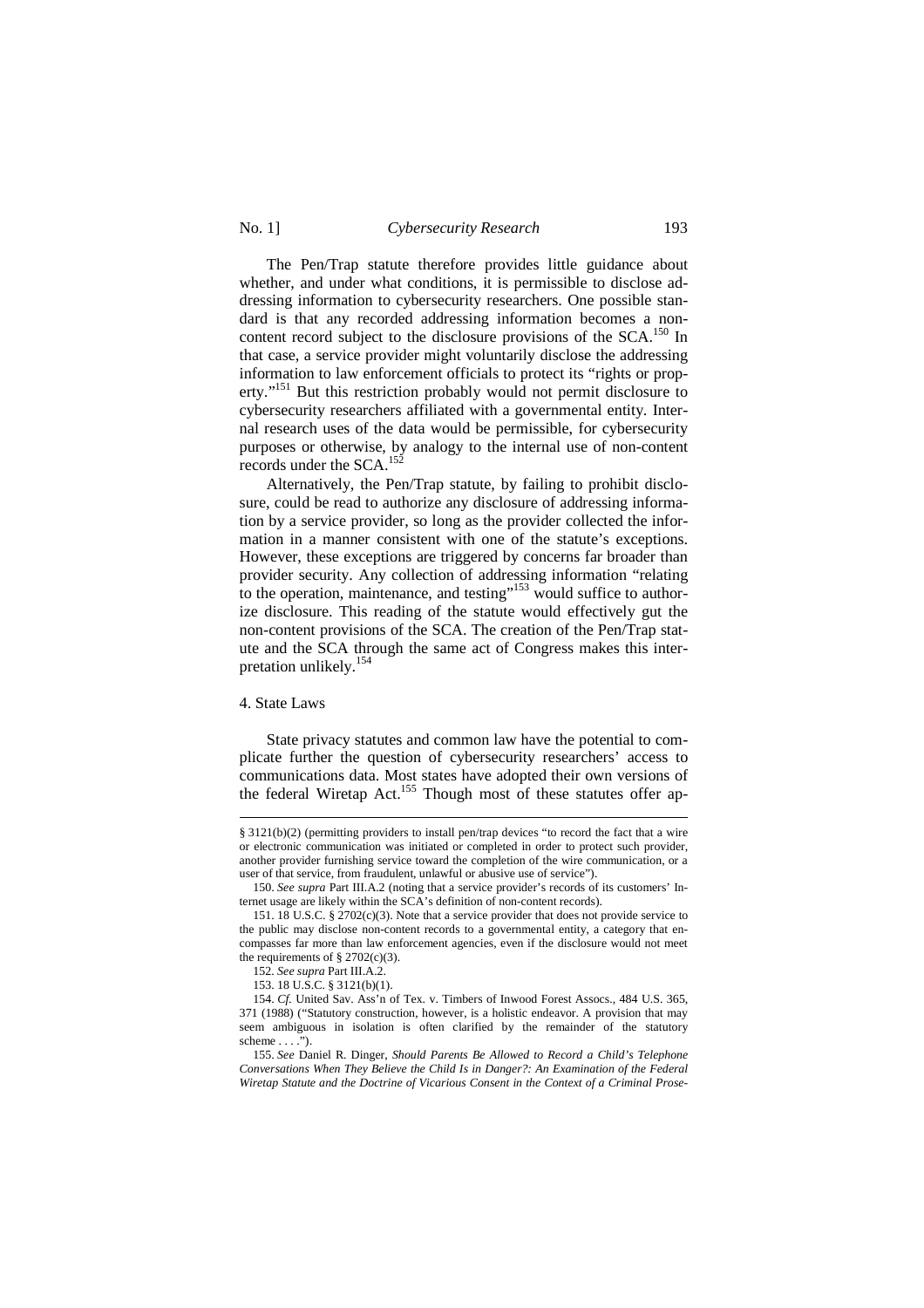The Pen/Trap statute therefore provides little guidance about whether, and under what conditions, it is permissible to disclose addressing information to cybersecurity researchers. One possible standard is that any recorded addressing information becomes a non-content record subject to the disclosure provisions of the SCA.[150] In that case, a service provider might voluntarily disclose the addressing information to law enforcement officials to protect its "rights or property."[151] But this restriction probably would not permit disclosure to cybersecurity researchers affiliated with a governmental entity. Internal research uses of the data would be permissible, for cybersecurity purposes or otherwise, by analogy to the internal use of non-content records under the SCA.[152]

Alternatively, the Pen/Trap statute, by failing to prohibit disclosure, could be read to authorize any disclosure of addressing information by a service provider, so long as the provider collected the information in a manner consistent with one of the statute's exceptions. However, these exceptions are triggered by concerns far broader than provider security. Any collection of addressing information "relating to the operation, maintenance, and testing"[153] would suffice to authorize disclosure. This reading of the statute would effectively gut the non-content provisions of the SCA. The creation of the Pen/Trap statute and the SCA through the same act of Congress makes this interpretation unlikely.[154]

#### 4. State Laws

State privacy statutes and common law have the potential to complicate further the question of cybersecurity researchers' access to communications data. Most states have adopted their own versions of the federal Wiretap Act.[155] Though most of these statutes offer ap-

---

§ 3121(b)(2) (permitting providers to install pen/trap devices "to record the fact that a wire or electronic communication was initiated or completed in order to protect such provider, another provider furnishing service toward the completion of the wire communication, or a user of that service, from fraudulent, unlawful or abusive use of service").

150. *See supra* Part III.A.2 (noting that a service provider's records of its customers' Internet usage are likely within the SCA's definition of non-content records).

151. 18 U.S.C. § 2702(c)(3). Note that a service provider that does not provide service to the public may disclose non-content records to a governmental entity, a category that encompasses far more than law enforcement agencies, even if the disclosure would not meet the requirements of § 2702(c)(3).

152. *See supra* Part III.A.2.

153. 18 U.S.C. § 3121(b)(1).

154. *Cf.* United Sav. Ass'n of Tex. v. Timbers of Inwood Forest Assocs., 484 U.S. 365, 371 (1988) ("Statutory construction, however, is a holistic endeavor. A provision that may seem ambiguous in isolation is often clarified by the remainder of the statutory scheme . . . .").

155. *See* Daniel R. Dinger, *Should Parents Be Allowed to Record a Child's Telephone Conversations When They Believe the Child Is in Danger?: An Examination of the Federal Wiretap Statute and the Doctrine of Vicarious Consent in the Context of a Criminal Prose-*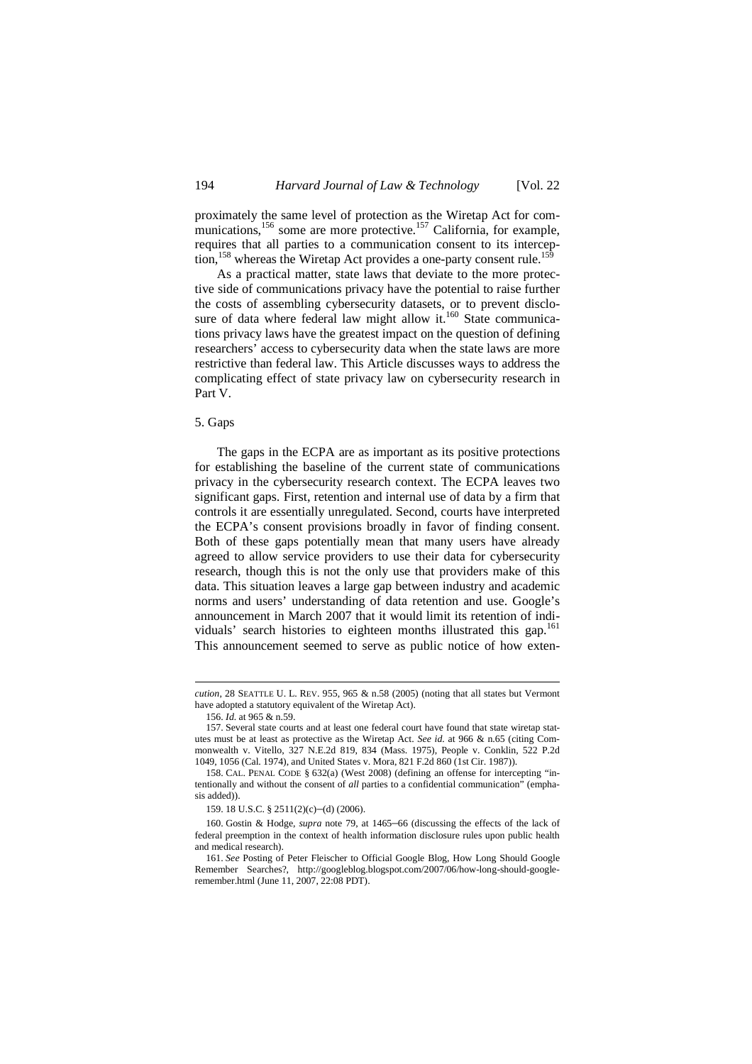proximately the same level of protection as the Wiretap Act for communications,[156] some are more protective.[157] California, for example, requires that all parties to a communication consent to its interception,[158] whereas the Wiretap Act provides a one-party consent rule.[159]

As a practical matter, state laws that deviate to the more protective side of communications privacy have the potential to raise further the costs of assembling cybersecurity datasets, or to prevent disclosure of data where federal law might allow it.[160] State communications privacy laws have the greatest impact on the question of defining researchers' access to cybersecurity data when the state laws are more restrictive than federal law. This Article discusses ways to address the complicating effect of state privacy law on cybersecurity research in Part V.

### 5. Gaps

The gaps in the ECPA are as important as its positive protections for establishing the baseline of the current state of communications privacy in the cybersecurity research context. The ECPA leaves two significant gaps. First, retention and internal use of data by a firm that controls it are essentially unregulated. Second, courts have interpreted the ECPA's consent provisions broadly in favor of finding consent. Both of these gaps potentially mean that many users have already agreed to allow service providers to use their data for cybersecurity research, though this is not the only use that providers make of this data. This situation leaves a large gap between industry and academic norms and users' understanding of data retention and use. Google's announcement in March 2007 that it would limit its retention of individuals' search histories to eighteen months illustrated this gap.[161] This announcement seemed to serve as public notice of how exten-

---

*cution*, 28 SEATTLE U. L. REV. 955, 965 & n.58 (2005) (noting that all states but Vermont have adopted a statutory equivalent of the Wiretap Act).

156. *Id.* at 965 & n.59.

157. Several state courts and at least one federal court have found that state wiretap statutes must be at least as protective as the Wiretap Act. *See id.* at 966 & n.65 (citing Commonwealth v. Vitello, 327 N.E.2d 819, 834 (Mass. 1975), People v. Conklin, 522 P.2d 1049, 1056 (Cal. 1974), and United States v. Mora, 821 F.2d 860 (1st Cir. 1987)).

158. CAL. PENAL CODE § 632(a) (West 2008) (defining an offense for intercepting "intentionally and without the consent of *all* parties to a confidential communication" (emphasis added)).

159. 18 U.S.C. § 2511(2)(c)–(d) (2006).

160. Gostin & Hodge, *supra* note 79, at 1465–66 (discussing the effects of the lack of federal preemption in the context of health information disclosure rules upon public health and medical research).

161. *See* Posting of Peter Fleischer to Official Google Blog, How Long Should Google Remember Searches?, http://googleblog.blogspot.com/2007/06/how-long-should-google-remember.html (June 11, 2007, 22:08 PDT).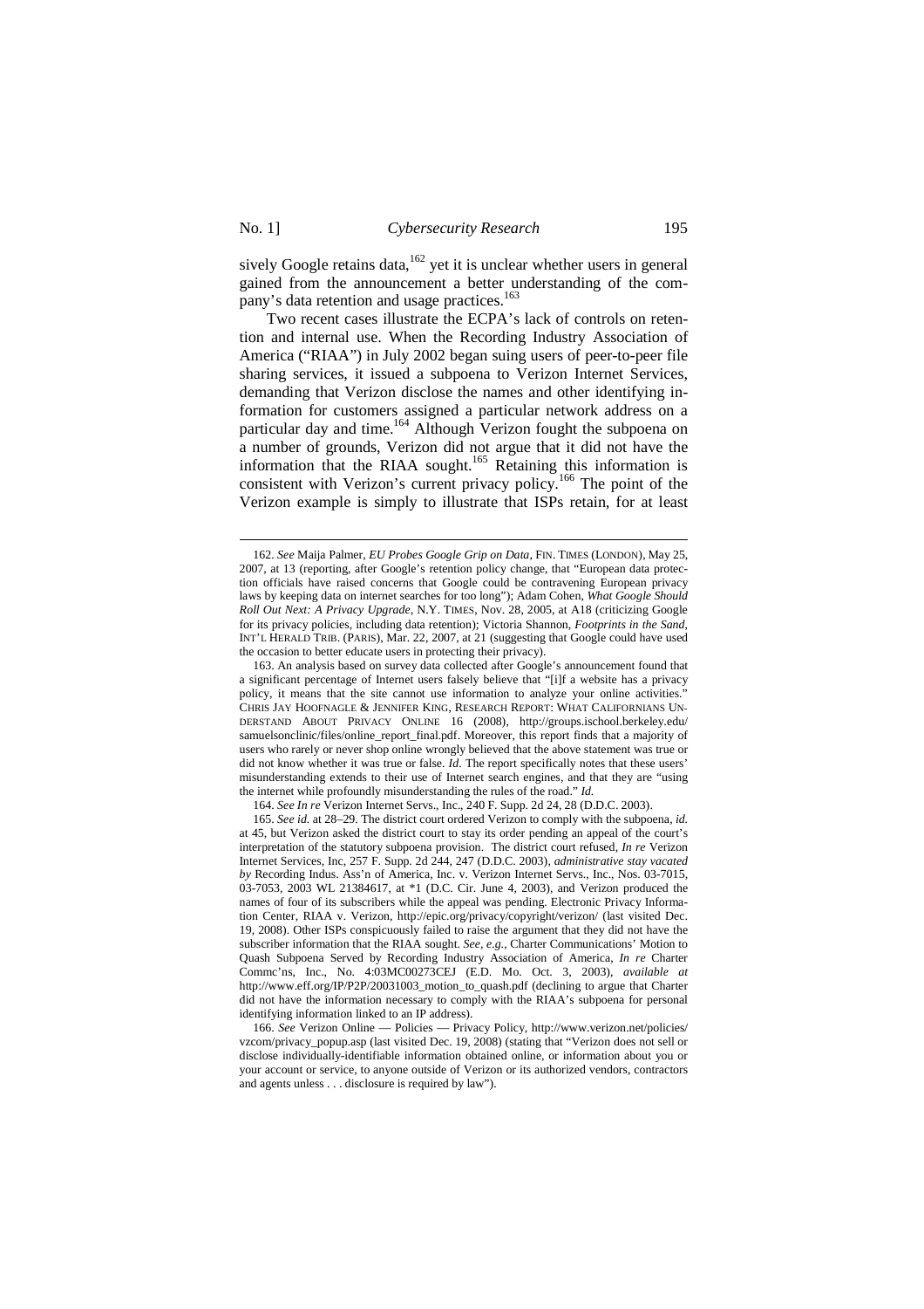sively Google retains data,[162] yet it is unclear whether users in general gained from the announcement a better understanding of the company's data retention and usage practices.[163]

Two recent cases illustrate the ECPA's lack of controls on retention and internal use. When the Recording Industry Association of America ("RIAA") in July 2002 began suing users of peer-to-peer file sharing services, it issued a subpoena to Verizon Internet Services, demanding that Verizon disclose the names and other identifying information for customers assigned a particular network address on a particular day and time.[164] Although Verizon fought the subpoena on a number of grounds, Verizon did not argue that it did not have the information that the RIAA sought.[165] Retaining this information is consistent with Verizon's current privacy policy.[166] The point of the Verizon example is simply to illustrate that ISPs retain, for at least

---

162. *See* Maija Palmer, *EU Probes Google Grip on Data*, FIN. TIMES (LONDON), May 25, 2007, at 13 (reporting, after Google's retention policy change, that "European data protection officials have raised concerns that Google could be contravening European privacy laws by keeping data on internet searches for too long"); Adam Cohen, *What Google Should Roll Out Next: A Privacy Upgrade*, N.Y. TIMES, Nov. 28, 2005, at A18 (criticizing Google for its privacy policies, including data retention); Victoria Shannon, *Footprints in the Sand*, INT'L HERALD TRIB. (PARIS), Mar. 22, 2007, at 21 (suggesting that Google could have used the occasion to better educate users in protecting their privacy).

163. An analysis based on survey data collected after Google's announcement found that a significant percentage of Internet users falsely believe that "[i]f a website has a privacy policy, it means that the site cannot use information to analyze your online activities." CHRIS JAY HOOFNAGLE & JENNIFER KING, RESEARCH REPORT: WHAT CALIFORNIANS UNDERSTAND ABOUT PRIVACY ONLINE 16 (2008), http://groups.ischool.berkeley.edu/samuelsonclinic/files/online_report_final.pdf. Moreover, this report finds that a majority of users who rarely or never shop online wrongly believed that the above statement was true or did not know whether it was true or false. *Id.* The report specifically notes that these users' misunderstanding extends to their use of Internet search engines, and that they are "using the internet while profoundly misunderstanding the rules of the road." *Id.*

164. *See In re* Verizon Internet Servs., Inc., 240 F. Supp. 2d 24, 28 (D.D.C. 2003).

165. *See id.* at 28–29. The district court ordered Verizon to comply with the subpoena, *id.* at 45, but Verizon asked the district court to stay its order pending an appeal of the court's interpretation of the statutory subpoena provision. The district court refused, *In re* Verizon Internet Services, Inc, 257 F. Supp. 2d 244, 247 (D.D.C. 2003), *administrative stay vacated by* Recording Indus. Ass'n of America, Inc. v. Verizon Internet Servs., Inc., Nos. 03-7015, 03-7053, 2003 WL 21384617, at *1 (D.C. Cir. June 4, 2003), and Verizon produced the names of four of its subscribers while the appeal was pending. Electronic Privacy Information Center, RIAA v. Verizon, http://epic.org/privacy/copyright/verizon/ (last visited Dec. 19, 2008). Other ISPs conspicuously failed to raise the argument that they did not have the subscriber information that the RIAA sought. *See, e.g.*, Charter Communications' Motion to Quash Subpoena Served by Recording Industry Association of America, *In re* Charter Commc'ns, Inc., No. 4:03MC00273CEJ (E.D. Mo. Oct. 3, 2003), *available at* http://www.eff.org/IP/P2P/20031003_motion_to_quash.pdf (declining to argue that Charter did not have the information necessary to comply with the RIAA's subpoena for personal identifying information linked to an IP address).

166. *See* Verizon Online — Policies — Privacy Policy, http://www.verizon.net/policies/vzcom/privacy_popup.asp (last visited Dec. 19, 2008) (stating that "Verizon does not sell or disclose individually-identifiable information obtained online, or information about you or your account or service, to anyone outside of Verizon or its authorized vendors, contractors and agents unless . . . disclosure is required by law").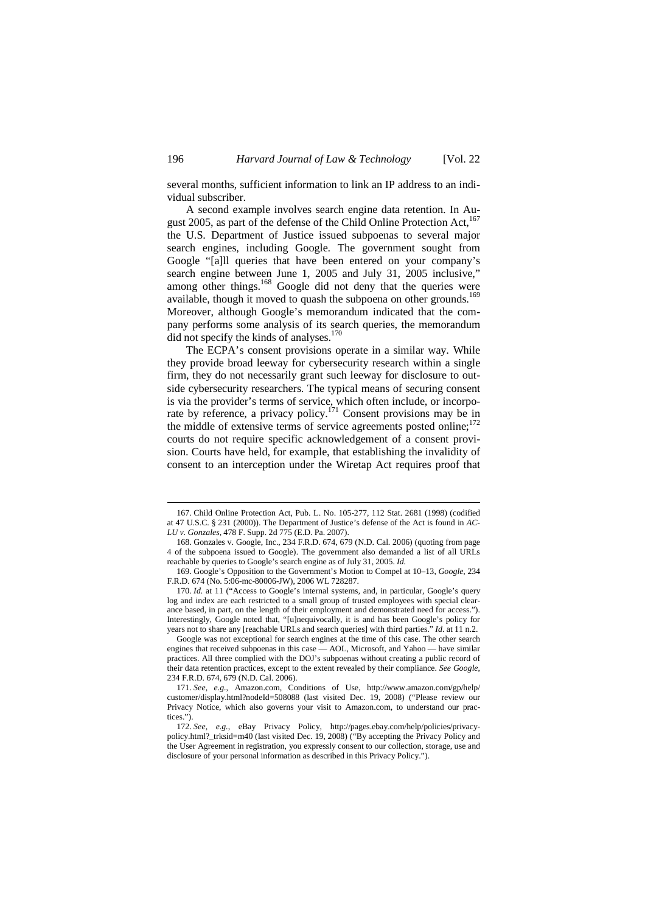several months, sufficient information to link an IP address to an individual subscriber.

A second example involves search engine data retention. In August 2005, as part of the defense of the Child Online Protection Act,[167] the U.S. Department of Justice issued subpoenas to several major search engines, including Google. The government sought from Google "[a]ll queries that have been entered on your company's search engine between June 1, 2005 and July 31, 2005 inclusive," among other things.[168] Google did not deny that the queries were available, though it moved to quash the subpoena on other grounds.[169] Moreover, although Google's memorandum indicated that the company performs some analysis of its search queries, the memorandum did not specify the kinds of analyses.[170]

The ECPA's consent provisions operate in a similar way. While they provide broad leeway for cybersecurity research within a single firm, they do not necessarily grant such leeway for disclosure to outside cybersecurity researchers. The typical means of securing consent is via the provider's terms of service, which often include, or incorporate by reference, a privacy policy.[171] Consent provisions may be in the middle of extensive terms of service agreements posted online;[172] courts do not require specific acknowledgement of a consent provision. Courts have held, for example, that establishing the invalidity of consent to an interception under the Wiretap Act requires proof that

---

167. Child Online Protection Act, Pub. L. No. 105-277, 112 Stat. 2681 (1998) (codified at 47 U.S.C. § 231 (2000)). The Department of Justice's defense of the Act is found in *ACLU v. Gonzales*, 478 F. Supp. 2d 775 (E.D. Pa. 2007).

168. Gonzales v. Google, Inc., 234 F.R.D. 674, 679 (N.D. Cal. 2006) (quoting from page 4 of the subpoena issued to Google). The government also demanded a list of all URLs reachable by queries to Google's search engine as of July 31, 2005. *Id.*

169. Google's Opposition to the Government's Motion to Compel at 10–13, *Google*, 234 F.R.D. 674 (No. 5:06-mc-80006-JW), 2006 WL 728287.

170. *Id.* at 11 ("Access to Google's internal systems, and, in particular, Google's query log and index are each restricted to a small group of trusted employees with special clearance based, in part, on the length of their employment and demonstrated need for access."). Interestingly, Google noted that, "[u]nequivocally, it is and has been Google's policy for years not to share any [reachable URLs and search queries] with third parties." *Id.* at 11 n.2.

Google was not exceptional for search engines at the time of this case. The other search engines that received subpoenas in this case — AOL, Microsoft, and Yahoo — have similar practices. All three complied with the DOJ's subpoenas without creating a public record of their data retention practices, except to the extent revealed by their compliance. *See Google*, 234 F.R.D. 674, 679 (N.D. Cal. 2006).

171. *See, e.g.*, Amazon.com, Conditions of Use, http://www.amazon.com/gp/help/customer/display.html?nodeId=508088 (last visited Dec. 19, 2008) ("Please review our Privacy Notice, which also governs your visit to Amazon.com, to understand our practices.").

172. *See, e.g.*, eBay Privacy Policy, http://pages.ebay.com/help/policies/privacy-policy.html?_trksid=m40 (last visited Dec. 19, 2008) ("By accepting the Privacy Policy and the User Agreement in registration, you expressly consent to our collection, storage, use and disclosure of your personal information as described in this Privacy Policy.").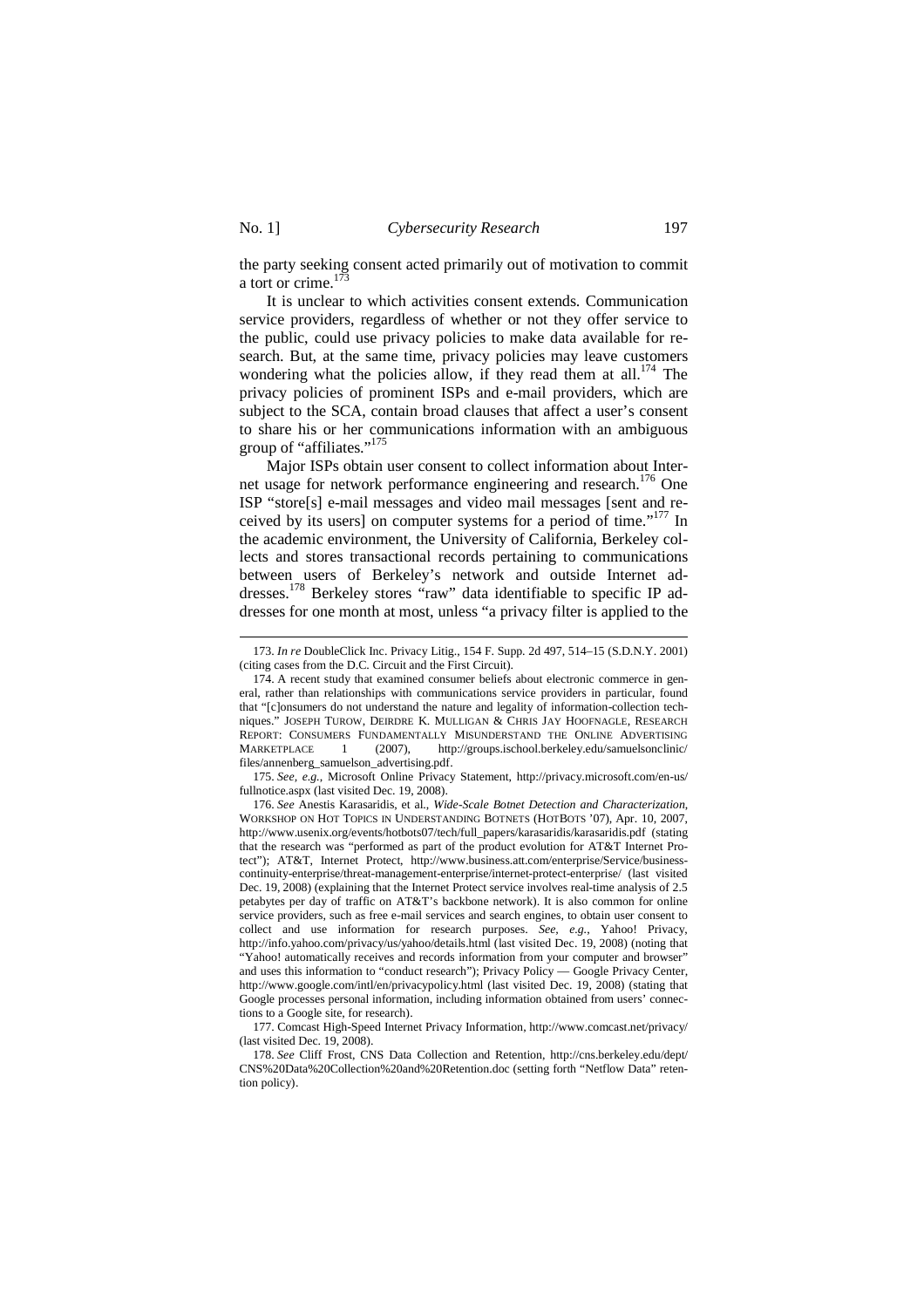the party seeking consent acted primarily out of motivation to commit a tort or crime.[173]

It is unclear to which activities consent extends. Communication service providers, regardless of whether or not they offer service to the public, could use privacy policies to make data available for research. But, at the same time, privacy policies may leave customers wondering what the policies allow, if they read them at all.[174] The privacy policies of prominent ISPs and e-mail providers, which are subject to the SCA, contain broad clauses that affect a user's consent to share his or her communications information with an ambiguous group of "affiliates."[175]

Major ISPs obtain user consent to collect information about Internet usage for network performance engineering and research.[176] One ISP "store[s] e-mail messages and video mail messages [sent and received by its users] on computer systems for a period of time."[177] In the academic environment, the University of California, Berkeley collects and stores transactional records pertaining to communications between users of Berkeley's network and outside Internet addresses.[178] Berkeley stores "raw" data identifiable to specific IP addresses for one month at most, unless "a privacy filter is applied to the

---

173. *In re* DoubleClick Inc. Privacy Litig., 154 F. Supp. 2d 497, 514–15 (S.D.N.Y. 2001) (citing cases from the D.C. Circuit and the First Circuit).

174. A recent study that examined consumer beliefs about electronic commerce in general, rather than relationships with communications service providers in particular, found that "[c]onsumers do not understand the nature and legality of information-collection techniques." JOSEPH TUROW, DEIRDRE K. MULLIGAN & CHRIS JAY HOOFNAGLE, RESEARCH REPORT: CONSUMERS FUNDAMENTALLY MISUNDERSTAND THE ONLINE ADVERTISING MARKETPLACE 1 (2007), http://groups.ischool.berkeley.edu/samuelsonclinic/files/annenberg_samuelson_advertising.pdf.

175. *See, e.g.*, Microsoft Online Privacy Statement, http://privacy.microsoft.com/en-us/fullnotice.aspx (last visited Dec. 19, 2008).

176. *See* Anestis Karasaridis, et al., *Wide-Scale Botnet Detection and Characterization*, WORKSHOP ON HOT TOPICS IN UNDERSTANDING BOTNETS (HOTBOTS '07), Apr. 10, 2007, http://www.usenix.org/events/hotbots07/tech/full_papers/karasaridis/karasaridis.pdf (stating that the research was "performed as part of the product evolution for AT&T Internet Protect"); AT&T, Internet Protect, http://www.business.att.com/enterprise/Service/business-continuity-enterprise/threat-management-enterprise/internet-protect-enterprise/ (last visited Dec. 19, 2008) (explaining that the Internet Protect service involves real-time analysis of 2.5 petabytes per day of traffic on AT&T's backbone network). It is also common for online service providers, such as free e-mail services and search engines, to obtain user consent to collect and use information for research purposes. *See, e.g.*, Yahoo! Privacy, http://info.yahoo.com/privacy/us/yahoo/details.html (last visited Dec. 19, 2008) (noting that "Yahoo! automatically receives and records information from your computer and browser" and uses this information to "conduct research"); Privacy Policy — Google Privacy Center, http://www.google.com/intl/en/privacypolicy.html (last visited Dec. 19, 2008) (stating that Google processes personal information, including information obtained from users' connections to a Google site, for research).

177. Comcast High-Speed Internet Privacy Information, http://www.comcast.net/privacy/ (last visited Dec. 19, 2008).

178. *See* Cliff Frost, CNS Data Collection and Retention, http://cns.berkeley.edu/dept/CNS%20Data%20Collection%20and%20Retention.doc (setting forth "Netflow Data" retention policy).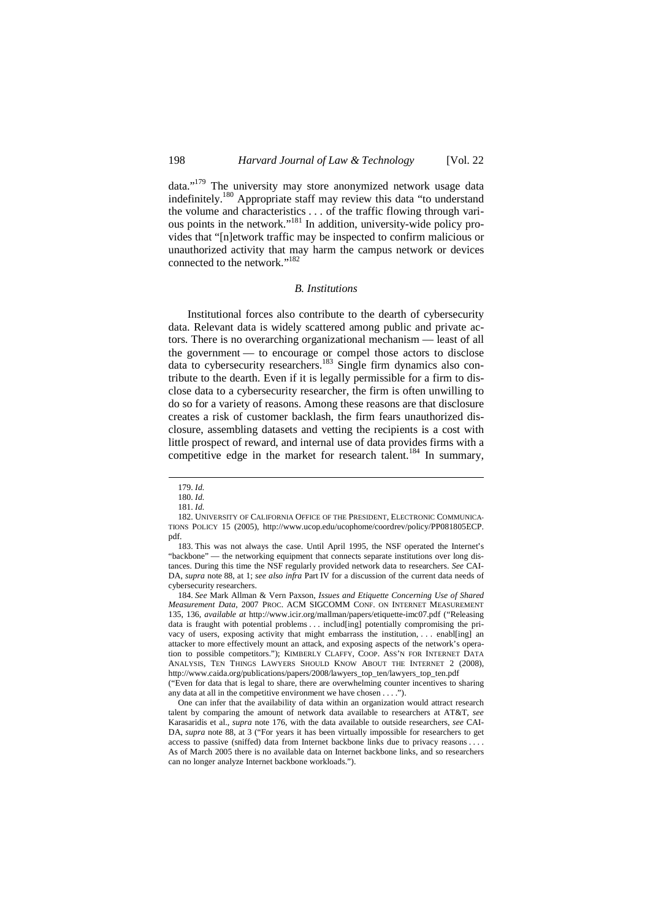data."[179] The university may store anonymized network usage data indefinitely.[180] Appropriate staff may review this data "to understand the volume and characteristics . . . of the traffic flowing through various points in the network."[181] In addition, university-wide policy provides that "[n]etwork traffic may be inspected to confirm malicious or unauthorized activity that may harm the campus network or devices connected to the network."[182]

### *B. Institutions*

Institutional forces also contribute to the dearth of cybersecurity data. Relevant data is widely scattered among public and private actors. There is no overarching organizational mechanism — least of all the government — to encourage or compel those actors to disclose data to cybersecurity researchers.[183] Single firm dynamics also contribute to the dearth. Even if it is legally permissible for a firm to disclose data to a cybersecurity researcher, the firm is often unwilling to do so for a variety of reasons. Among these reasons are that disclosure creates a risk of customer backlash, the firm fears unauthorized disclosure, assembling datasets and vetting the recipients is a cost with little prospect of reward, and internal use of data provides firms with a competitive edge in the market for research talent.[184] In summary,

---

179. *Id.*

180. *Id.*

181. *Id.*

182. UNIVERSITY OF CALIFORNIA OFFICE OF THE PRESIDENT, ELECTRONIC COMMUNICATIONS POLICY 15 (2005), http://www.ucop.edu/ucophome/coordrev/policy/PP081805ECP.pdf.

183. This was not always the case. Until April 1995, the NSF operated the Internet's "backbone" — the networking equipment that connects separate institutions over long distances. During this time the NSF regularly provided network data to researchers. *See* CAIDA, *supra* note 88, at 1; *see also infra* Part IV for a discussion of the current data needs of cybersecurity researchers.

184. *See* Mark Allman & Vern Paxson, *Issues and Etiquette Concerning Use of Shared Measurement Data*, 2007 PROC. ACM SIGCOMM CONF. ON INTERNET MEASUREMENT 135, 136, *available at* http://www.icir.org/mallman/papers/etiquette-imc07.pdf ("Releasing data is fraught with potential problems . . . includ[ing] potentially compromising the privacy of users, exposing activity that might embarrass the institution, . . . enabl[ing] an attacker to more effectively mount an attack, and exposing aspects of the network's operation to possible competitors."); KIMBERLY CLAFFY, COOP. ASS'N FOR INTERNET DATA ANALYSIS, TEN THINGS LAWYERS SHOULD KNOW ABOUT THE INTERNET 2 (2008), http://www.caida.org/publications/papers/2008/lawyers_top_ten/lawyers_top_ten.pdf ("Even for data that is legal to share, there are overwhelming counter incentives to sharing any data at all in the competitive environment we have chosen . . . .").

One can infer that the availability of data within an organization would attract research talent by comparing the amount of network data available to researchers at AT&T, *see* Karasaridis et al., *supra* note 176, with the data available to outside researchers, *see* CAIDA, *supra* note 88, at 3 ("For years it has been virtually impossible for researchers to get access to passive (sniffed) data from Internet backbone links due to privacy reasons . . . . As of March 2005 there is no available data on Internet backbone links, and so researchers can no longer analyze Internet backbone workloads.").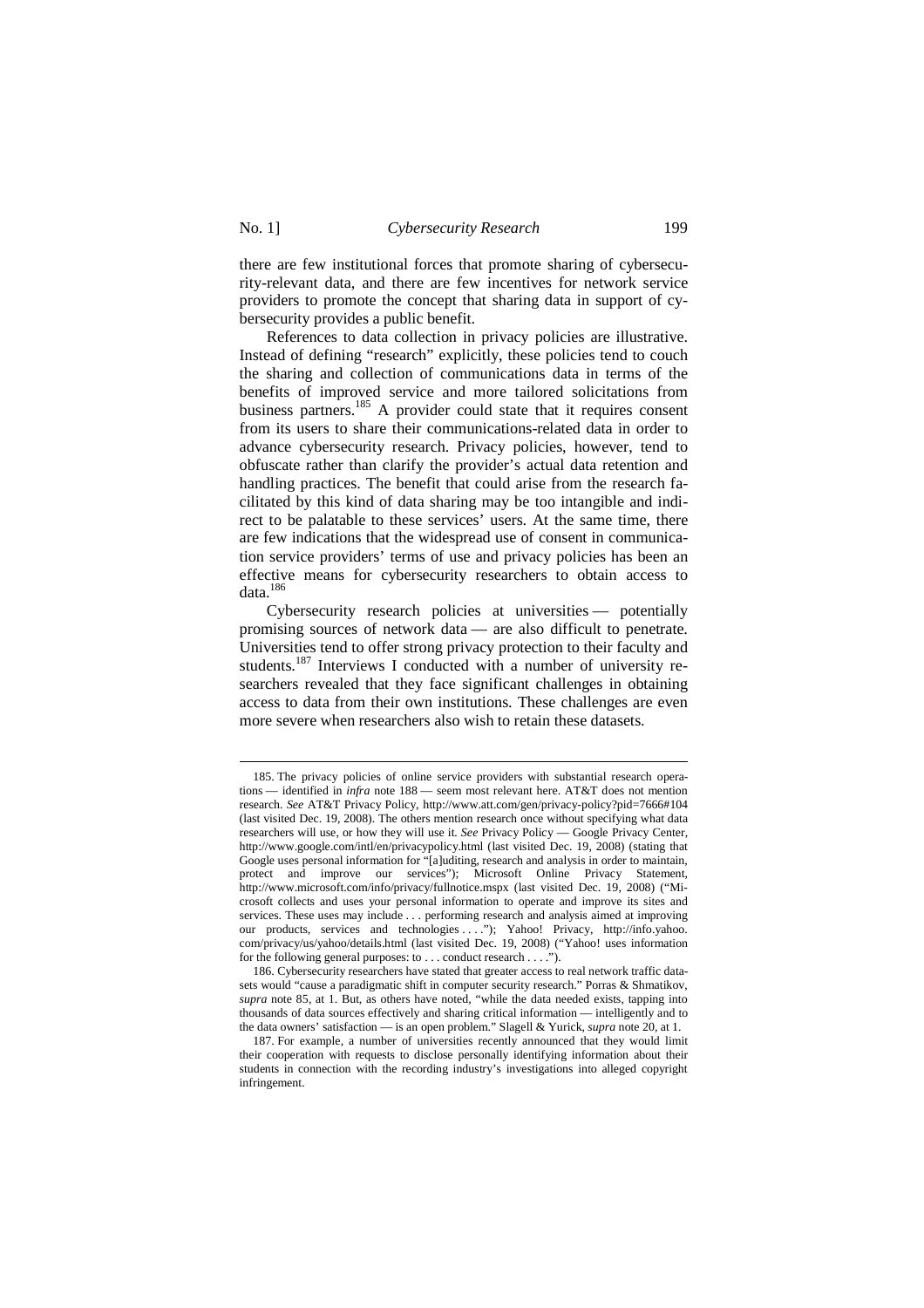there are few institutional forces that promote sharing of cybersecurity-relevant data, and there are few incentives for network service providers to promote the concept that sharing data in support of cybersecurity provides a public benefit.

References to data collection in privacy policies are illustrative. Instead of defining "research" explicitly, these policies tend to couch the sharing and collection of communications data in terms of the benefits of improved service and more tailored solicitations from business partners.[185] A provider could state that it requires consent from its users to share their communications-related data in order to advance cybersecurity research. Privacy policies, however, tend to obfuscate rather than clarify the provider's actual data retention and handling practices. The benefit that could arise from the research facilitated by this kind of data sharing may be too intangible and indirect to be palatable to these services' users. At the same time, there are few indications that the widespread use of consent in communication service providers' terms of use and privacy policies has been an effective means for cybersecurity researchers to obtain access to data.[186]

Cybersecurity research policies at universities — potentially promising sources of network data — are also difficult to penetrate. Universities tend to offer strong privacy protection to their faculty and students.[187] Interviews I conducted with a number of university researchers revealed that they face significant challenges in obtaining access to data from their own institutions. These challenges are even more severe when researchers also wish to retain these datasets.

---

185. The privacy policies of online service providers with substantial research operations — identified in *infra* note 188 — seem most relevant here. AT&T does not mention research. *See* AT&T Privacy Policy, http://www.att.com/gen/privacy-policy?pid=7666#104 (last visited Dec. 19, 2008). The others mention research once without specifying what data researchers will use, or how they will use it. *See* Privacy Policy — Google Privacy Center, http://www.google.com/intl/en/privacypolicy.html (last visited Dec. 19, 2008) (stating that Google uses personal information for "[a]uditing, research and analysis in order to maintain, protect and improve our services"); Microsoft Online Privacy Statement, http://www.microsoft.com/info/privacy/fullnotice.mspx (last visited Dec. 19, 2008) ("Microsoft collects and uses your personal information to operate and improve its sites and services. These uses may include . . . performing research and analysis aimed at improving our products, services and technologies . . . ."); Yahoo! Privacy, http://info.yahoo.com/privacy/us/yahoo/details.html (last visited Dec. 19, 2008) ("Yahoo! uses information for the following general purposes: to . . . conduct research . . . .").

186. Cybersecurity researchers have stated that greater access to real network traffic datasets would "cause a paradigmatic shift in computer security research." Porras & Shmatikov, *supra* note 85, at 1. But, as others have noted, "while the data needed exists, tapping into thousands of data sources effectively and sharing critical information — intelligently and to the data owners' satisfaction — is an open problem." Slagell & Yurick, *supra* note 20, at 1.

187. For example, a number of universities recently announced that they would limit their cooperation with requests to disclose personally identifying information about their students in connection with the recording industry's investigations into alleged copyright infringement.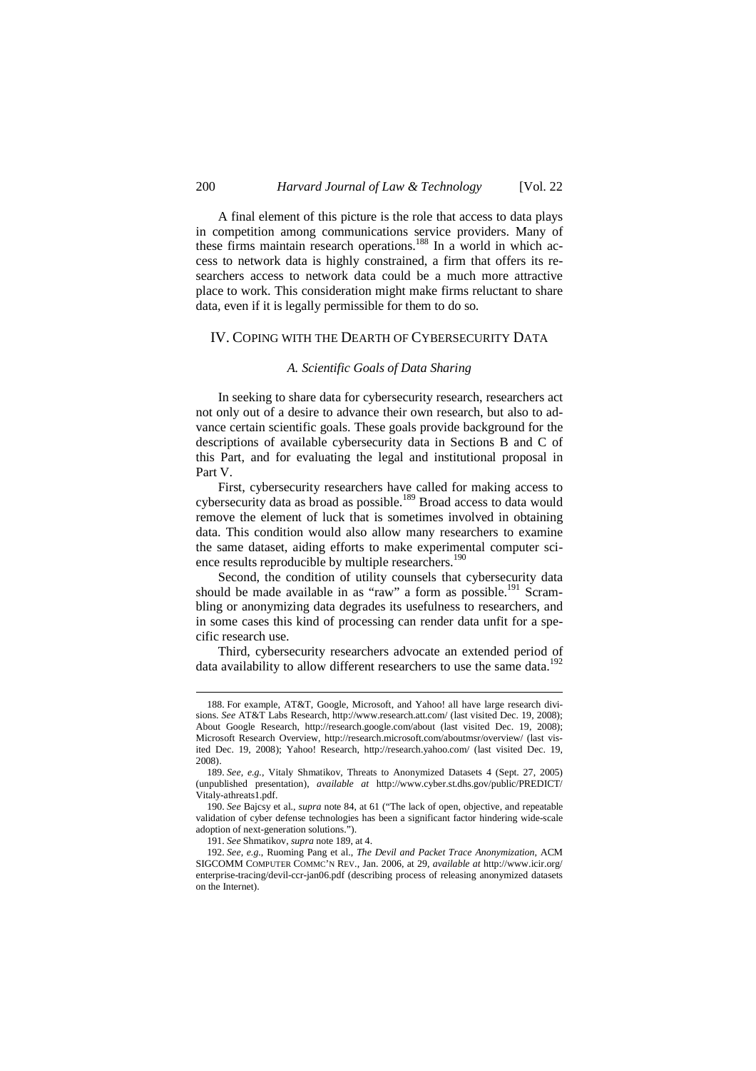A final element of this picture is the role that access to data plays in competition among communications service providers. Many of these firms maintain research operations.[188] In a world in which access to network data is highly constrained, a firm that offers its researchers access to network data could be a much more attractive place to work. This consideration might make firms reluctant to share data, even if it is legally permissible for them to do so.

## IV. Coping with the Dearth of Cybersecurity Data

### *A. Scientific Goals of Data Sharing*

In seeking to share data for cybersecurity research, researchers act not only out of a desire to advance their own research, but also to advance certain scientific goals. These goals provide background for the descriptions of available cybersecurity data in Sections B and C of this Part, and for evaluating the legal and institutional proposal in Part V.

First, cybersecurity researchers have called for making access to cybersecurity data as broad as possible.[189] Broad access to data would remove the element of luck that is sometimes involved in obtaining data. This condition would also allow many researchers to examine the same dataset, aiding efforts to make experimental computer science results reproducible by multiple researchers.[190]

Second, the condition of utility counsels that cybersecurity data should be made available in as "raw" a form as possible.[191] Scrambling or anonymizing data degrades its usefulness to researchers, and in some cases this kind of processing can render data unfit for a specific research use.

Third, cybersecurity researchers advocate an extended period of data availability to allow different researchers to use the same data.[192]

---

188. For example, AT&T, Google, Microsoft, and Yahoo! all have large research divisions. *See* AT&T Labs Research, http://www.research.att.com/ (last visited Dec. 19, 2008); About Google Research, http://research.google.com/about (last visited Dec. 19, 2008); Microsoft Research Overview, http://research.microsoft.com/aboutmsr/overview/ (last visited Dec. 19, 2008); Yahoo! Research, http://research.yahoo.com/ (last visited Dec. 19, 2008).

189. *See, e.g.*, Vitaly Shmatikov, Threats to Anonymized Datasets 4 (Sept. 27, 2005) (unpublished presentation), *available at* http://www.cyber.st.dhs.gov/public/PREDICT/Vitaly-athreats1.pdf.

190. *See* Bajcsy et al., *supra* note 84, at 61 ("The lack of open, objective, and repeatable validation of cyber defense technologies has been a significant factor hindering wide-scale adoption of next-generation solutions.").

191. *See* Shmatikov, *supra* note 189, at 4.

192. *See, e.g.*, Ruoming Pang et al., *The Devil and Packet Trace Anonymization*, ACM SIGCOMM COMPUTER COMMC'N REV., Jan. 2006, at 29, *available at* http://www.icir.org/enterprise-tracing/devil-ccr-jan06.pdf (describing process of releasing anonymized datasets on the Internet).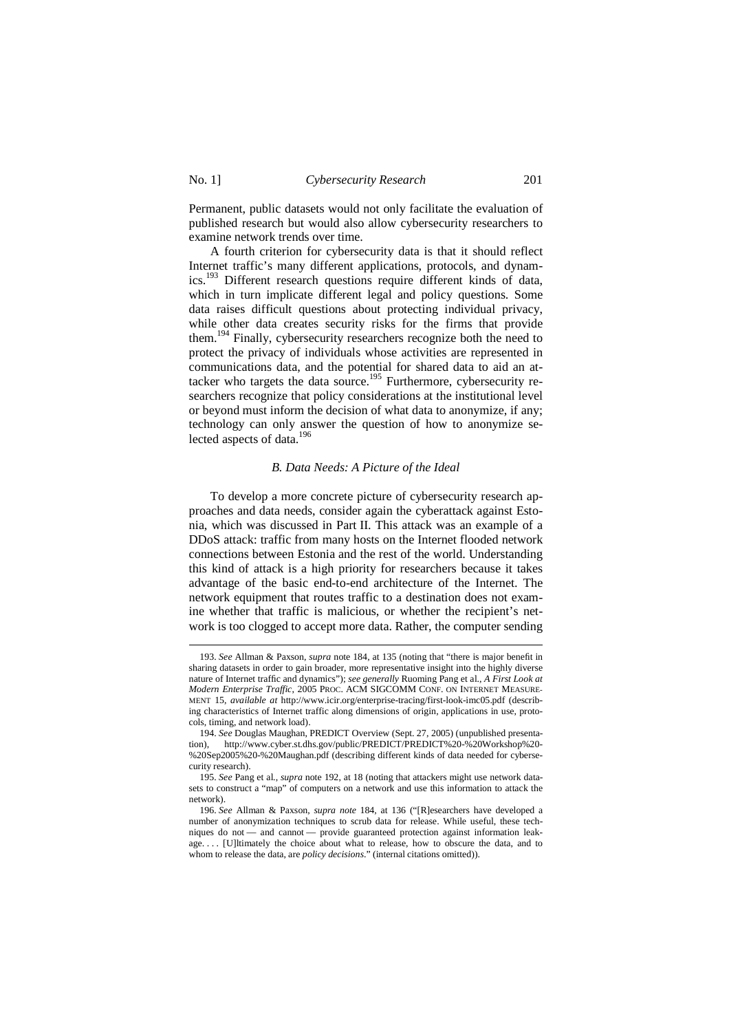Permanent, public datasets would not only facilitate the evaluation of published research but would also allow cybersecurity researchers to examine network trends over time.

A fourth criterion for cybersecurity data is that it should reflect Internet traffic's many different applications, protocols, and dynamics.[193] Different research questions require different kinds of data, which in turn implicate different legal and policy questions. Some data raises difficult questions about protecting individual privacy, while other data creates security risks for the firms that provide them.[194] Finally, cybersecurity researchers recognize both the need to protect the privacy of individuals whose activities are represented in communications data, and the potential for shared data to aid an attacker who targets the data source.[195] Furthermore, cybersecurity researchers recognize that policy considerations at the institutional level or beyond must inform the decision of what data to anonymize, if any; technology can only answer the question of how to anonymize selected aspects of data.[196]

### *B. Data Needs: A Picture of the Ideal*

To develop a more concrete picture of cybersecurity research approaches and data needs, consider again the cyberattack against Estonia, which was discussed in Part II. This attack was an example of a DDoS attack: traffic from many hosts on the Internet flooded network connections between Estonia and the rest of the world. Understanding this kind of attack is a high priority for researchers because it takes advantage of the basic end-to-end architecture of the Internet. The network equipment that routes traffic to a destination does not examine whether that traffic is malicious, or whether the recipient's network is too clogged to accept more data. Rather, the computer sending

---

193. *See* Allman & Paxson, *supra* note 184, at 135 (noting that "there is major benefit in sharing datasets in order to gain broader, more representative insight into the highly diverse nature of Internet traffic and dynamics"); *see generally* Ruoming Pang et al., *A First Look at Modern Enterprise Traffic*, 2005 PROC. ACM SIGCOMM CONF. ON INTERNET MEASUREMENT 15, *available at* http://www.icir.org/enterprise-tracing/first-look-imc05.pdf (describing characteristics of Internet traffic along dimensions of origin, applications in use, protocols, timing, and network load).

194. *See* Douglas Maughan, PREDICT Overview (Sept. 27, 2005) (unpublished presentation), http://www.cyber.st.dhs.gov/public/PREDICT/PREDICT%20-%20Workshop%20-%20Sep2005%20-%20Maughan.pdf (describing different kinds of data needed for cybersecurity research).

195. *See* Pang et al., *supra* note 192, at 18 (noting that attackers might use network datasets to construct a "map" of computers on a network and use this information to attack the network).

196. *See* Allman & Paxson, *supra note* 184, at 136 ("[R]esearchers have developed a number of anonymization techniques to scrub data for release. While useful, these techniques do not — and cannot — provide guaranteed protection against information leakage. . . . [U]ltimately the choice about what to release, how to obscure the data, and to whom to release the data, are *policy decisions*." (internal citations omitted)).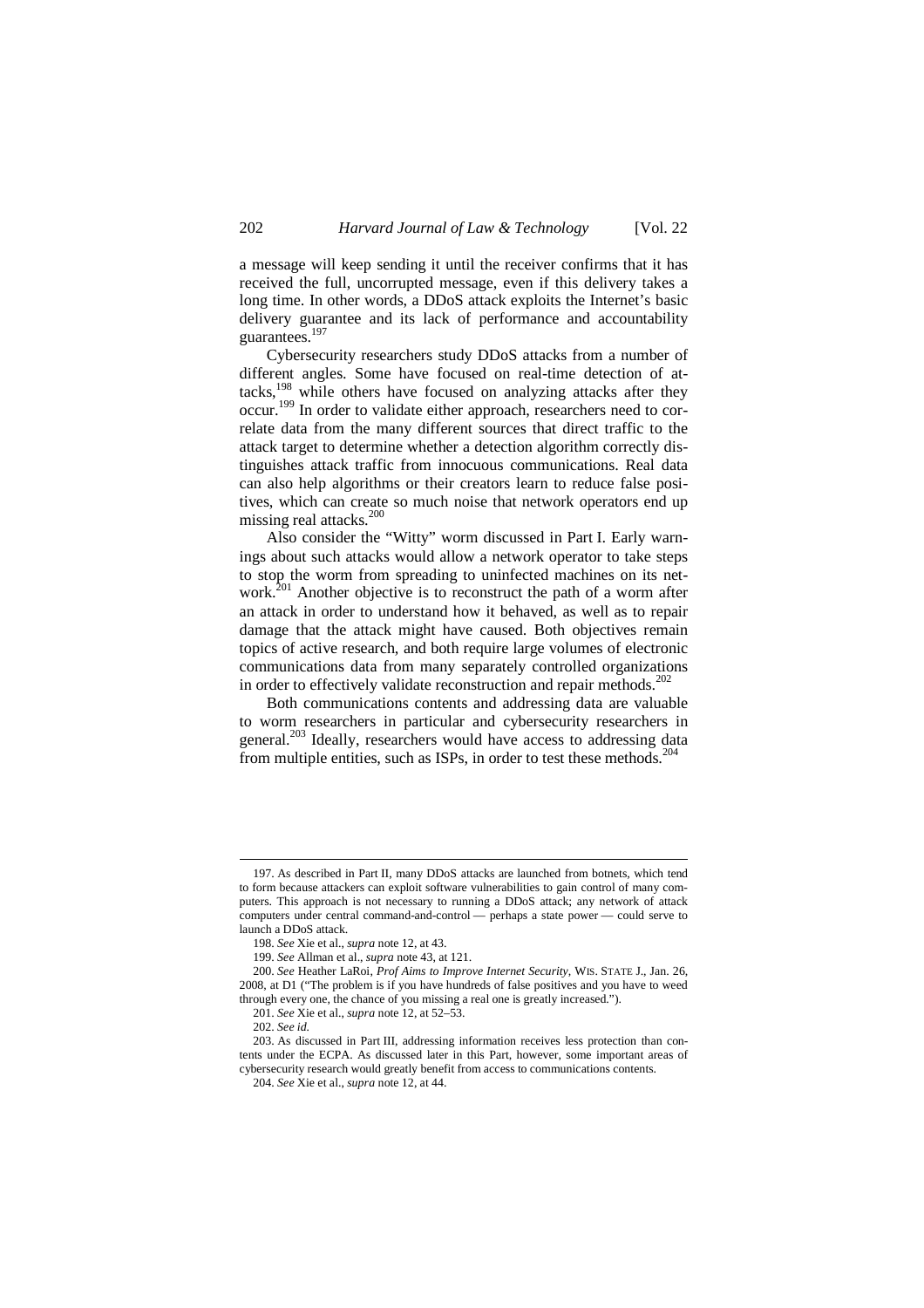a message will keep sending it until the receiver confirms that it has received the full, uncorrupted message, even if this delivery takes a long time. In other words, a DDoS attack exploits the Internet's basic delivery guarantee and its lack of performance and accountability guarantees.[197]

Cybersecurity researchers study DDoS attacks from a number of different angles. Some have focused on real-time detection of attacks,[198] while others have focused on analyzing attacks after they occur.[199] In order to validate either approach, researchers need to correlate data from the many different sources that direct traffic to the attack target to determine whether a detection algorithm correctly distinguishes attack traffic from innocuous communications. Real data can also help algorithms or their creators learn to reduce false positives, which can create so much noise that network operators end up missing real attacks.[200]

Also consider the "Witty" worm discussed in Part I. Early warnings about such attacks would allow a network operator to take steps to stop the worm from spreading to uninfected machines on its network.[201] Another objective is to reconstruct the path of a worm after an attack in order to understand how it behaved, as well as to repair damage that the attack might have caused. Both objectives remain topics of active research, and both require large volumes of electronic communications data from many separately controlled organizations in order to effectively validate reconstruction and repair methods.[202]

Both communications contents and addressing data are valuable to worm researchers in particular and cybersecurity researchers in general.[203] Ideally, researchers would have access to addressing data from multiple entities, such as ISPs, in order to test these methods.[204]

---

197. As described in Part II, many DDoS attacks are launched from botnets, which tend to form because attackers can exploit software vulnerabilities to gain control of many computers. This approach is not necessary to running a DDoS attack; any network of attack computers under central command-and-control — perhaps a state power — could serve to launch a DDoS attack.

198. *See* Xie et al., *supra* note 12, at 43.

199. *See* Allman et al., *supra* note 43, at 121.

200. *See* Heather LaRoi, *Prof Aims to Improve Internet Security*, WIS. STATE J., Jan. 26, 2008, at D1 ("The problem is if you have hundreds of false positives and you have to weed through every one, the chance of you missing a real one is greatly increased.").

201. *See* Xie et al., *supra* note 12, at 52–53.

202. *See id.*

203. As discussed in Part III, addressing information receives less protection than contents under the ECPA. As discussed later in this Part, however, some important areas of cybersecurity research would greatly benefit from access to communications contents.

204. *See* Xie et al., *supra* note 12, at 44.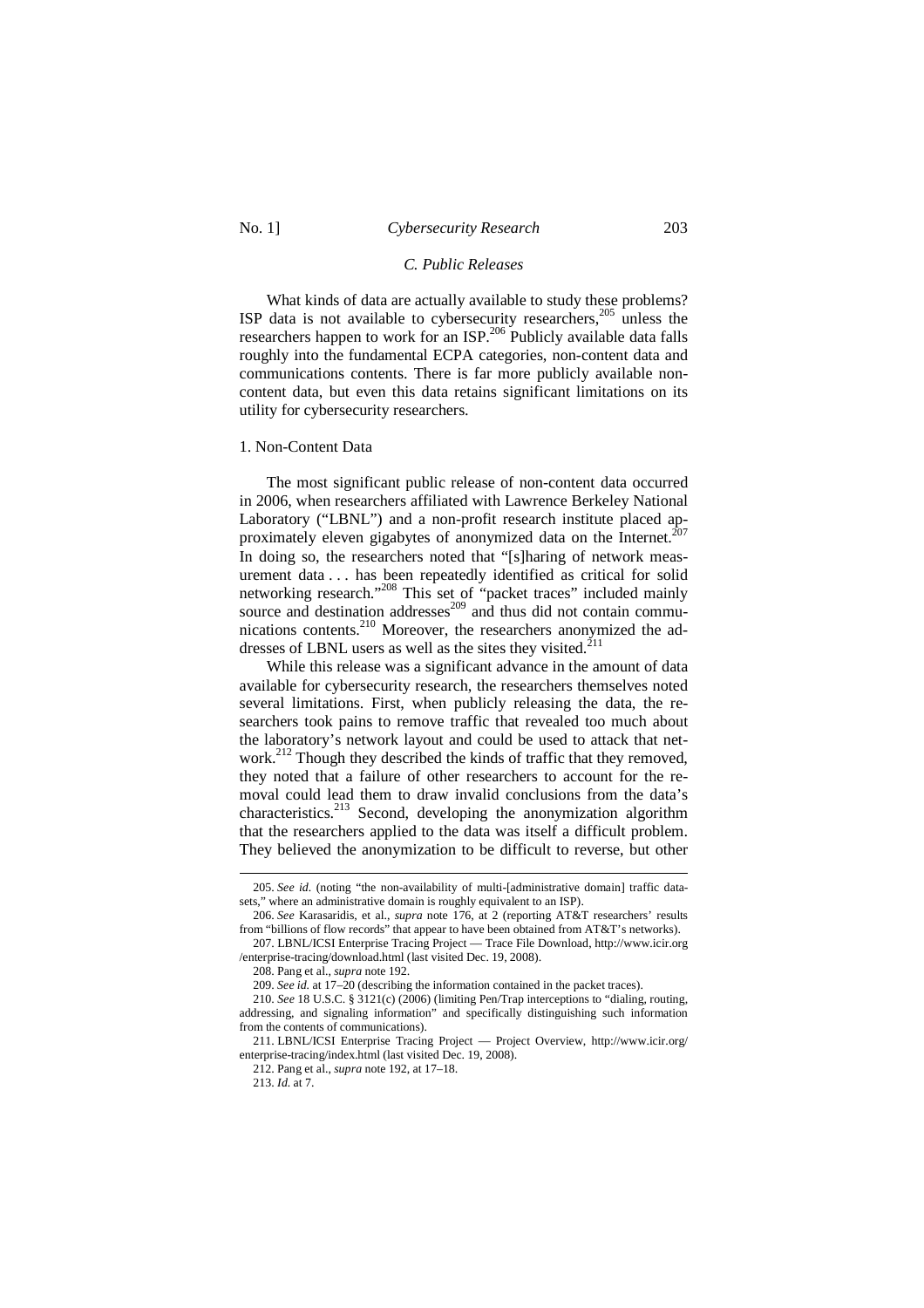### C. Public Releases

What kinds of data are actually available to study these problems? ISP data is not available to cybersecurity researchers,[205] unless the researchers happen to work for an ISP.[206] Publicly available data falls roughly into the fundamental ECPA categories, non-content data and communications contents. There is far more publicly available non-content data, but even this data retains significant limitations on its utility for cybersecurity researchers.

#### 1. Non-Content Data

The most significant public release of non-content data occurred in 2006, when researchers affiliated with Lawrence Berkeley National Laboratory ("LBNL") and a non-profit research institute placed approximately eleven gigabytes of anonymized data on the Internet.[207] In doing so, the researchers noted that "[s]haring of network measurement data . . . has been repeatedly identified as critical for solid networking research."[208] This set of "packet traces" included mainly source and destination addresses[209] and thus did not contain communications contents.[210] Moreover, the researchers anonymized the addresses of LBNL users as well as the sites they visited.[211]

While this release was a significant advance in the amount of data available for cybersecurity research, the researchers themselves noted several limitations. First, when publicly releasing the data, the researchers took pains to remove traffic that revealed too much about the laboratory's network layout and could be used to attack that network.[212] Though they described the kinds of traffic that they removed, they noted that a failure of other researchers to account for the removal could lead them to draw invalid conclusions from the data's characteristics.[213] Second, developing the anonymization algorithm that the researchers applied to the data was itself a difficult problem. They believed the anonymization to be difficult to reverse, but other

---

205. *See id.* (noting "the non-availability of multi-[administrative domain] traffic datasets," where an administrative domain is roughly equivalent to an ISP).

206. *See* Karasaridis, et al., *supra* note 176, at 2 (reporting AT&T researchers' results from "billions of flow records" that appear to have been obtained from AT&T's networks).

207. LBNL/ICSI Enterprise Tracing Project — Trace File Download, http://www.icir.org/enterprise-tracing/download.html (last visited Dec. 19, 2008).

208. Pang et al., *supra* note 192.

209. *See id.* at 17–20 (describing the information contained in the packet traces).

210. *See* 18 U.S.C. § 3121(c) (2006) (limiting Pen/Trap interceptions to "dialing, routing, addressing, and signaling information" and specifically distinguishing such information from the contents of communications).

211. LBNL/ICSI Enterprise Tracing Project — Project Overview, http://www.icir.org/enterprise-tracing/index.html (last visited Dec. 19, 2008).

212. Pang et al., *supra* note 192, at 17–18.

213. *Id.* at 7.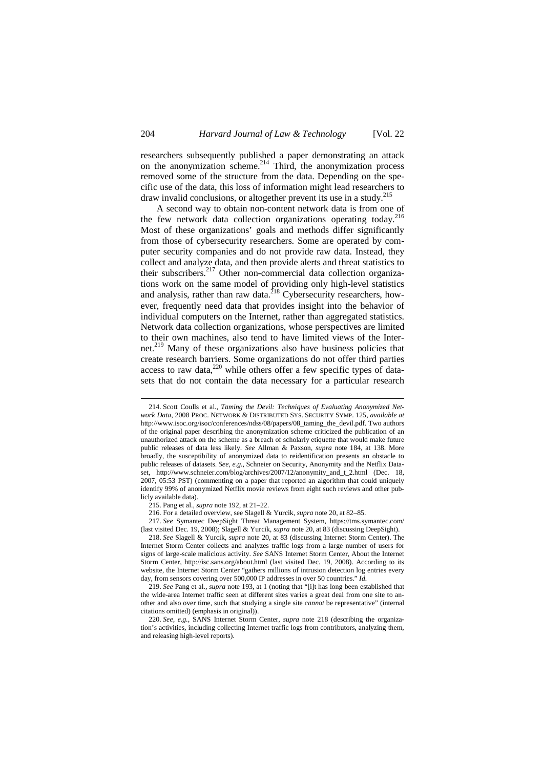researchers subsequently published a paper demonstrating an attack on the anonymization scheme.[214] Third, the anonymization process removed some of the structure from the data. Depending on the specific use of the data, this loss of information might lead researchers to draw invalid conclusions, or altogether prevent its use in a study.[215]

A second way to obtain non-content network data is from one of the few network data collection organizations operating today.[216] Most of these organizations' goals and methods differ significantly from those of cybersecurity researchers. Some are operated by computer security companies and do not provide raw data. Instead, they collect and analyze data, and then provide alerts and threat statistics to their subscribers.[217] Other non-commercial data collection organizations work on the same model of providing only high-level statistics and analysis, rather than raw data.[218] Cybersecurity researchers, however, frequently need data that provides insight into the behavior of individual computers on the Internet, rather than aggregated statistics. Network data collection organizations, whose perspectives are limited to their own machines, also tend to have limited views of the Internet.[219] Many of these organizations also have business policies that create research barriers. Some organizations do not offer third parties access to raw data,[220] while others offer a few specific types of datasets that do not contain the data necessary for a particular research

---

214. Scott Coulls et al., *Taming the Devil: Techniques of Evaluating Anonymized Network Data*, 2008 PROC. NETWORK & DISTRIBUTED SYS. SECURITY SYMP. 125, *available at* http://www.isoc.org/isoc/conferences/ndss/08/papers/08_taming_the_devil.pdf. Two authors of the original paper describing the anonymization scheme criticized the publication of an unauthorized attack on the scheme as a breach of scholarly etiquette that would make future public releases of data less likely. *See* Allman & Paxson, *supra* note 184, at 138. More broadly, the susceptibility of anonymized data to reidentification presents an obstacle to public releases of datasets. *See, e.g.*, Schneier on Security, Anonymity and the Netflix Dataset, http://www.schneier.com/blog/archives/2007/12/anonymity_and_t_2.html (Dec. 18, 2007, 05:53 PST) (commenting on a paper that reported an algorithm that could uniquely identify 99% of anonymized Netflix movie reviews from eight such reviews and other publicly available data).

215. Pang et al., *supra* note 192, at 21–22.

216. For a detailed overview, see Slagell & Yurcik, *supra* note 20, at 82–85.

217. *See* Symantec DeepSight Threat Management System, https://tms.symantec.com/ (last visited Dec. 19, 2008); Slagell & Yurcik, *supra* note 20, at 83 (discussing DeepSight).

218. *See* Slagell & Yurcik, *supra* note 20, at 83 (discussing Internet Storm Center). The Internet Storm Center collects and analyzes traffic logs from a large number of users for signs of large-scale malicious activity. *See* SANS Internet Storm Center, About the Internet Storm Center, http://isc.sans.org/about.html (last visited Dec. 19, 2008). According to its website, the Internet Storm Center "gathers millions of intrusion detection log entries every day, from sensors covering over 500,000 IP addresses in over 50 countries." *Id.*

219. *See* Pang et al., *supra* note 193, at 1 (noting that "[i]t has long been established that the wide-area Internet traffic seen at different sites varies a great deal from one site to another and also over time, such that studying a single site *cannot* be representative" (internal citations omitted) (emphasis in original)).

220. *See, e.g.*, SANS Internet Storm Center, *supra* note 218 (describing the organization's activities, including collecting Internet traffic logs from contributors, analyzing them, and releasing high-level reports).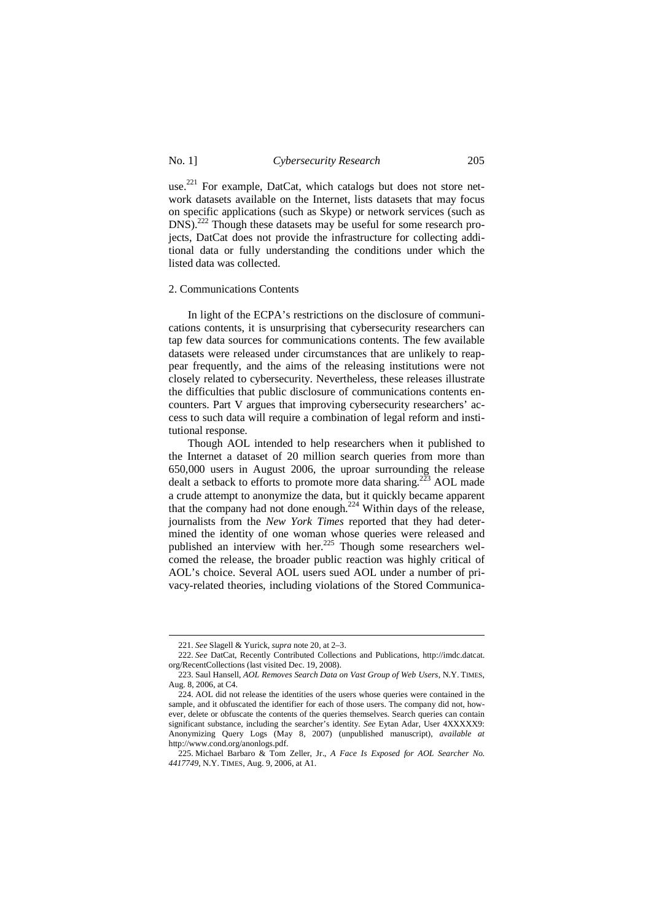use.[221] For example, DatCat, which catalogs but does not store network datasets available on the Internet, lists datasets that may focus on specific applications (such as Skype) or network services (such as DNS).[222] Though these datasets may be useful for some research projects, DatCat does not provide the infrastructure for collecting additional data or fully understanding the conditions under which the listed data was collected.

### 2. Communications Contents

In light of the ECPA's restrictions on the disclosure of communications contents, it is unsurprising that cybersecurity researchers can tap few data sources for communications contents. The few available datasets were released under circumstances that are unlikely to reappear frequently, and the aims of the releasing institutions were not closely related to cybersecurity. Nevertheless, these releases illustrate the difficulties that public disclosure of communications contents encounters. Part V argues that improving cybersecurity researchers' access to such data will require a combination of legal reform and institutional response.

Though AOL intended to help researchers when it published to the Internet a dataset of 20 million search queries from more than 650,000 users in August 2006, the uproar surrounding the release dealt a setback to efforts to promote more data sharing.[223] AOL made a crude attempt to anonymize the data, but it quickly became apparent that the company had not done enough.[224] Within days of the release, journalists from the *New York Times* reported that they had determined the identity of one woman whose queries were released and published an interview with her.[225] Though some researchers welcomed the release, the broader public reaction was highly critical of AOL's choice. Several AOL users sued AOL under a number of privacy-related theories, including violations of the Stored Communica-

---

221. *See* Slagell & Yurick, *supra* note 20, at 2–3.

222. *See* DatCat, Recently Contributed Collections and Publications, http://imdc.datcat.org/RecentCollections (last visited Dec. 19, 2008).

223. Saul Hansell, *AOL Removes Search Data on Vast Group of Web Users*, N.Y. TIMES, Aug. 8, 2006, at C4.

224. AOL did not release the identities of the users whose queries were contained in the sample, and it obfuscated the identifier for each of those users. The company did not, however, delete or obfuscate the contents of the queries themselves. Search queries can contain significant substance, including the searcher's identity. *See* Eytan Adar, User 4XXXXX9: Anonymizing Query Logs (May 8, 2007) (unpublished manuscript), *available at* http://www.cond.org/anonlogs.pdf.

225. Michael Barbaro & Tom Zeller, Jr., *A Face Is Exposed for AOL Searcher No. 4417749*, N.Y. TIMES, Aug. 9, 2006, at A1.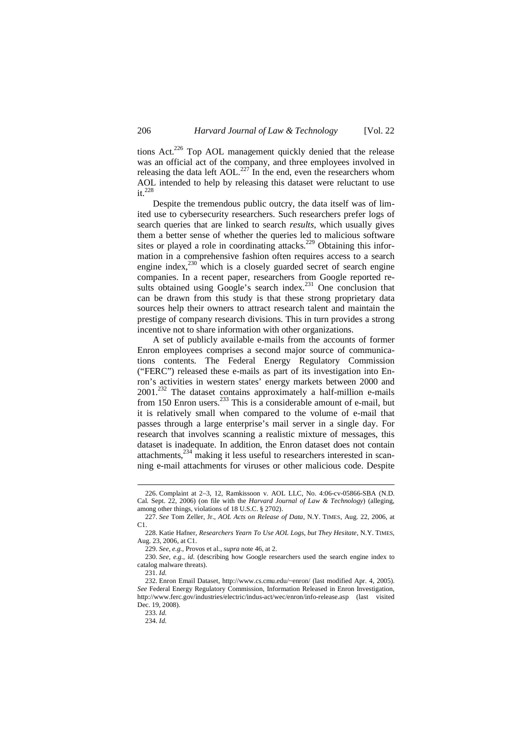tions Act.[226] Top AOL management quickly denied that the release was an official act of the company, and three employees involved in releasing the data left AOL.[227] In the end, even the researchers whom AOL intended to help by releasing this dataset were reluctant to use it.[228]

Despite the tremendous public outcry, the data itself was of limited use to cybersecurity researchers. Such researchers prefer logs of search queries that are linked to search *results*, which usually gives them a better sense of whether the queries led to malicious software sites or played a role in coordinating attacks.[229] Obtaining this information in a comprehensive fashion often requires access to a search engine index,[230] which is a closely guarded secret of search engine companies. In a recent paper, researchers from Google reported results obtained using Google's search index.[231] One conclusion that can be drawn from this study is that these strong proprietary data sources help their owners to attract research talent and maintain the prestige of company research divisions. This in turn provides a strong incentive not to share information with other organizations.

A set of publicly available e-mails from the accounts of former Enron employees comprises a second major source of communications contents. The Federal Energy Regulatory Commission ("FERC") released these e-mails as part of its investigation into Enron's activities in western states' energy markets between 2000 and 2001.[232] The dataset contains approximately a half-million e-mails from 150 Enron users.[233] This is a considerable amount of e-mail, but it is relatively small when compared to the volume of e-mail that passes through a large enterprise's mail server in a single day. For research that involves scanning a realistic mixture of messages, this dataset is inadequate. In addition, the Enron dataset does not contain attachments,[234] making it less useful to researchers interested in scanning e-mail attachments for viruses or other malicious code. Despite

---

226. Complaint at 2–3, 12, Ramkissoon v. AOL LLC, No. 4:06-cv-05866-SBA (N.D. Cal. Sept. 22, 2006) (on file with the *Harvard Journal of Law & Technology*) (alleging, among other things, violations of 18 U.S.C. § 2702).

227. *See* Tom Zeller, Jr., *AOL Acts on Release of Data*, N.Y. TIMES, Aug. 22, 2006, at C1.

228. Katie Hafner, *Researchers Yearn To Use AOL Logs, but They Hesitate*, N.Y. TIMES, Aug. 23, 2006, at C1.

229. *See, e.g.*, Provos et al., *supra* note 46, at 2.

230. *See, e.g.*, *id.* (describing how Google researchers used the search engine index to catalog malware threats).

231. *Id.*

232. Enron Email Dataset, http://www.cs.cmu.edu/~enron/ (last modified Apr. 4, 2005). *See* Federal Energy Regulatory Commission, Information Released in Enron Investigation, http://www.ferc.gov/industries/electric/indus-act/wec/enron/info-release.asp (last visited Dec. 19, 2008).

233. *Id.*

234. *Id.*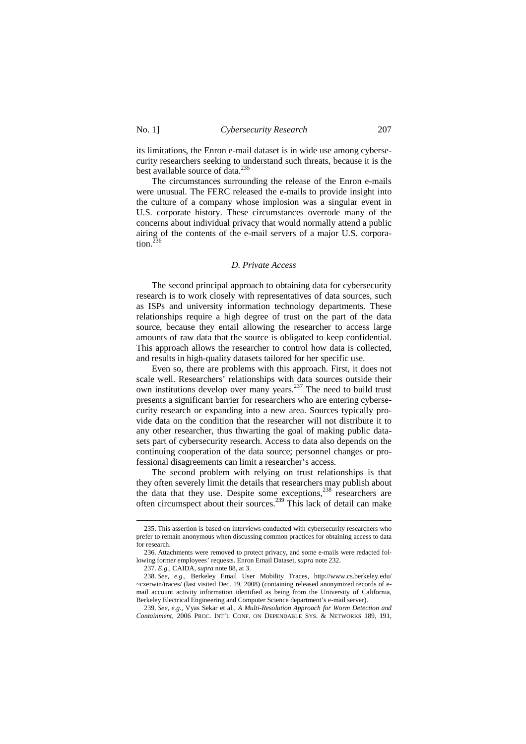its limitations, the Enron e-mail dataset is in wide use among cybersecurity researchers seeking to understand such threats, because it is the best available source of data.[235]

The circumstances surrounding the release of the Enron e-mails were unusual. The FERC released the e-mails to provide insight into the culture of a company whose implosion was a singular event in U.S. corporate history. These circumstances overrode many of the concerns about individual privacy that would normally attend a public airing of the contents of the e-mail servers of a major U.S. corporation.[236]

### *D. Private Access*

The second principal approach to obtaining data for cybersecurity research is to work closely with representatives of data sources, such as ISPs and university information technology departments. These relationships require a high degree of trust on the part of the data source, because they entail allowing the researcher to access large amounts of raw data that the source is obligated to keep confidential. This approach allows the researcher to control how data is collected, and results in high-quality datasets tailored for her specific use.

Even so, there are problems with this approach. First, it does not scale well. Researchers' relationships with data sources outside their own institutions develop over many years.[237] The need to build trust presents a significant barrier for researchers who are entering cybersecurity research or expanding into a new area. Sources typically provide data on the condition that the researcher will not distribute it to any other researcher, thus thwarting the goal of making public datasets part of cybersecurity research. Access to data also depends on the continuing cooperation of the data source; personnel changes or professional disagreements can limit a researcher's access.

The second problem with relying on trust relationships is that they often severely limit the details that researchers may publish about the data that they use. Despite some exceptions,[238] researchers are often circumspect about their sources.[239] This lack of detail can make

---

235. This assertion is based on interviews conducted with cybersecurity researchers who prefer to remain anonymous when discussing common practices for obtaining access to data for research.

236. Attachments were removed to protect privacy, and some e-mails were redacted following former employees' requests. Enron Email Dataset, *supra* note 232.

237. *E.g.*, CAIDA, *supra* note 88, at 3.

238. *See, e.g.*, Berkeley Email User Mobility Traces, http://www.cs.berkeley.edu/~czerwin/traces/ (last visited Dec. 19, 2008) (containing released anonymized records of e-mail account activity information identified as being from the University of California, Berkeley Electrical Engineering and Computer Science department's e-mail server).

239. *See, e.g.*, Vyas Sekar et al., *A Multi-Resolution Approach for Worm Detection and Containment*, 2006 PROC. INT'L CONF. ON DEPENDABLE SYS. & NETWORKS 189, 191,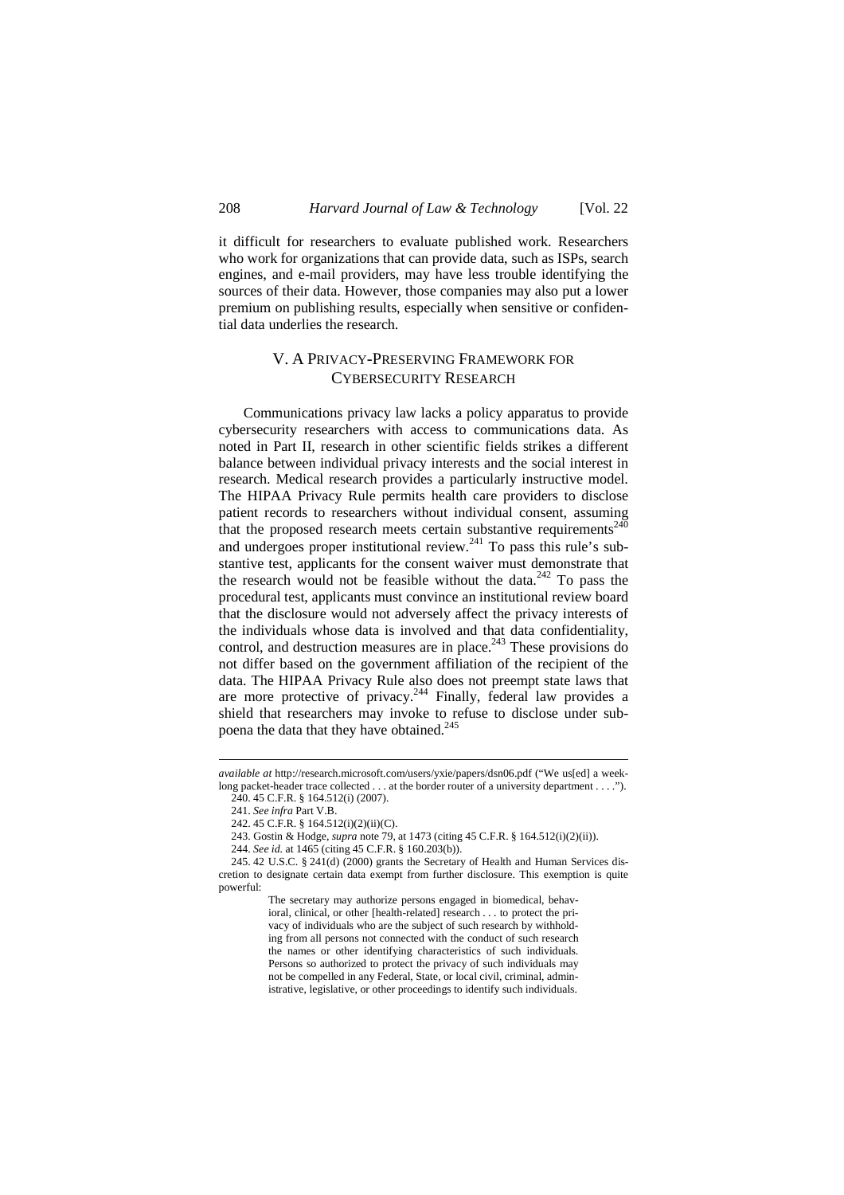it difficult for researchers to evaluate published work. Researchers who work for organizations that can provide data, such as ISPs, search engines, and e-mail providers, may have less trouble identifying the sources of their data. However, those companies may also put a lower premium on publishing results, especially when sensitive or confidential data underlies the research.

## V. A Privacy-Preserving Framework for Cybersecurity Research

Communications privacy law lacks a policy apparatus to provide cybersecurity researchers with access to communications data. As noted in Part II, research in other scientific fields strikes a different balance between individual privacy interests and the social interest in research. Medical research provides a particularly instructive model. The HIPAA Privacy Rule permits health care providers to disclose patient records to researchers without individual consent, assuming that the proposed research meets certain substantive requirements[240] and undergoes proper institutional review.[241] To pass this rule's substantive test, applicants for the consent waiver must demonstrate that the research would not be feasible without the data.[242] To pass the procedural test, applicants must convince an institutional review board that the disclosure would not adversely affect the privacy interests of the individuals whose data is involved and that data confidentiality, control, and destruction measures are in place.[243] These provisions do not differ based on the government affiliation of the recipient of the data. The HIPAA Privacy Rule also does not preempt state laws that are more protective of privacy.[244] Finally, federal law provides a shield that researchers may invoke to refuse to disclose under subpoena the data that they have obtained.[245]

---

*available at* http://research.microsoft.com/users/yxie/papers/dsn06.pdf ("We us[ed] a week-long packet-header trace collected . . . at the border router of a university department . . . .").

240. 45 C.F.R. § 164.512(i) (2007).

241. *See infra* Part V.B.

242. 45 C.F.R. § 164.512(i)(2)(ii)(C).

243. Gostin & Hodge, *supra* note 79, at 1473 (citing 45 C.F.R. § 164.512(i)(2)(ii)).

244. *See id.* at 1465 (citing 45 C.F.R. § 160.203(b)).

245. 42 U.S.C. § 241(d) (2000) grants the Secretary of Health and Human Services discretion to designate certain data exempt from further disclosure. This exemption is quite powerful:

> The secretary may authorize persons engaged in biomedical, behavioral, clinical, or other [health-related] research . . . to protect the privacy of individuals who are the subject of such research by withholding from all persons not connected with the conduct of such research the names or other identifying characteristics of such individuals. Persons so authorized to protect the privacy of such individuals may not be compelled in any Federal, State, or local civil, criminal, administrative, legislative, or other proceedings to identify such individuals.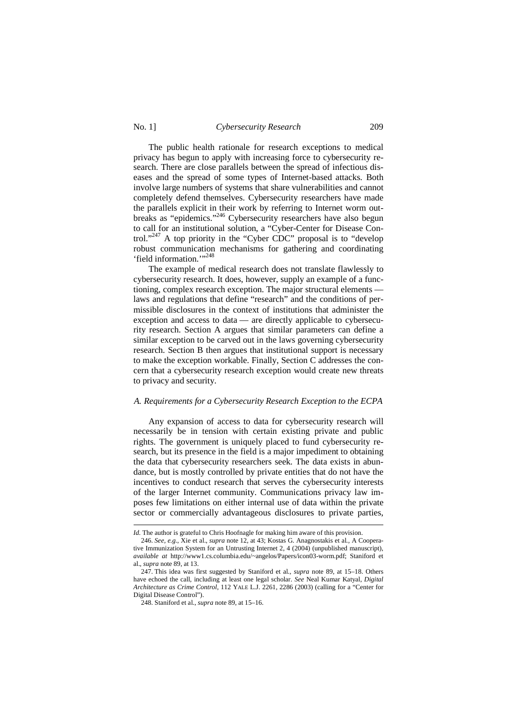The public health rationale for research exceptions to medical privacy has begun to apply with increasing force to cybersecurity research. There are close parallels between the spread of infectious diseases and the spread of some types of Internet-based attacks. Both involve large numbers of systems that share vulnerabilities and cannot completely defend themselves. Cybersecurity researchers have made the parallels explicit in their work by referring to Internet worm outbreaks as "epidemics."[246] Cybersecurity researchers have also begun to call for an institutional solution, a "Cyber-Center for Disease Control."[247] A top priority in the "Cyber CDC" proposal is to "develop robust communication mechanisms for gathering and coordinating 'field information.'"[248]

The example of medical research does not translate flawlessly to cybersecurity research. It does, however, supply an example of a functioning, complex research exception. The major structural elements — laws and regulations that define "research" and the conditions of permissible disclosures in the context of institutions that administer the exception and access to data — are directly applicable to cybersecurity research. Section A argues that similar parameters can define a similar exception to be carved out in the laws governing cybersecurity research. Section B then argues that institutional support is necessary to make the exception workable. Finally, Section C addresses the concern that a cybersecurity research exception would create new threats to privacy and security.

### *A. Requirements for a Cybersecurity Research Exception to the ECPA*

Any expansion of access to data for cybersecurity research will necessarily be in tension with certain existing private and public rights. The government is uniquely placed to fund cybersecurity research, but its presence in the field is a major impediment to obtaining the data that cybersecurity researchers seek. The data exists in abundance, but is mostly controlled by private entities that do not have the incentives to conduct research that serves the cybersecurity interests of the larger Internet community. Communications privacy law imposes few limitations on either internal use of data within the private sector or commercially advantageous disclosures to private parties,

---

*Id.* The author is grateful to Chris Hoofnagle for making him aware of this provision.

246. *See, e.g.*, Xie et al., *supra* note 12, at 43; Kostas G. Anagnostakis et al., A Cooperative Immunization System for an Untrusting Internet 2, 4 (2004) (unpublished manuscript), *available at* http://www1.cs.columbia.edu/~angelos/Papers/icon03-worm.pdf; Staniford et al., *supra* note 89, at 13.

247. This idea was first suggested by Staniford et al., *supra* note 89, at 15–18. Others have echoed the call, including at least one legal scholar. *See* Neal Kumar Katyal, *Digital Architecture as Crime Control*, 112 YALE L.J. 2261, 2286 (2003) (calling for a "Center for Digital Disease Control").

248. Staniford et al., *supra* note 89, at 15–16.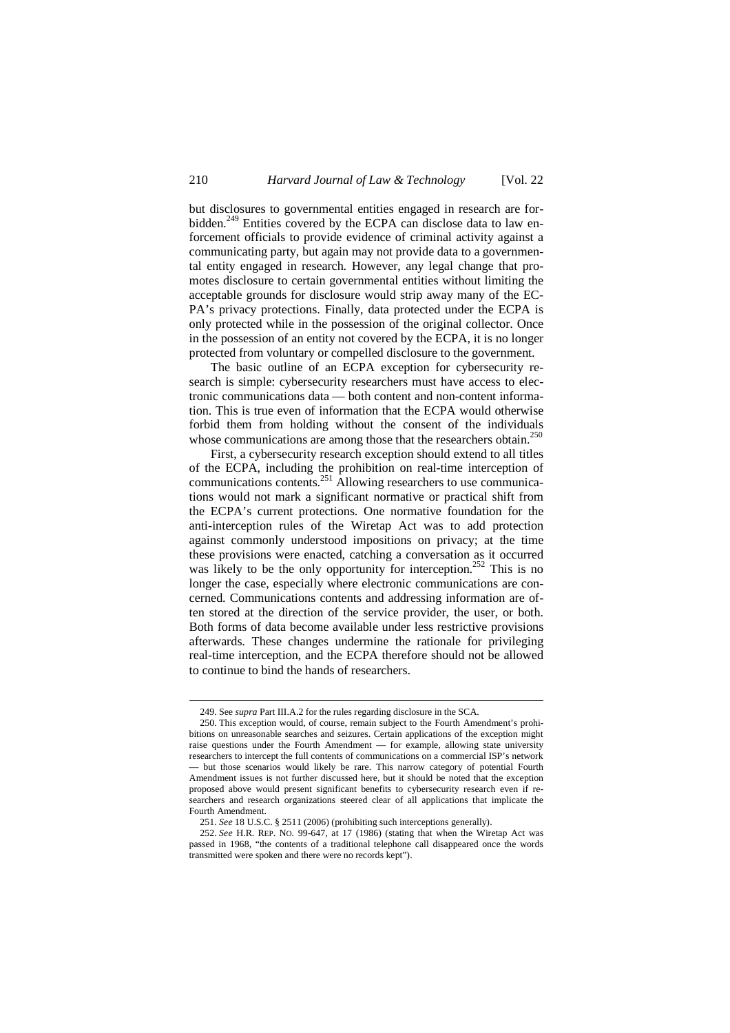but disclosures to governmental entities engaged in research are forbidden.[249] Entities covered by the ECPA can disclose data to law enforcement officials to provide evidence of criminal activity against a communicating party, but again may not provide data to a governmental entity engaged in research. However, any legal change that promotes disclosure to certain governmental entities without limiting the acceptable grounds for disclosure would strip away many of the ECPA's privacy protections. Finally, data protected under the ECPA is only protected while in the possession of the original collector. Once in the possession of an entity not covered by the ECPA, it is no longer protected from voluntary or compelled disclosure to the government.

The basic outline of an ECPA exception for cybersecurity research is simple: cybersecurity researchers must have access to electronic communications data — both content and non-content information. This is true even of information that the ECPA would otherwise forbid them from holding without the consent of the individuals whose communications are among those that the researchers obtain.[250]

First, a cybersecurity research exception should extend to all titles of the ECPA, including the prohibition on real-time interception of communications contents.[251] Allowing researchers to use communications would not mark a significant normative or practical shift from the ECPA's current protections. One normative foundation for the anti-interception rules of the Wiretap Act was to add protection against commonly understood impositions on privacy; at the time these provisions were enacted, catching a conversation as it occurred was likely to be the only opportunity for interception.[252] This is no longer the case, especially where electronic communications are concerned. Communications contents and addressing information are often stored at the direction of the service provider, the user, or both. Both forms of data become available under less restrictive provisions afterwards. These changes undermine the rationale for privileging real-time interception, and the ECPA therefore should not be allowed to continue to bind the hands of researchers.

---

249. See *supra* Part III.A.2 for the rules regarding disclosure in the SCA.

250. This exception would, of course, remain subject to the Fourth Amendment's prohibitions on unreasonable searches and seizures. Certain applications of the exception might raise questions under the Fourth Amendment — for example, allowing state university researchers to intercept the full contents of communications on a commercial ISP's network — but those scenarios would likely be rare. This narrow category of potential Fourth Amendment issues is not further discussed here, but it should be noted that the exception proposed above would present significant benefits to cybersecurity research even if researchers and research organizations steered clear of all applications that implicate the Fourth Amendment.

251. *See* 18 U.S.C. § 2511 (2006) (prohibiting such interceptions generally).

252. *See* H.R. REP. NO. 99-647, at 17 (1986) (stating that when the Wiretap Act was passed in 1968, "the contents of a traditional telephone call disappeared once the words transmitted were spoken and there were no records kept").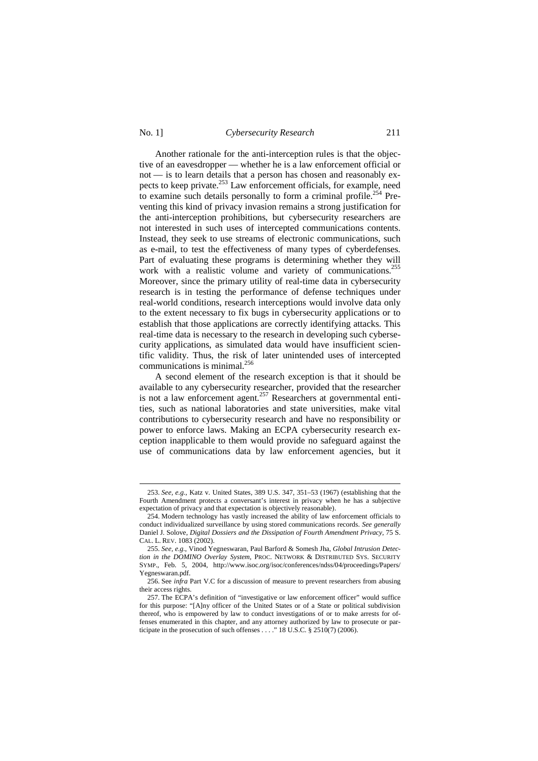Another rationale for the anti-interception rules is that the objective of an eavesdropper — whether he is a law enforcement official or not — is to learn details that a person has chosen and reasonably expects to keep private.[253] Law enforcement officials, for example, need to examine such details personally to form a criminal profile.[254] Preventing this kind of privacy invasion remains a strong justification for the anti-interception prohibitions, but cybersecurity researchers are not interested in such uses of intercepted communications contents. Instead, they seek to use streams of electronic communications, such as e-mail, to test the effectiveness of many types of cyberdefenses. Part of evaluating these programs is determining whether they will work with a realistic volume and variety of communications.[255] Moreover, since the primary utility of real-time data in cybersecurity research is in testing the performance of defense techniques under real-world conditions, research interceptions would involve data only to the extent necessary to fix bugs in cybersecurity applications or to establish that those applications are correctly identifying attacks. This real-time data is necessary to the research in developing such cybersecurity applications, as simulated data would have insufficient scientific validity. Thus, the risk of later unintended uses of intercepted communications is minimal.[256]

A second element of the research exception is that it should be available to any cybersecurity researcher, provided that the researcher is not a law enforcement agent.[257] Researchers at governmental entities, such as national laboratories and state universities, make vital contributions to cybersecurity research and have no responsibility or power to enforce laws. Making an ECPA cybersecurity research exception inapplicable to them would provide no safeguard against the use of communications data by law enforcement agencies, but it

---

253. *See, e.g.*, Katz v. United States, 389 U.S. 347, 351–53 (1967) (establishing that the Fourth Amendment protects a conversant's interest in privacy when he has a subjective expectation of privacy and that expectation is objectively reasonable).

254. Modern technology has vastly increased the ability of law enforcement officials to conduct individualized surveillance by using stored communications records. *See generally* Daniel J. Solove, *Digital Dossiers and the Dissipation of Fourth Amendment Privacy*, 75 S. CAL. L. REV. 1083 (2002).

255. *See, e.g.*, Vinod Yegneswaran, Paul Barford & Somesh Jha, *Global Intrusion Detection in the DOMINO Overlay System*, PROC. NETWORK & DISTRIBUTED SYS. SECURITY SYMP., Feb. 5, 2004, http://www.isoc.org/isoc/conferences/ndss/04/proceedings/Papers/Yegneswaran.pdf.

256. See *infra* Part V.C for a discussion of measure to prevent researchers from abusing their access rights.

257. The ECPA's definition of "investigative or law enforcement officer" would suffice for this purpose: "[A]ny officer of the United States or of a State or political subdivision thereof, who is empowered by law to conduct investigations of or to make arrests for offenses enumerated in this chapter, and any attorney authorized by law to prosecute or participate in the prosecution of such offenses . . . ." 18 U.S.C. § 2510(7) (2006).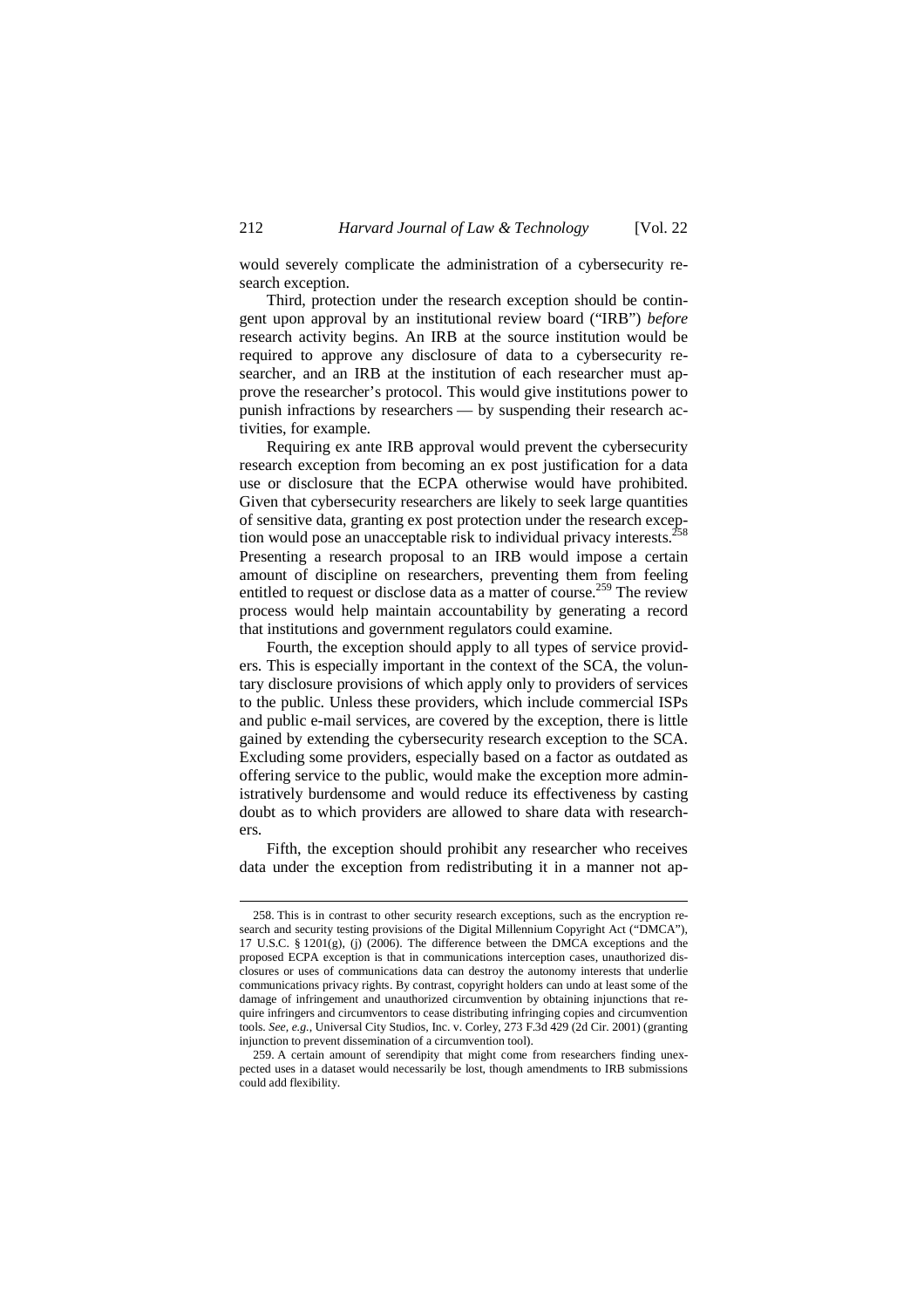would severely complicate the administration of a cybersecurity research exception.

Third, protection under the research exception should be contingent upon approval by an institutional review board ("IRB") *before* research activity begins. An IRB at the source institution would be required to approve any disclosure of data to a cybersecurity researcher, and an IRB at the institution of each researcher must approve the researcher's protocol. This would give institutions power to punish infractions by researchers — by suspending their research activities, for example.

Requiring ex ante IRB approval would prevent the cybersecurity research exception from becoming an ex post justification for a data use or disclosure that the ECPA otherwise would have prohibited. Given that cybersecurity researchers are likely to seek large quantities of sensitive data, granting ex post protection under the research exception would pose an unacceptable risk to individual privacy interests.[258] Presenting a research proposal to an IRB would impose a certain amount of discipline on researchers, preventing them from feeling entitled to request or disclose data as a matter of course.[259] The review process would help maintain accountability by generating a record that institutions and government regulators could examine.

Fourth, the exception should apply to all types of service providers. This is especially important in the context of the SCA, the voluntary disclosure provisions of which apply only to providers of services to the public. Unless these providers, which include commercial ISPs and public e-mail services, are covered by the exception, there is little gained by extending the cybersecurity research exception to the SCA. Excluding some providers, especially based on a factor as outdated as offering service to the public, would make the exception more administratively burdensome and would reduce its effectiveness by casting doubt as to which providers are allowed to share data with researchers.

Fifth, the exception should prohibit any researcher who receives data under the exception from redistributing it in a manner not ap-

---

258. This is in contrast to other security research exceptions, such as the encryption research and security testing provisions of the Digital Millennium Copyright Act ("DMCA"), 17 U.S.C. § 1201(g), (j) (2006). The difference between the DMCA exceptions and the proposed ECPA exception is that in communications interception cases, unauthorized disclosures or uses of communications data can destroy the autonomy interests that underlie communications privacy rights. By contrast, copyright holders can undo at least some of the damage of infringement and unauthorized circumvention by obtaining injunctions that require infringers and circumventors to cease distributing infringing copies and circumvention tools. *See, e.g.*, Universal City Studios, Inc. v. Corley, 273 F.3d 429 (2d Cir. 2001) (granting injunction to prevent dissemination of a circumvention tool).

259. A certain amount of serendipity that might come from researchers finding unexpected uses in a dataset would necessarily be lost, though amendments to IRB submissions could add flexibility.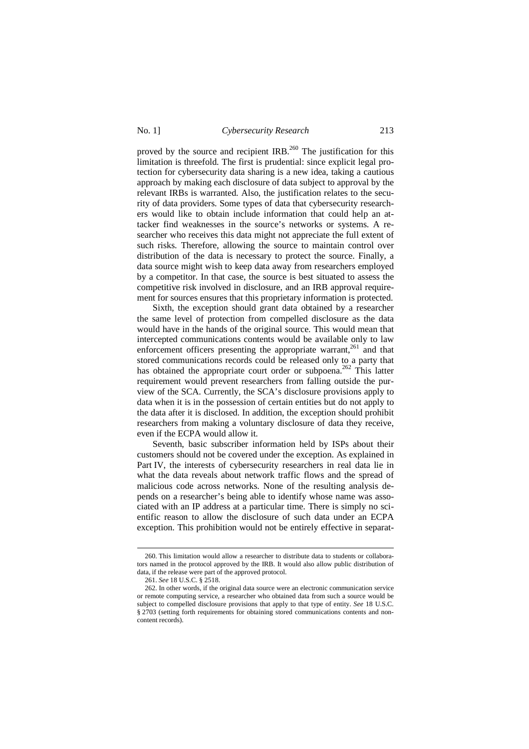proved by the source and recipient IRB.[260] The justification for this limitation is threefold. The first is prudential: since explicit legal protection for cybersecurity data sharing is a new idea, taking a cautious approach by making each disclosure of data subject to approval by the relevant IRBs is warranted. Also, the justification relates to the security of data providers. Some types of data that cybersecurity researchers would like to obtain include information that could help an attacker find weaknesses in the source's networks or systems. A researcher who receives this data might not appreciate the full extent of such risks. Therefore, allowing the source to maintain control over distribution of the data is necessary to protect the source. Finally, a data source might wish to keep data away from researchers employed by a competitor. In that case, the source is best situated to assess the competitive risk involved in disclosure, and an IRB approval requirement for sources ensures that this proprietary information is protected.

Sixth, the exception should grant data obtained by a researcher the same level of protection from compelled disclosure as the data would have in the hands of the original source. This would mean that intercepted communications contents would be available only to law enforcement officers presenting the appropriate warrant,[261] and that stored communications records could be released only to a party that has obtained the appropriate court order or subpoena.[262] This latter requirement would prevent researchers from falling outside the purview of the SCA. Currently, the SCA's disclosure provisions apply to data when it is in the possession of certain entities but do not apply to the data after it is disclosed. In addition, the exception should prohibit researchers from making a voluntary disclosure of data they receive, even if the ECPA would allow it.

Seventh, basic subscriber information held by ISPs about their customers should not be covered under the exception. As explained in Part IV, the interests of cybersecurity researchers in real data lie in what the data reveals about network traffic flows and the spread of malicious code across networks. None of the resulting analysis depends on a researcher's being able to identify whose name was associated with an IP address at a particular time. There is simply no scientific reason to allow the disclosure of such data under an ECPA exception. This prohibition would not be entirely effective in separat-

---

260. This limitation would allow a researcher to distribute data to students or collaborators named in the protocol approved by the IRB. It would also allow public distribution of data, if the release were part of the approved protocol.

261. *See* 18 U.S.C. § 2518.

262. In other words, if the original data source were an electronic communication service or remote computing service, a researcher who obtained data from such a source would be subject to compelled disclosure provisions that apply to that type of entity. *See* 18 U.S.C. § 2703 (setting forth requirements for obtaining stored communications contents and non-content records).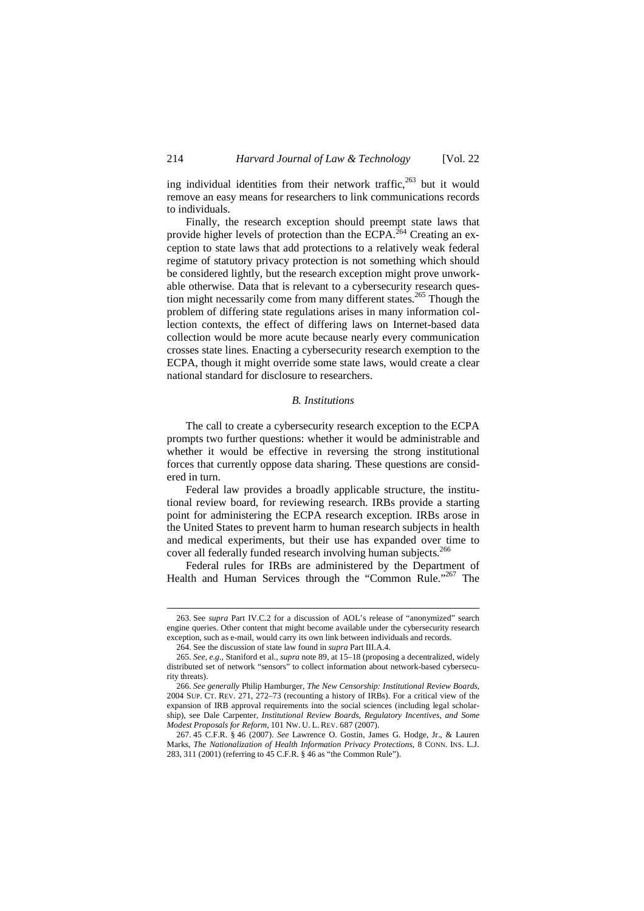ing individual identities from their network traffic,[263] but it would remove an easy means for researchers to link communications records to individuals.

Finally, the research exception should preempt state laws that provide higher levels of protection than the ECPA.[264] Creating an exception to state laws that add protections to a relatively weak federal regime of statutory privacy protection is not something which should be considered lightly, but the research exception might prove unworkable otherwise. Data that is relevant to a cybersecurity research question might necessarily come from many different states.[265] Though the problem of differing state regulations arises in many information collection contexts, the effect of differing laws on Internet-based data collection would be more acute because nearly every communication crosses state lines. Enacting a cybersecurity research exemption to the ECPA, though it might override some state laws, would create a clear national standard for disclosure to researchers.

### *B. Institutions*

The call to create a cybersecurity research exception to the ECPA prompts two further questions: whether it would be administrable and whether it would be effective in reversing the strong institutional forces that currently oppose data sharing. These questions are considered in turn.

Federal law provides a broadly applicable structure, the institutional review board, for reviewing research. IRBs provide a starting point for administering the ECPA research exception. IRBs arose in the United States to prevent harm to human research subjects in health and medical experiments, but their use has expanded over time to cover all federally funded research involving human subjects.[266]

Federal rules for IRBs are administered by the Department of Health and Human Services through the "Common Rule."[267] The

---

263. See *supra* Part IV.C.2 for a discussion of AOL's release of "anonymized" search engine queries. Other content that might become available under the cybersecurity research exception, such as e-mail, would carry its own link between individuals and records.

264. See the discussion of state law found in *supra* Part III.A.4.

265. *See, e.g.*, Staniford et al., *supra* note 89, at 15–18 (proposing a decentralized, widely distributed set of network "sensors" to collect information about network-based cybersecurity threats).

266. *See generally* Philip Hamburger, *The New Censorship: Institutional Review Boards*, 2004 SUP. CT. REV. 271, 272–73 (recounting a history of IRBs). For a critical view of the expansion of IRB approval requirements into the social sciences (including legal scholarship), see Dale Carpenter, *Institutional Review Boards, Regulatory Incentives, and Some Modest Proposals for Reform*, 101 NW. U. L. REV. 687 (2007).

267. 45 C.F.R. § 46 (2007). *See* Lawrence O. Gostin, James G. Hodge, Jr., & Lauren Marks, *The Nationalization of Health Information Privacy Protections*, 8 CONN. INS. L.J. 283, 311 (2001) (referring to 45 C.F.R. § 46 as "the Common Rule").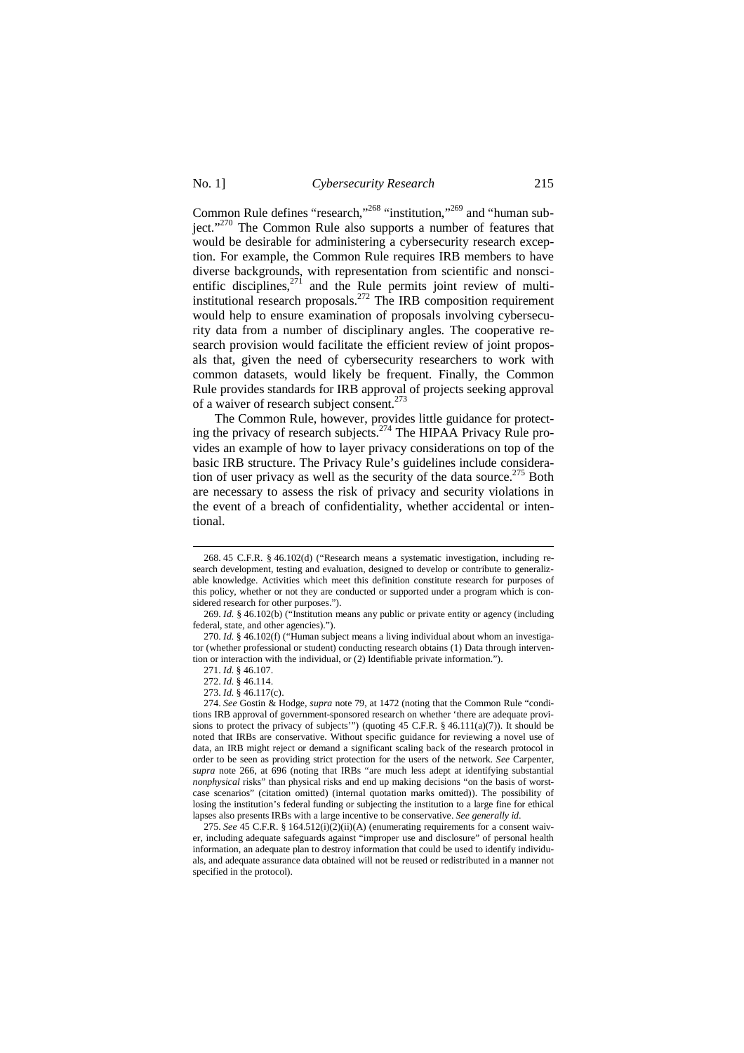Common Rule defines "research,"[268] "institution,"[269] and "human subject."[270] The Common Rule also supports a number of features that would be desirable for administering a cybersecurity research exception. For example, the Common Rule requires IRB members to have diverse backgrounds, with representation from scientific and nonscientific disciplines,[271] and the Rule permits joint review of multi-institutional research proposals.[272] The IRB composition requirement would help to ensure examination of proposals involving cybersecurity data from a number of disciplinary angles. The cooperative research provision would facilitate the efficient review of joint proposals that, given the need of cybersecurity researchers to work with common datasets, would likely be frequent. Finally, the Common Rule provides standards for IRB approval of projects seeking approval of a waiver of research subject consent.[273]

The Common Rule, however, provides little guidance for protecting the privacy of research subjects.[274] The HIPAA Privacy Rule provides an example of how to layer privacy considerations on top of the basic IRB structure. The Privacy Rule's guidelines include consideration of user privacy as well as the security of the data source.[275] Both are necessary to assess the risk of privacy and security violations in the event of a breach of confidentiality, whether accidental or intentional.

---

268. 45 C.F.R. § 46.102(d) ("Research means a systematic investigation, including research development, testing and evaluation, designed to develop or contribute to generalizable knowledge. Activities which meet this definition constitute research for purposes of this policy, whether or not they are conducted or supported under a program which is considered research for other purposes.").

269. *Id.* § 46.102(b) ("Institution means any public or private entity or agency (including federal, state, and other agencies).").

270. *Id.* § 46.102(f) ("Human subject means a living individual about whom an investigator (whether professional or student) conducting research obtains (1) Data through intervention or interaction with the individual, or (2) Identifiable private information.").

271. *Id.* § 46.107.

272. *Id.* § 46.114.

273. *Id.* § 46.117(c).

274. *See* Gostin & Hodge, *supra* note 79, at 1472 (noting that the Common Rule "conditions IRB approval of government-sponsored research on whether 'there are adequate provisions to protect the privacy of subjects'") (quoting 45 C.F.R. § 46.111(a)(7)). It should be noted that IRBs are conservative. Without specific guidance for reviewing a novel use of data, an IRB might reject or demand a significant scaling back of the research protocol in order to be seen as providing strict protection for the users of the network. *See* Carpenter, *supra* note 266, at 696 (noting that IRBs "are much less adept at identifying substantial *nonphysical* risks" than physical risks and end up making decisions "on the basis of worst-case scenarios" (citation omitted) (internal quotation marks omitted)). The possibility of losing the institution's federal funding or subjecting the institution to a large fine for ethical lapses also presents IRBs with a large incentive to be conservative. *See generally id.*

275. *See* 45 C.F.R. § 164.512(i)(2)(ii)(A) (enumerating requirements for a consent waiver, including adequate safeguards against "improper use and disclosure" of personal health information, an adequate plan to destroy information that could be used to identify individuals, and adequate assurance data obtained will not be reused or redistributed in a manner not specified in the protocol).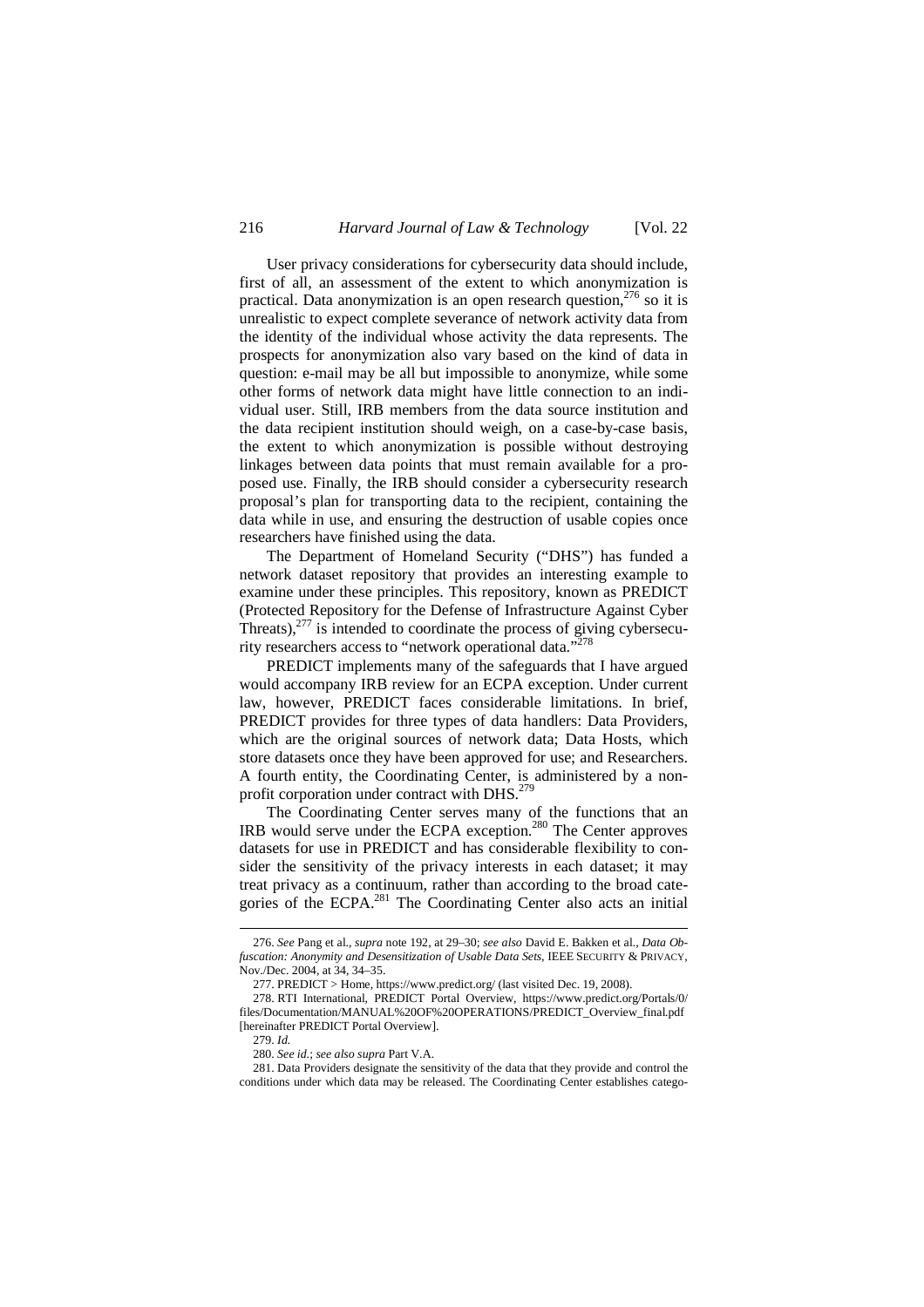User privacy considerations for cybersecurity data should include, first of all, an assessment of the extent to which anonymization is practical. Data anonymization is an open research question,[276] so it is unrealistic to expect complete severance of network activity data from the identity of the individual whose activity the data represents. The prospects for anonymization also vary based on the kind of data in question: e-mail may be all but impossible to anonymize, while some other forms of network data might have little connection to an individual user. Still, IRB members from the data source institution and the data recipient institution should weigh, on a case-by-case basis, the extent to which anonymization is possible without destroying linkages between data points that must remain available for a proposed use. Finally, the IRB should consider a cybersecurity research proposal's plan for transporting data to the recipient, containing the data while in use, and ensuring the destruction of usable copies once researchers have finished using the data.

The Department of Homeland Security ("DHS") has funded a network dataset repository that provides an interesting example to examine under these principles. This repository, known as PREDICT (Protected Repository for the Defense of Infrastructure Against Cyber Threats),[277] is intended to coordinate the process of giving cybersecurity researchers access to "network operational data."[278]

PREDICT implements many of the safeguards that I have argued would accompany IRB review for an ECPA exception. Under current law, however, PREDICT faces considerable limitations. In brief, PREDICT provides for three types of data handlers: Data Providers, which are the original sources of network data; Data Hosts, which store datasets once they have been approved for use; and Researchers. A fourth entity, the Coordinating Center, is administered by a non-profit corporation under contract with DHS.[279]

The Coordinating Center serves many of the functions that an IRB would serve under the ECPA exception.[280] The Center approves datasets for use in PREDICT and has considerable flexibility to consider the sensitivity of the privacy interests in each dataset; it may treat privacy as a continuum, rather than according to the broad categories of the ECPA.[281] The Coordinating Center also acts an initial

---

276. *See* Pang et al., *supra* note 192, at 29–30; *see also* David E. Bakken et al., *Data Obfuscation: Anonymity and Desensitization of Usable Data Sets*, IEEE SECURITY & PRIVACY, Nov./Dec. 2004, at 34, 34–35.

277. PREDICT > Home, https://www.predict.org/ (last visited Dec. 19, 2008).

278. RTI International, PREDICT Portal Overview, https://www.predict.org/Portals/0/files/Documentation/MANUAL%20OF%20OPERATIONS/PREDICT_Overview_final.pdf [hereinafter PREDICT Portal Overview].

279. *Id.*

280. *See id.*; *see also supra* Part V.A.

281. Data Providers designate the sensitivity of the data that they provide and control the conditions under which data may be released. The Coordinating Center establishes catego-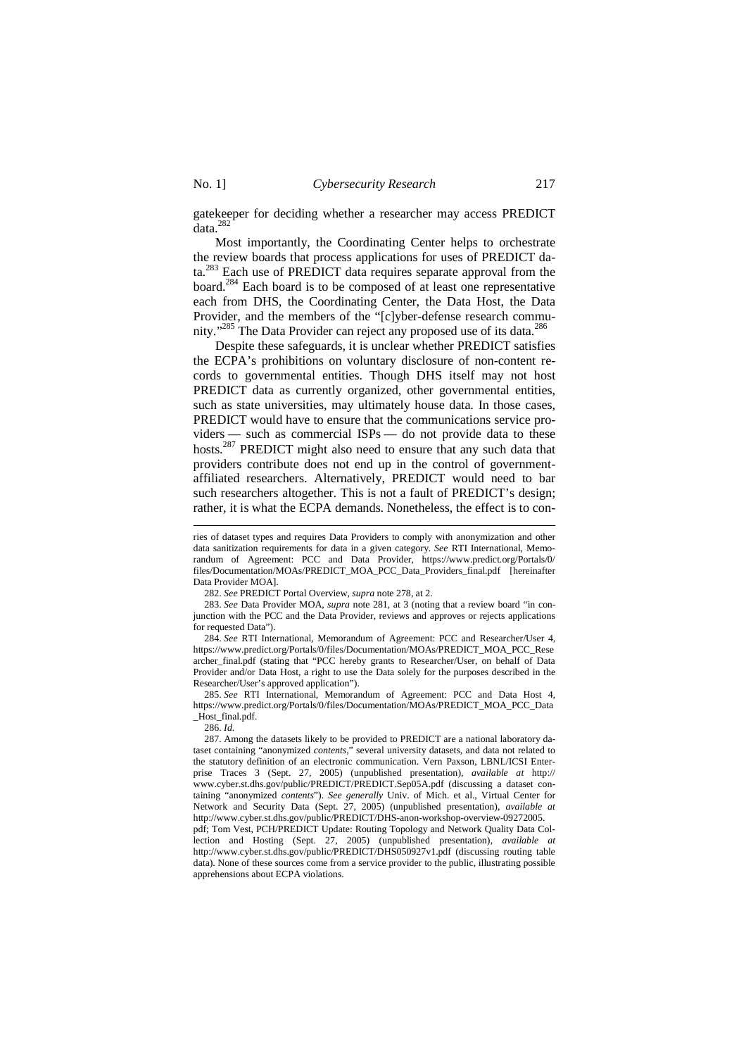gatekeeper for deciding whether a researcher may access PREDICT data.[282]

Most importantly, the Coordinating Center helps to orchestrate the review boards that process applications for uses of PREDICT data.[283] Each use of PREDICT data requires separate approval from the board.[284] Each board is to be composed of at least one representative each from DHS, the Coordinating Center, the Data Host, the Data Provider, and the members of the "[c]yber-defense research community."[285] The Data Provider can reject any proposed use of its data.[286]

Despite these safeguards, it is unclear whether PREDICT satisfies the ECPA's prohibitions on voluntary disclosure of non-content records to governmental entities. Though DHS itself may not host PREDICT data as currently organized, other governmental entities, such as state universities, may ultimately house data. In those cases, PREDICT would have to ensure that the communications service providers — such as commercial ISPs — do not provide data to these hosts.[287] PREDICT might also need to ensure that any such data that providers contribute does not end up in the control of government-affiliated researchers. Alternatively, PREDICT would need to bar such researchers altogether. This is not a fault of PREDICT's design; rather, it is what the ECPA demands. Nonetheless, the effect is to con-

---

ries of dataset types and requires Data Providers to comply with anonymization and other data sanitization requirements for data in a given category. *See* RTI International, Memorandum of Agreement: PCC and Data Provider, https://www.predict.org/Portals/0/files/Documentation/MOAs/PREDICT_MOA_PCC_Data_Providers_final.pdf [hereinafter Data Provider MOA].

282. *See* PREDICT Portal Overview, *supra* note 278, at 2.

283. *See* Data Provider MOA, *supra* note 281, at 3 (noting that a review board "in conjunction with the PCC and the Data Provider, reviews and approves or rejects applications for requested Data").

284. *See* RTI International, Memorandum of Agreement: PCC and Researcher/User 4, https://www.predict.org/Portals/0/files/Documentation/MOAs/PREDICT_MOA_PCC_Researcher_final.pdf (stating that "PCC hereby grants to Researcher/User, on behalf of Data Provider and/or Data Host, a right to use the Data solely for the purposes described in the Researcher/User's approved application").

285. *See* RTI International, Memorandum of Agreement: PCC and Data Host 4, https://www.predict.org/Portals/0/files/Documentation/MOAs/PREDICT_MOA_PCC_Data_Host_final.pdf.

286. *Id.*

287. Among the datasets likely to be provided to PREDICT are a national laboratory dataset containing "anonymized *contents*," several university datasets, and data not related to the statutory definition of an electronic communication. Vern Paxson, LBNL/ICSI Enterprise Traces 3 (Sept. 27, 2005) (unpublished presentation), *available at* http://www.cyber.st.dhs.gov/public/PREDICT/PREDICT.Sep05A.pdf (discussing a dataset containing "anonymized *contents*"). *See generally* Univ. of Mich. et al., Virtual Center for Network and Security Data (Sept. 27, 2005) (unpublished presentation), *available at* http://www.cyber.st.dhs.gov/public/PREDICT/DHS-anon-workshop-overview-09272005.pdf; Tom Vest, PCH/PREDICT Update: Routing Topology and Network Quality Data Collection and Hosting (Sept. 27, 2005) (unpublished presentation), *available at* http://www.cyber.st.dhs.gov/public/PREDICT/DHS050927v1.pdf (discussing routing table data). None of these sources come from a service provider to the public, illustrating possible apprehensions about ECPA violations.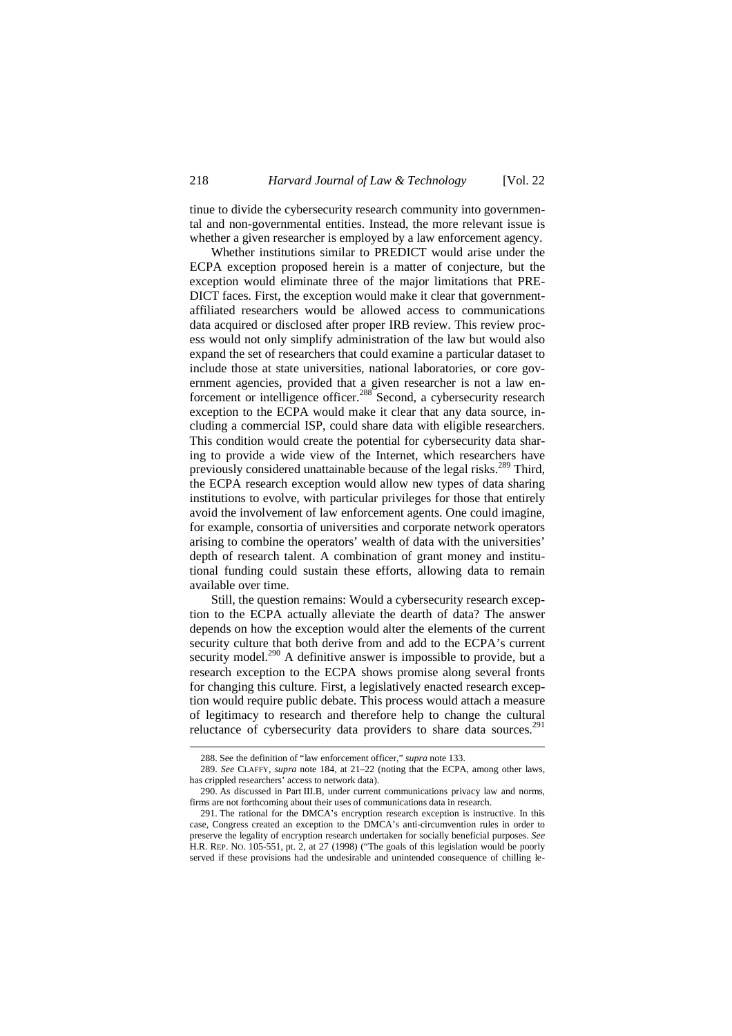tinue to divide the cybersecurity research community into governmental and non-governmental entities. Instead, the more relevant issue is whether a given researcher is employed by a law enforcement agency.

Whether institutions similar to PREDICT would arise under the ECPA exception proposed herein is a matter of conjecture, but the exception would eliminate three of the major limitations that PREDICT faces. First, the exception would make it clear that government-affiliated researchers would be allowed access to communications data acquired or disclosed after proper IRB review. This review process would not only simplify administration of the law but would also expand the set of researchers that could examine a particular dataset to include those at state universities, national laboratories, or core government agencies, provided that a given researcher is not a law enforcement or intelligence officer.[288] Second, a cybersecurity research exception to the ECPA would make it clear that any data source, including a commercial ISP, could share data with eligible researchers. This condition would create the potential for cybersecurity data sharing to provide a wide view of the Internet, which researchers have previously considered unattainable because of the legal risks.[289] Third, the ECPA research exception would allow new types of data sharing institutions to evolve, with particular privileges for those that entirely avoid the involvement of law enforcement agents. One could imagine, for example, consortia of universities and corporate network operators arising to combine the operators' wealth of data with the universities' depth of research talent. A combination of grant money and institutional funding could sustain these efforts, allowing data to remain available over time.

Still, the question remains: Would a cybersecurity research exception to the ECPA actually alleviate the dearth of data? The answer depends on how the exception would alter the elements of the current security culture that both derive from and add to the ECPA's current security model.[290] A definitive answer is impossible to provide, but a research exception to the ECPA shows promise along several fronts for changing this culture. First, a legislatively enacted research exception would require public debate. This process would attach a measure of legitimacy to research and therefore help to change the cultural reluctance of cybersecurity data providers to share data sources.[291]

---

288. See the definition of "law enforcement officer," *supra* note 133.

289. *See* CLAFFY, *supra* note 184, at 21–22 (noting that the ECPA, among other laws, has crippled researchers' access to network data).

290. As discussed in Part III.B, under current communications privacy law and norms, firms are not forthcoming about their uses of communications data in research.

291. The rational for the DMCA's encryption research exception is instructive. In this case, Congress created an exception to the DMCA's anti-circumvention rules in order to preserve the legality of encryption research undertaken for socially beneficial purposes. *See* H.R. REP. NO. 105-551, pt. 2, at 27 (1998) ("The goals of this legislation would be poorly served if these provisions had the undesirable and unintended consequence of chilling le-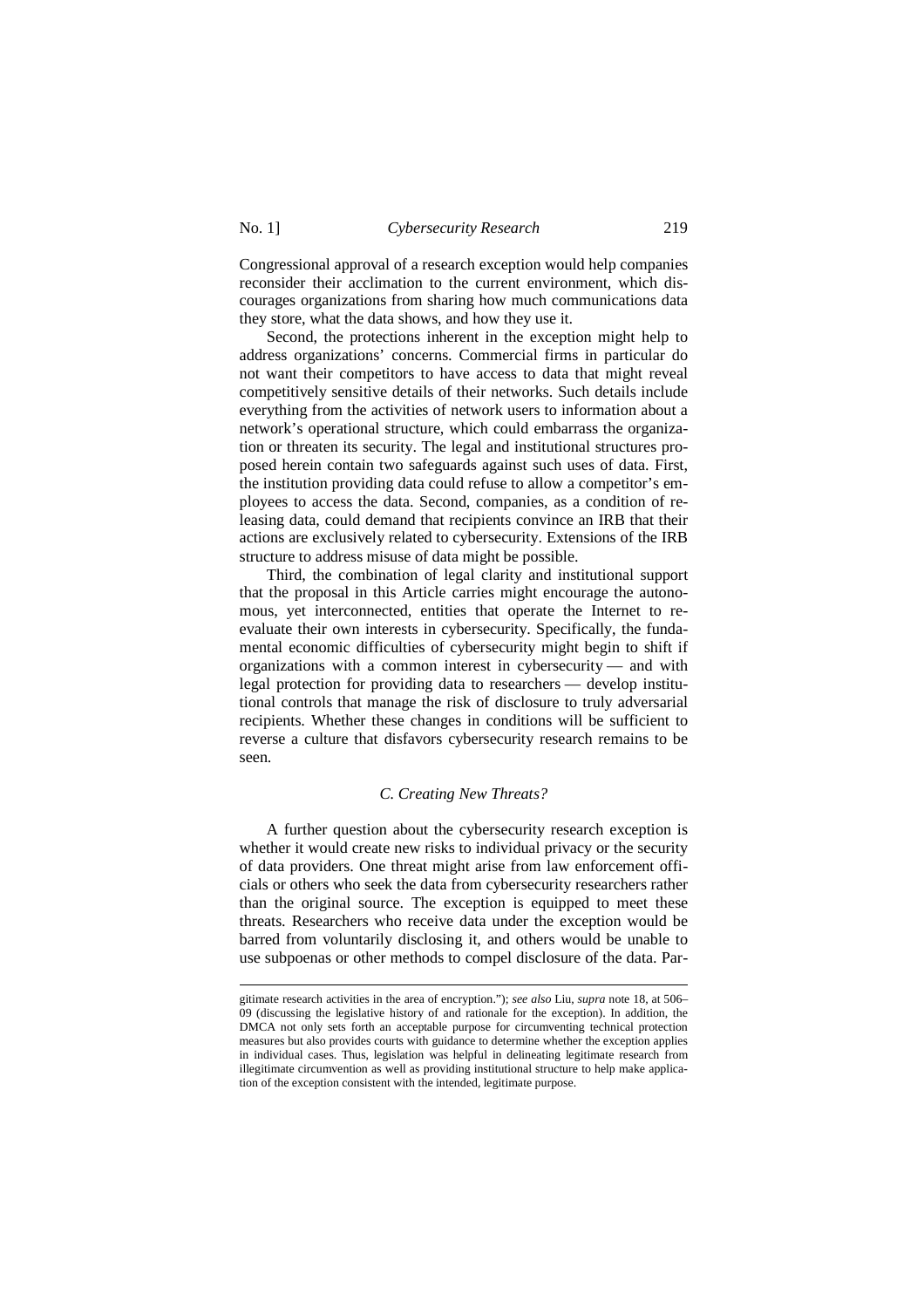Congressional approval of a research exception would help companies reconsider their acclimation to the current environment, which discourages organizations from sharing how much communications data they store, what the data shows, and how they use it.

Second, the protections inherent in the exception might help to address organizations' concerns. Commercial firms in particular do not want their competitors to have access to data that might reveal competitively sensitive details of their networks. Such details include everything from the activities of network users to information about a network's operational structure, which could embarrass the organization or threaten its security. The legal and institutional structures proposed herein contain two safeguards against such uses of data. First, the institution providing data could refuse to allow a competitor's employees to access the data. Second, companies, as a condition of releasing data, could demand that recipients convince an IRB that their actions are exclusively related to cybersecurity. Extensions of the IRB structure to address misuse of data might be possible.

Third, the combination of legal clarity and institutional support that the proposal in this Article carries might encourage the autonomous, yet interconnected, entities that operate the Internet to reevaluate their own interests in cybersecurity. Specifically, the fundamental economic difficulties of cybersecurity might begin to shift if organizations with a common interest in cybersecurity — and with legal protection for providing data to researchers — develop institutional controls that manage the risk of disclosure to truly adversarial recipients. Whether these changes in conditions will be sufficient to reverse a culture that disfavors cybersecurity research remains to be seen.

### *C. Creating New Threats?*

A further question about the cybersecurity research exception is whether it would create new risks to individual privacy or the security of data providers. One threat might arise from law enforcement officials or others who seek the data from cybersecurity researchers rather than the original source. The exception is equipped to meet these threats. Researchers who receive data under the exception would be barred from voluntarily disclosing it, and others would be unable to use subpoenas or other methods to compel disclosure of the data. Par-

---

gitimate research activities in the area of encryption."); *see also* Liu, *supra* note 18, at 506–09 (discussing the legislative history of and rationale for the exception). In addition, the DMCA not only sets forth an acceptable purpose for circumventing technical protection measures but also provides courts with guidance to determine whether the exception applies in individual cases. Thus, legislation was helpful in delineating legitimate research from illegitimate circumvention as well as providing institutional structure to help make application of the exception consistent with the intended, legitimate purpose.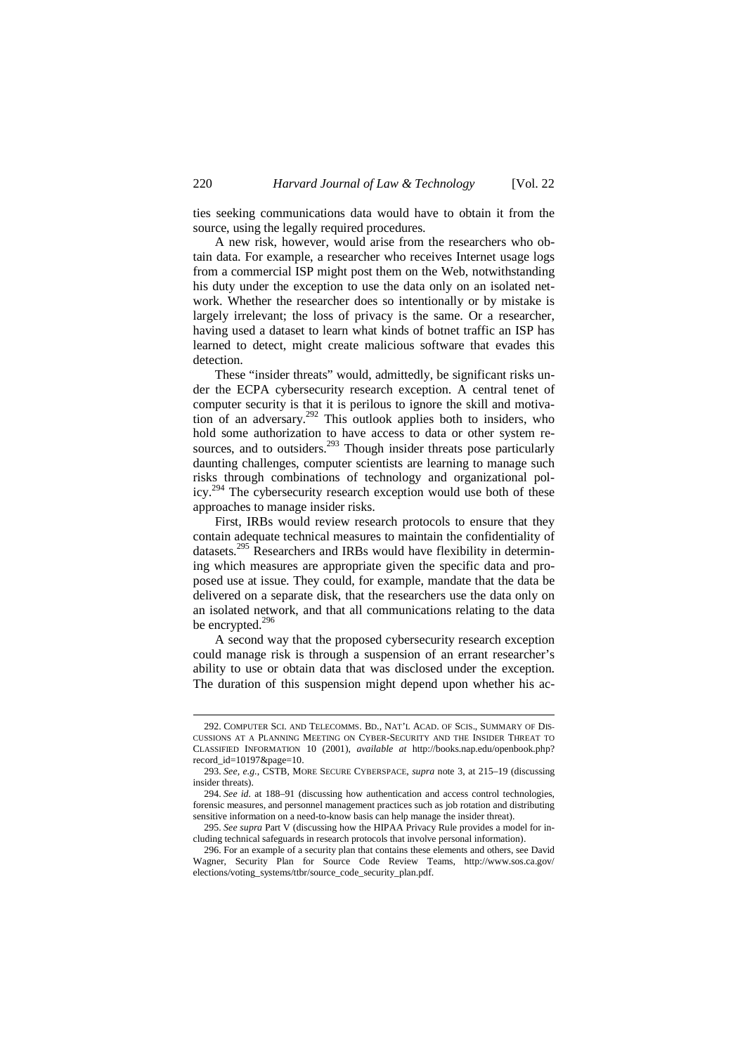ties seeking communications data would have to obtain it from the source, using the legally required procedures.

A new risk, however, would arise from the researchers who obtain data. For example, a researcher who receives Internet usage logs from a commercial ISP might post them on the Web, notwithstanding his duty under the exception to use the data only on an isolated network. Whether the researcher does so intentionally or by mistake is largely irrelevant; the loss of privacy is the same. Or a researcher, having used a dataset to learn what kinds of botnet traffic an ISP has learned to detect, might create malicious software that evades this detection.

These "insider threats" would, admittedly, be significant risks under the ECPA cybersecurity research exception. A central tenet of computer security is that it is perilous to ignore the skill and motivation of an adversary.[292] This outlook applies both to insiders, who hold some authorization to have access to data or other system resources, and to outsiders.[293] Though insider threats pose particularly daunting challenges, computer scientists are learning to manage such risks through combinations of technology and organizational policy.[294] The cybersecurity research exception would use both of these approaches to manage insider risks.

First, IRBs would review research protocols to ensure that they contain adequate technical measures to maintain the confidentiality of datasets.[295] Researchers and IRBs would have flexibility in determining which measures are appropriate given the specific data and proposed use at issue. They could, for example, mandate that the data be delivered on a separate disk, that the researchers use the data only on an isolated network, and that all communications relating to the data be encrypted.[296]

A second way that the proposed cybersecurity research exception could manage risk is through a suspension of an errant researcher's ability to use or obtain data that was disclosed under the exception. The duration of this suspension might depend upon whether his ac-

---

292. COMPUTER SCI. AND TELECOMMS. BD., NAT'L ACAD. OF SCIS., SUMMARY OF DISCUSSIONS AT A PLANNING MEETING ON CYBER-SECURITY AND THE INSIDER THREAT TO CLASSIFIED INFORMATION 10 (2001), *available at* http://books.nap.edu/openbook.php?record_id=10197&page=10.

293. *See, e.g.*, CSTB, MORE SECURE CYBERSPACE, *supra* note 3, at 215–19 (discussing insider threats).

294. *See id.* at 188–91 (discussing how authentication and access control technologies, forensic measures, and personnel management practices such as job rotation and distributing sensitive information on a need-to-know basis can help manage the insider threat).

295. *See supra* Part V (discussing how the HIPAA Privacy Rule provides a model for including technical safeguards in research protocols that involve personal information).

296. For an example of a security plan that contains these elements and others, see David Wagner, Security Plan for Source Code Review Teams, http://www.sos.ca.gov/elections/voting_systems/ttbr/source_code_security_plan.pdf.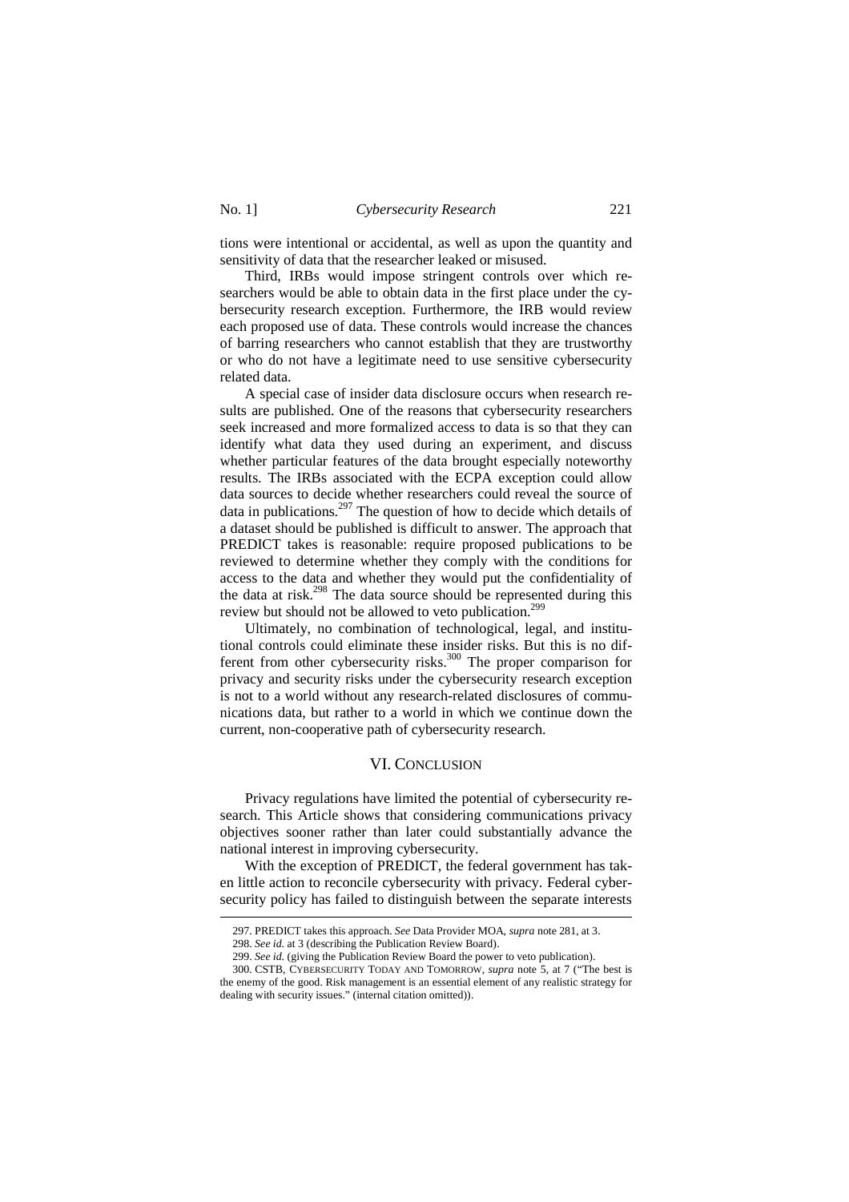tions were intentional or accidental, as well as upon the quantity and sensitivity of data that the researcher leaked or misused.

Third, IRBs would impose stringent controls over which researchers would be able to obtain data in the first place under the cybersecurity research exception. Furthermore, the IRB would review each proposed use of data. These controls would increase the chances of barring researchers who cannot establish that they are trustworthy or who do not have a legitimate need to use sensitive cybersecurity related data.

A special case of insider data disclosure occurs when research results are published. One of the reasons that cybersecurity researchers seek increased and more formalized access to data is so that they can identify what data they used during an experiment, and discuss whether particular features of the data brought especially noteworthy results. The IRBs associated with the ECPA exception could allow data sources to decide whether researchers could reveal the source of data in publications.[297] The question of how to decide which details of a dataset should be published is difficult to answer. The approach that PREDICT takes is reasonable: require proposed publications to be reviewed to determine whether they comply with the conditions for access to the data and whether they would put the confidentiality of the data at risk.[298] The data source should be represented during this review but should not be allowed to veto publication.[299]

Ultimately, no combination of technological, legal, and institutional controls could eliminate these insider risks. But this is no different from other cybersecurity risks.[300] The proper comparison for privacy and security risks under the cybersecurity research exception is not to a world without any research-related disclosures of communications data, but rather to a world in which we continue down the current, non-cooperative path of cybersecurity research.

## VI. Conclusion

Privacy regulations have limited the potential of cybersecurity research. This Article shows that considering communications privacy objectives sooner rather than later could substantially advance the national interest in improving cybersecurity.

With the exception of PREDICT, the federal government has taken little action to reconcile cybersecurity with privacy. Federal cybersecurity policy has failed to distinguish between the separate interests

---

297. PREDICT takes this approach. *See* Data Provider MOA, *supra* note 281, at 3.

298. *See id.* at 3 (describing the Publication Review Board).

299. *See id.* (giving the Publication Review Board the power to veto publication).

300. CSTB, CYBERSECURITY TODAY AND TOMORROW, *supra* note 5, at 7 ("The best is the enemy of the good. Risk management is an essential element of any realistic strategy for dealing with security issues." (internal citation omitted)).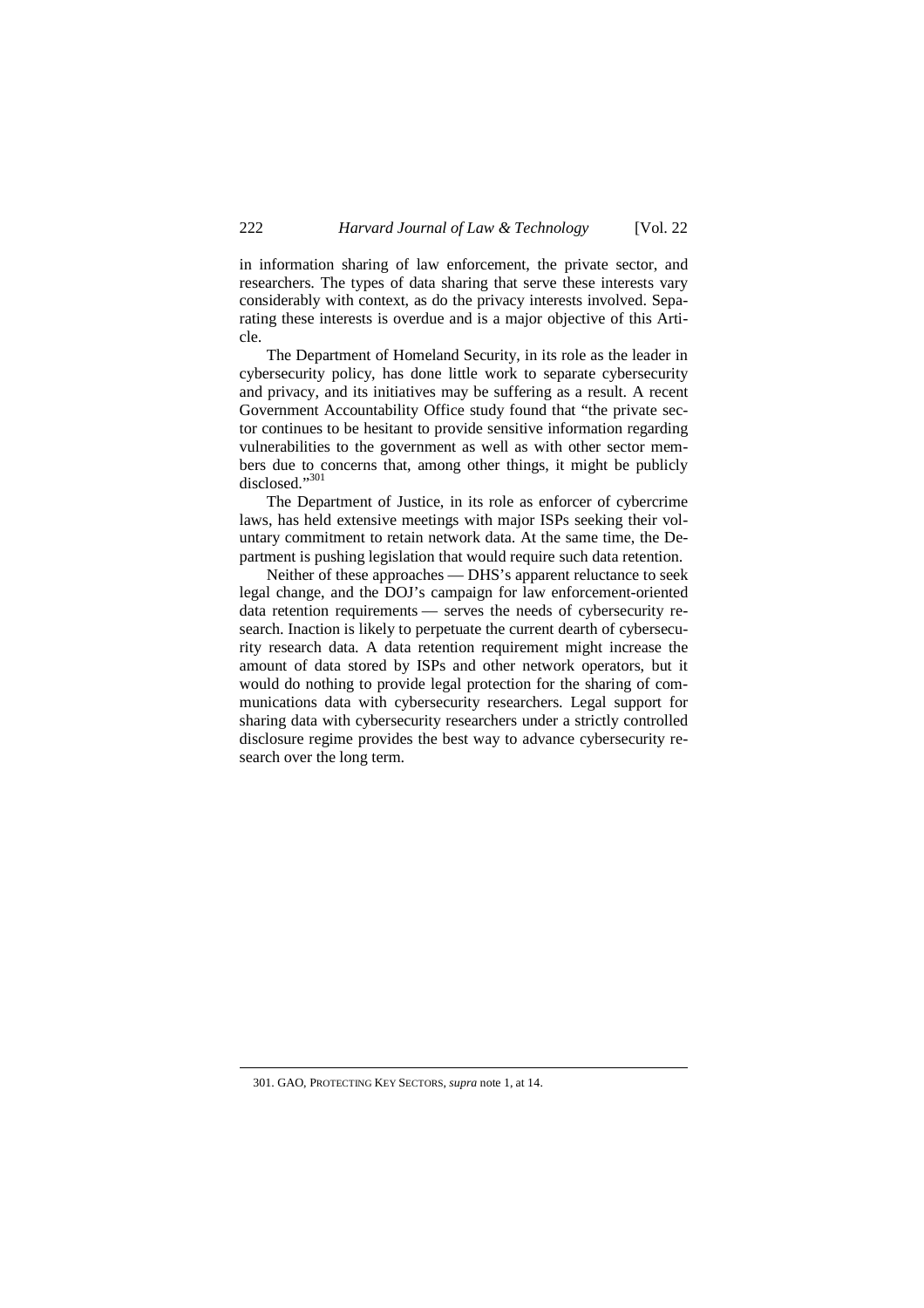in information sharing of law enforcement, the private sector, and researchers. The types of data sharing that serve these interests vary considerably with context, as do the privacy interests involved. Separating these interests is overdue and is a major objective of this Article.

The Department of Homeland Security, in its role as the leader in cybersecurity policy, has done little work to separate cybersecurity and privacy, and its initiatives may be suffering as a result. A recent Government Accountability Office study found that "the private sector continues to be hesitant to provide sensitive information regarding vulnerabilities to the government as well as with other sector members due to concerns that, among other things, it might be publicly disclosed."[301]

The Department of Justice, in its role as enforcer of cybercrime laws, has held extensive meetings with major ISPs seeking their voluntary commitment to retain network data. At the same time, the Department is pushing legislation that would require such data retention.

Neither of these approaches — DHS's apparent reluctance to seek legal change, and the DOJ's campaign for law enforcement-oriented data retention requirements — serves the needs of cybersecurity research. Inaction is likely to perpetuate the current dearth of cybersecurity research data. A data retention requirement might increase the amount of data stored by ISPs and other network operators, but it would do nothing to provide legal protection for the sharing of communications data with cybersecurity researchers. Legal support for sharing data with cybersecurity researchers under a strictly controlled disclosure regime provides the best way to advance cybersecurity research over the long term.

---

301. GAO, PROTECTING KEY SECTORS, *supra* note 1, at 14.